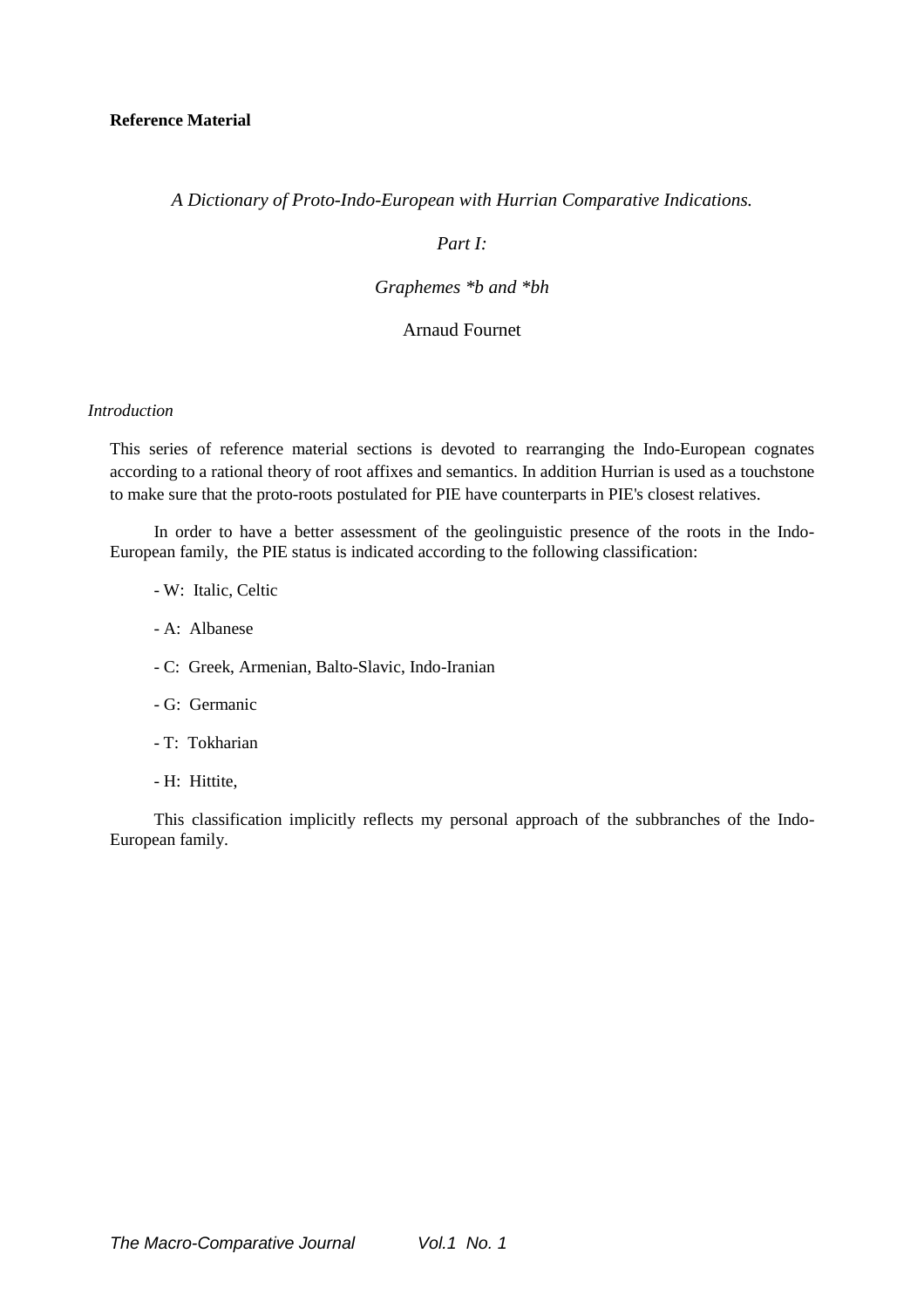**Reference Material**

*A Dictionary of Proto-Indo-European with Hurrian Comparative Indications.*

*Part I:*

*Graphemes *b and *bh*

Arnaud Fournet

*Introduction*

This series of reference material sections is devoted to rearranging the Indo-European cognates according to a rational theory of root affixes and semantics. In addition Hurrian is used as a touchstone to make sure that the proto-roots postulated for PIE have counterparts in PIE's closest relatives.

In order to have a better assessment of the geolinguistic presence of the roots in the Indo-European family, the PIE status is indicated according to the following classification:

- W: Italic, Celtic
- A: Albanese
- C: Greek, Armenian, Balto-Slavic, Indo-Iranian
- G: Germanic
- T: Tokharian
- H: Hittite,

This classification implicitly reflects my personal approach of the subbranches of the Indo-European family.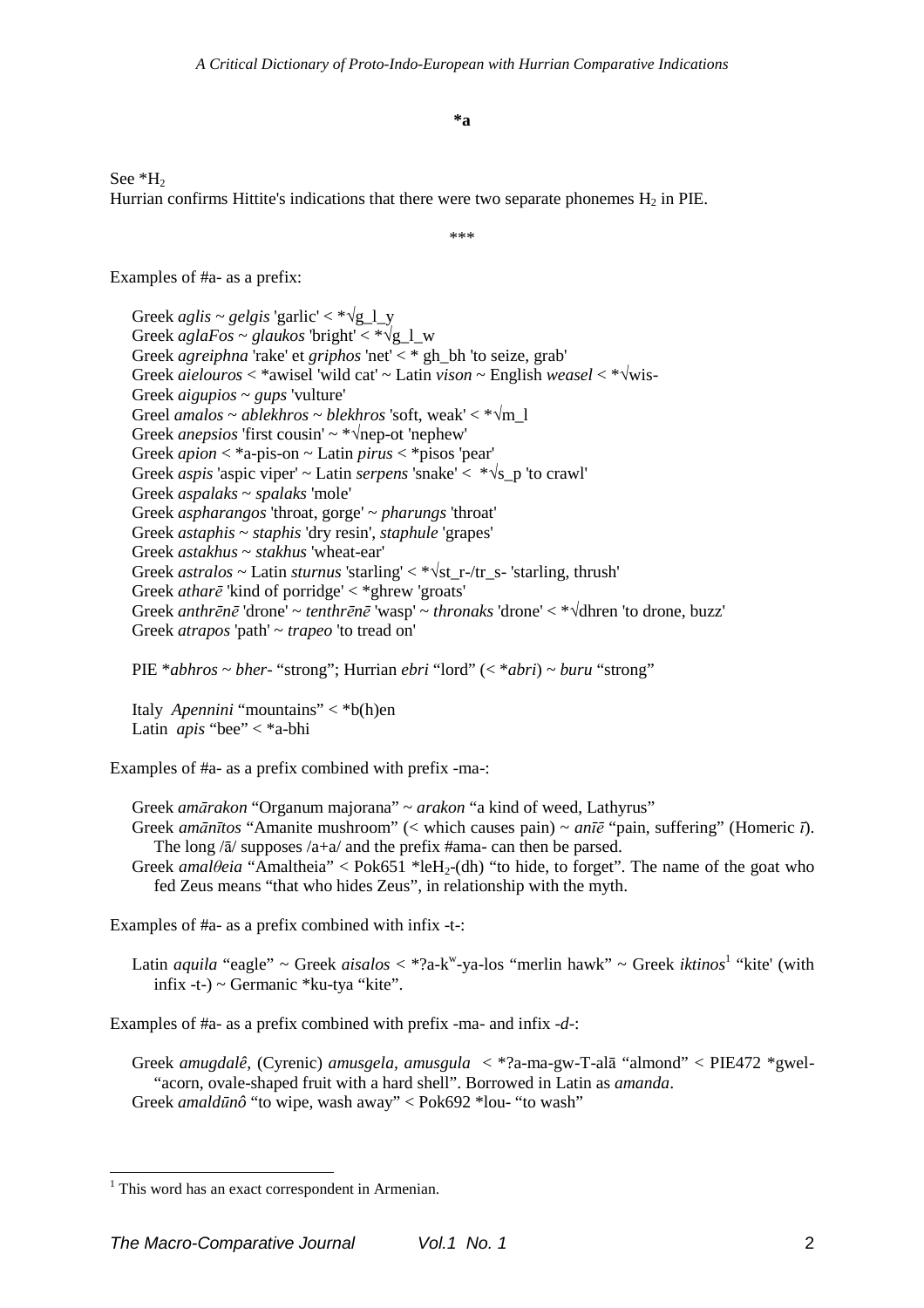**\*a**

See $*H_2$
Hurrian confirms Hittite's indications that there were two separate phonemes $H_2$ in PIE.

\*\*\*

Examples of #a- as a prefix:

Greek *aglis* ~ *gelgis* 'garlic' < *√g_l_y
Greek *aglaFos* ~ *glaukos* 'bright' < *√g_l_w
Greek *agreiphna* 'rake' et *griphos* 'net' < * gh_bh 'to seize, grab'
Greek *aielouros* < *awisel 'wild cat' ~ Latin *vison* ~ English *weasel* < *√wis-
Greek *aigupios* ~ *gups* 'vulture'
Greel *amalos* ~ *ablekhros* ~ *blekhros* 'soft, weak' < *√m_l
Greek *anepsios* 'first cousin' ~ *√nep-ot 'nephew'
Greek *apion* < *a-pis-on ~ Latin *pirus* < *pisos 'pear'
Greek *aspis* 'aspic viper' ~ Latin *serpens* 'snake' < *√s_p 'to crawl'
Greek *aspalaks* ~ *spalaks* 'mole'
Greek *aspharangos* 'throat, gorge' ~ *pharungs* 'throat'
Greek *astaphis* ~ *staphis* 'dry resin', *staphule* 'grapes'
Greek *astakhus* ~ *stakhus* 'wheat-ear'
Greek *astralos* ~ Latin *sturnus* 'starling' < *√st_r-/tr_s- 'starling, thrush'
Greek *atharē* 'kind of porridge' < *ghrew 'groats'
Greek *anthrēnē* 'drone' ~ *tenthrēnē* 'wasp' ~ *thronaks* 'drone' < *√dhren 'to drone, buzz'
Greek *atrapos* 'path' ~ *trapeo* 'to tread on'

PIE *\*abhros* ~ *bher-* "strong"; Hurrian *ebri* "lord" (< *\*abri*) ~ *buru* "strong"

Italy *Apennini* "mountains" < *b(h)en
Latin *apis* "bee" < *a-bhi

Examples of #a- as a prefix combined with prefix -ma-:

Greek *amārakon* "Organum majorana" ~ *arakon* "a kind of weed, Lathyrus"
Greek *amānītos* "Amanite mushroom" (< which causes pain) ~ *anīē* "pain, suffering" (Homeric *ī*). The long /ā/ supposes /a+a/ and the prefix #ama- can then be parsed.
Greek *amalθeia* "Amaltheia" < Pok651 $*leH_2$-(dh) "to hide, to forget". The name of the goat who fed Zeus means "that who hides Zeus", in relationship with the myth.

Examples of #a- as a prefix combined with infix -t-:

Latin *aquila* "eagle" ~ Greek *aisalos* < *?a-k$^w$-ya-los "merlin hawk" ~ Greek *iktinos*[1] "kite' (with infix -t-) ~ Germanic *ku-tya "kite".

Examples of #a- as a prefix combined with prefix -ma- and infix -*d*-:

Greek *amugdalê,* (Cyrenic) *amusgela, amusgula* < *?a-ma-gw-T-alā "almond" < PIE472 *gwel- "acorn, ovale-shaped fruit with a hard shell". Borrowed in Latin as *amanda*.
Greek *amaldūnô* "to wipe, wash away" < Pok692 *lou- "to wash"

---

[1] This word has an exact correspondent in Armenian.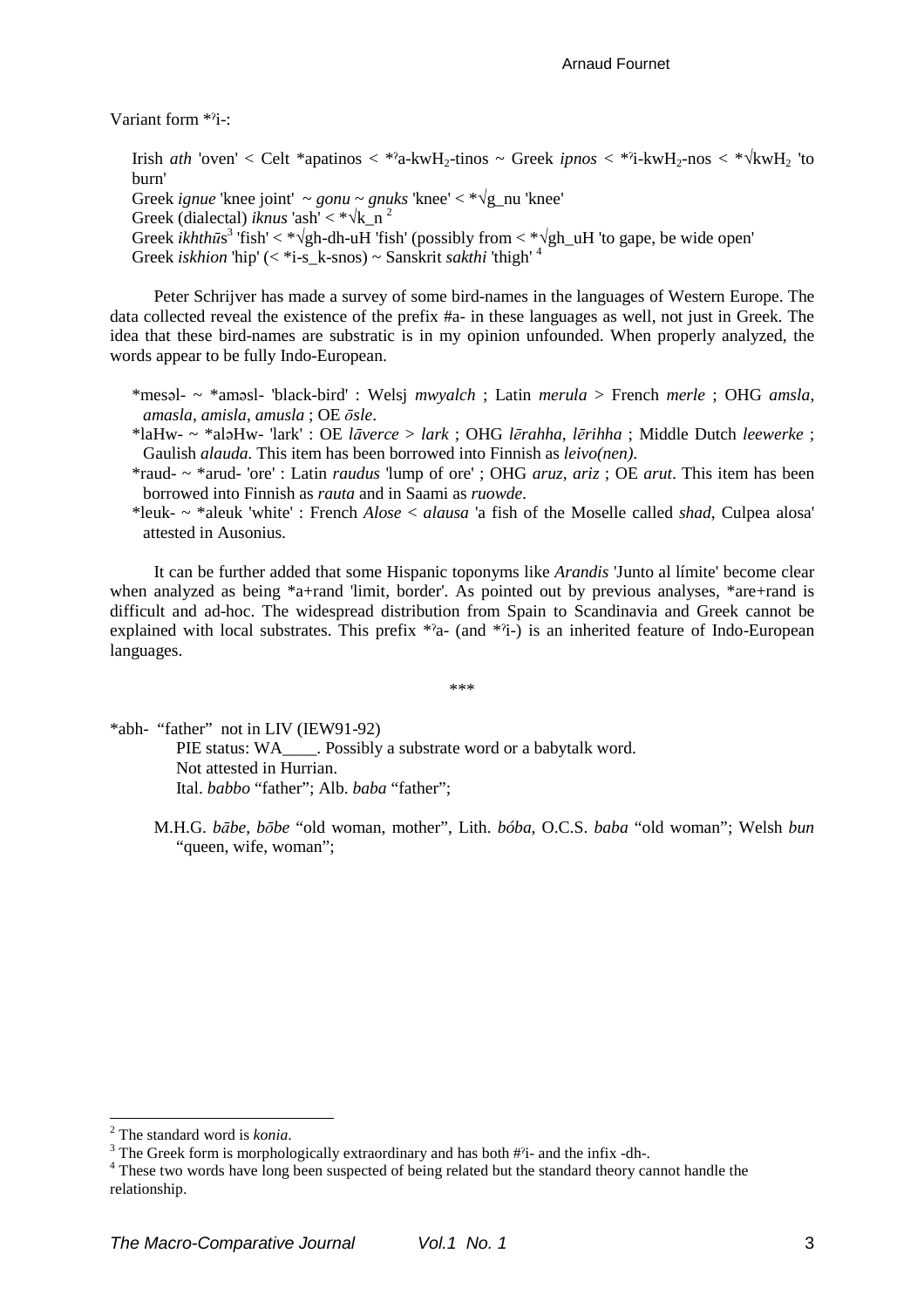Variant form *ˀi-:

> Irish *ath* 'oven' < Celt *apatinos < *ˀa-kwH$_2$-tinos ~ Greek *ipnos* < *ˀi-kwH$_2$-nos < *√kwH$_2$ 'to burn'
> Greek *ignue* 'knee joint' ~ *gonu* ~ *gnuks* 'knee' < *√g_nu 'knee'
> Greek (dialectal) *iknus* 'ash' < *√k_n [2]
> Greek *ikhthūs*[3] 'fish' < *√gh-dh-uH 'fish' (possibly from < *√gh_uH 'to gape, be wide open'
> Greek *iskhion* 'hip' (< *i-s_k-snos) ~ Sanskrit *sakthi* 'thigh' [4]

Peter Schrijver has made a survey of some bird-names in the languages of Western Europe. The data collected reveal the existence of the prefix #a- in these languages as well, not just in Greek. The idea that these bird-names are substratic is in my opinion unfounded. When properly analyzed, the words appear to be fully Indo-European.

> *mesəl- ~ *aməsl- 'black-bird' : Welsj *mwyalch* ; Latin *merula* > French *merle* ; OHG *amsla*, *amasla*, *amisla*, *amusla* ; OE *ōsle*.
> *laHw- ~ *aləHw- 'lark' : OE *lāverce* > *lark* ; OHG *lērahha*, *lērihha* ; Middle Dutch *leewerke* ; Gaulish *alauda*. This item has been borrowed into Finnish as *leivo(nen)*.
> *raud- ~ *arud- 'ore' : Latin *raudus* 'lump of ore' ; OHG *aruz*, *ariz* ; OE *arut*. This item has been borrowed into Finnish as *rauta* and in Saami as *ruowde*.
> *leuk- ~ *aleuk 'white' : French *Alose* < *alausa* 'a fish of the Moselle called *shad*, Culpea alosa' attested in Ausonius.

It can be further added that some Hispanic toponyms like *Arandis* 'Junto al límite' become clear when analyzed as being *a+rand 'limit, border'. As pointed out by previous analyses, *are+rand is difficult and ad-hoc. The widespread distribution from Spain to Scandinavia and Greek cannot be explained with local substrates. This prefix *ˀa- (and *ˀi-) is an inherited feature of Indo-European languages.

\*\*\*

*abh- "father" not in LIV (IEW91-92)
> PIE status: WA____. Possibly a substrate word or a babytalk word.
> Not attested in Hurrian.
> Ital. *babbo* "father"; Alb. *baba* "father";
>
> M.H.G. *bābe*, *bōbe* "old woman, mother", Lith. *bóba*, O.C.S. *baba* "old woman"; Welsh *bun* "queen, wife, woman";

---

[2] The standard word is *konia*.

[3] The Greek form is morphologically extraordinary and has both #ˀi- and the infix -dh-.

[4] These two words have long been suspected of being related but the standard theory cannot handle the relationship.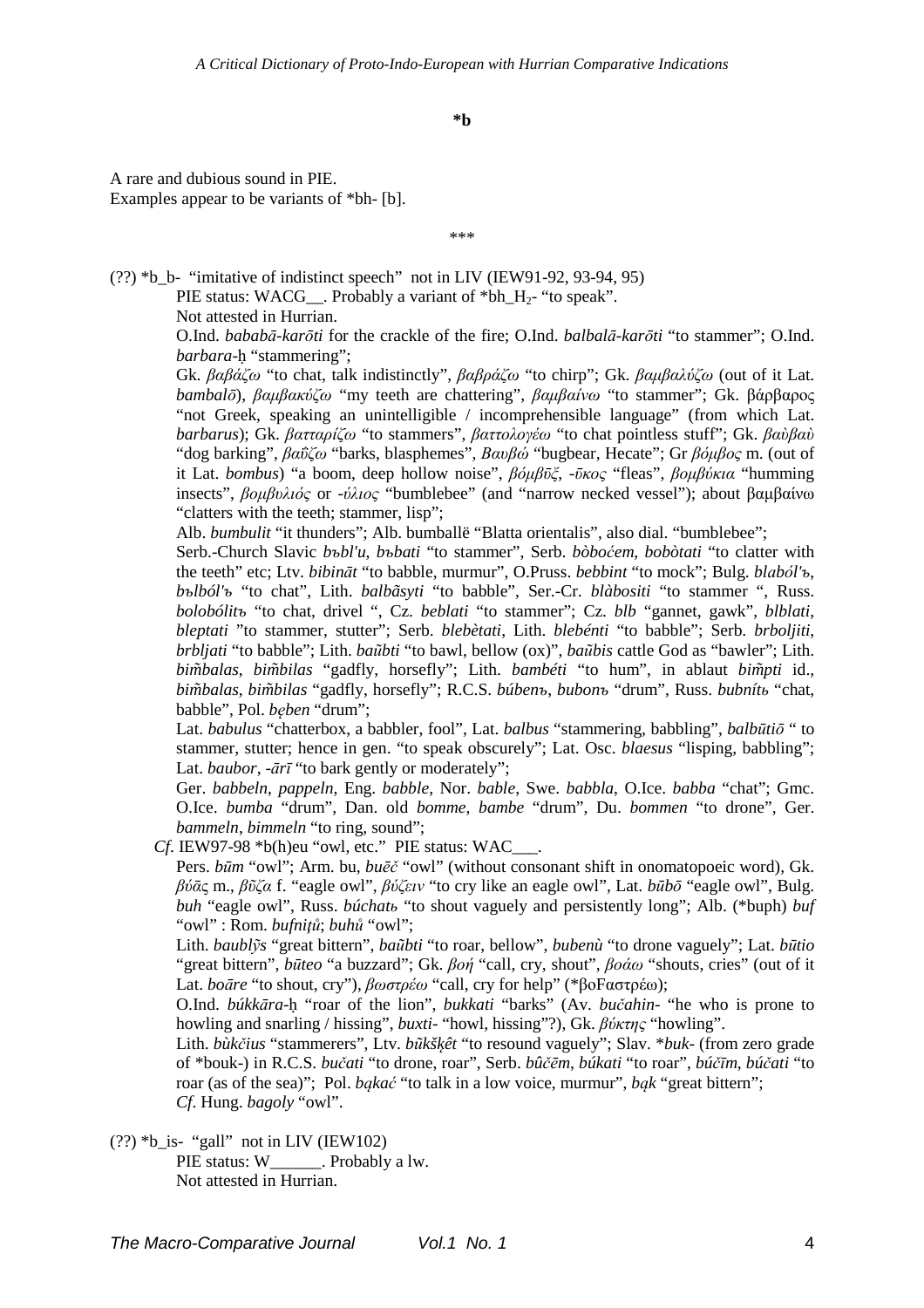**\*b**

A rare and dubious sound in PIE.
Examples appear to be variants of *bh- [b].

\*\*\*

(??) *b_b- "imitative of indistinct speech" not in LIV (IEW91-92, 93-94, 95)

PIE status: WACG__. Probably a variant of *bh_$H_2$- "to speak".

Not attested in Hurrian.

O.Ind. *bababā-karōti* for the crackle of the fire; O.Ind. *balbalā-karōti* "to stammer"; O.Ind. *barbara-ḥ* "stammering";

Gk. *βαβάζω* "to chat, talk indistinctly", *βαβράζω* "to chirp"; Gk. *βαμβαλύζω* (out of it Lat. *bambalō*), *βαμβακύζω* "my teeth are chattering", *βαμβαίνω* "to stammer"; Gk. βάρβαρος "not Greek, speaking an unintelligible / incomprehensible language" (from which Lat. *barbarus*); Gk. *βατταρίζω* "to stammers", *βαττολογέω* "to chat pointless stuff"; Gk. *βαὺβαὺ* "dog barking", *βαΰζω* "barks, blasphemes", *Βαυβώ* "bugbear, Hecate"; Gr *βόμβος* m. (out of it Lat. *bombus*) "a boom, deep hollow noise", *βόμβῡξ, -ῡκος* "fleas", *βομβύκια* "humming insects", *βομβυλιός* or *-ύλιος* "bumblebee" (and "narrow necked vessel"); about βαμβαίνω "clatters with the teeth; stammer, lisp";

Alb. *bumbulit* "it thunders"; Alb. bumballë "Blatta orientalis", also dial. "bumblebee";

Serb.-Church Slavic *bъbl'u, bъbati* "to stammer", Serb. *bòboćem, bobòtati* "to clatter with the teeth" etc; Ltv. *bibināt* "to babble, murmur", O.Pruss. *bebbint* "to mock"; Bulg. *blaból'ъ, bъlból'ъ* "to chat", Lith. *balbãsyti* "to babble", Ser.-Cr. *blàbositi* "to stammer ", Russ. *bolobólitь* "to chat, drivel ", Cz. *beblati* "to stammer"; Cz. *blb* "gannet, gawk", *blblati, bleptati* "to stammer, stutter"; Serb. *blebètati*, Lith. *blebénti* "to babble"; Serb. *brboljiti, brbljati* "to babble"; Lith. *baũbti* "to bawl, bellow (ox)", *baũbis* cattle God as "bawler"; Lith. *bim̃balas, bim̃bilas* "gadfly, horsefly"; Lith. *bambéti* "to hum", in ablaut *bim̃pti* id., *bim̃balas, bim̃bilas* "gadfly, horsefly"; R.C.S. *búbenъ, bubonъ* "drum", Russ. *bubnítь* "chat, babble", Pol. *bęben* "drum";

Lat. *babulus* "chatterbox, a babbler, fool", Lat. *balbus* "stammering, babbling", *balbūtiō* " to stammer, stutter; hence in gen. "to speak obscurely"; Lat. Osc. *blaesus* "lisping, babbling"; Lat. *baubor, -ārī* "to bark gently or moderately";

Ger. *babbeln, pappeln*, Eng. *babble*, Nor. *bable*, Swe. *babbla*, O.Ice. *babba* "chat"; Gmc. O.Ice. *bumba* "drum", Dan. old *bomme, bambe* "drum", Du. *bommen* "to drone", Ger. *bammeln, bimmeln* "to ring, sound";

*Cf*. IEW97-98 *b(h)eu "owl, etc." PIE status: WAC___.

Pers. *būm* "owl"; Arm. bu, *buēč* "owl" (without consonant shift in onomatopoeic word), Gk. *βύᾱς* m., *βῦζα* f. "eagle owl", *βύζειν* "to cry like an eagle owl", Lat. *būbō* "eagle owl", Bulg. *buh* "eagle owl", Russ. *búchatь* "to shout vaguely and persistently long"; Alb. (*buph) *buf* "owl" : Rom. *bufniţă*; *buhů* "owl";

Lith. *baublỹs* "great bittern", *baũbti* "to roar, bellow", *bubenù* "to drone vaguely"; Lat. *būtio* "great bittern", *būteo* "a buzzard"; Gk. *βοή* "call, cry, shout", *βοάω* "shouts, cries" (out of it Lat. *boāre* "to shout, cry"), *βωστρέω* "call, cry for help" (*βoFαστρέω);

O.Ind. *búkkāra-ḥ* "roar of the lion", *bukkati* "barks" (Av. *bučahin-* "he who is prone to howling and snarling / hissing", *buxti-* "howl, hissing"?), Gk. *βύκτης* "howling".

Lith. *bùkčius* "stammerers", Ltv. *bũkšķêt* "to resound vaguely"; Slav. **buk-* (from zero grade of *bouk-) in R.C.S. *bučati* "to drone, roar", Serb. *bûĉēm, búkati* "to roar", *búčīm, búčati* "to roar (as of the sea)"; Pol. *bąkać* "to talk in a low voice, murmur", *bąk* "great bittern";

*Cf*. Hung. *bagoly* "owl".

(??) *b_is- "gall" not in LIV (IEW102)

PIE status: W______. Probably a lw.

Not attested in Hurrian.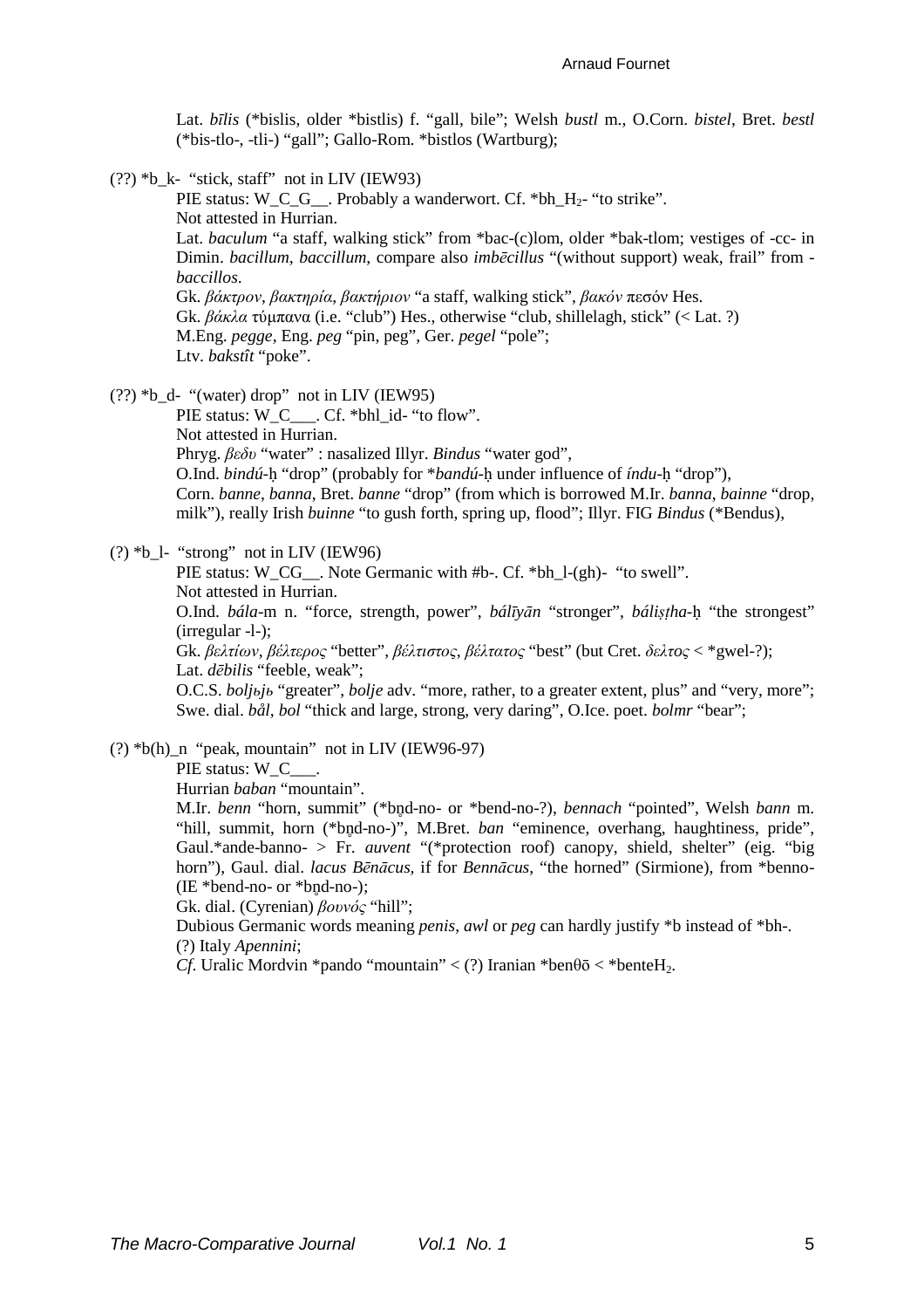Lat. *bīlis* (*bislis, older *bistlis) f. "gall, bile"; Welsh *bustl* m., O.Corn. *bistel*, Bret. *bestl* (*bis-tlo-, -tli-) "gall"; Gallo-Rom. *bistlos (Wartburg);

(??) *b_k- "stick, staff" not in LIV (IEW93)

PIE status: W_C_G__. Probably a wanderwort. Cf. *bh_$H_2$- "to strike".
Not attested in Hurrian.
Lat. *baculum* "a staff, walking stick" from *bac-(c)lom, older *bak-tlom; vestiges of -cc- in Dimin. *bacillum*, *baccillum*, compare also *imbēcillus* "(without support) weak, frail" from -*baccillos*.
Gk. *βάκτρον*, *βακτηρία*, *βακτήριον* "a staff, walking stick", *βακόν* πεσόν Hes.
Gk. *βάκλα* τύμπανα (i.e. "club") Hes., otherwise "club, shillelagh, stick" (< Lat. ?)
M.Eng. *pegge*, Eng. *peg* "pin, peg", Ger. *pegel* "pole";
Ltv. *bakstît* "poke".

(??) *b_d- "(water) drop" not in LIV (IEW95)

PIE status: W_C___. Cf. *bhl_id- "to flow".
Not attested in Hurrian.
Phryg. *βεδυ* "water" : nasalized Illyr. *Bindus* "water god",
O.Ind. *bindú*-ḥ "drop" (probably for *bandú-ḥ under influence of *índu*-ḥ "drop"),
Corn. *banne*, *banna*, Bret. *banne* "drop" (from which is borrowed M.Ir. *banna*, *bainne* "drop, milk"), really Irish *buinne* "to gush forth, spring up, flood"; Illyr. FIG *Bindus* (*Bendus),

(?) *b_l- "strong" not in LIV (IEW96)

PIE status: W_CG__. Note Germanic with #b-. Cf. *bh_l-(gh)- "to swell".
Not attested in Hurrian.
O.Ind. *bála*-m n. "force, strength, power", *bálīyān* "stronger", *báliṣṭha*-ḥ "the strongest" (irregular -l-);
Gk. *βελτίων*, *βέλτερος* "better", *βέλτιστος*, *βέλτατος* "best" (but Cret. *δελτος* < *gwel-?);
Lat. *dēbilis* "feeble, weak";
O.C.S. *boljьjь* "greater", *bolje* adv. "more, rather, to a greater extent, plus" and "very, more";
Swe. dial. *bål*, *bol* "thick and large, strong, very daring", O.Ice. poet. *bolmr* "bear";

(?) *b(h)_n "peak, mountain" not in LIV (IEW96-97)

PIE status: W_C___.
Hurrian *baban* "mountain".
M.Ir. *benn* "horn, summit" (*bn̥d-no- or *bend-no-?), *bennach* "pointed", Welsh *bann* m. "hill, summit, horn (*bn̥d-no-)", M.Bret. *ban* "eminence, overhang, haughtiness, pride", Gaul.*ande-banno- > Fr. *auvent* "(*protection roof) canopy, shield, shelter" (eig. "big horn"), Gaul. dial. *lacus Bēnācus*, if for *Bennācus*, "the horned" (Sirmione), from *benno- (IE *bend-no- or *bn̥d-no-);
Gk. dial. (Cyrenian) *βουνός* "hill";
Dubious Germanic words meaning *penis*, *awl* or *peg* can hardly justify *b instead of *bh-.
(?) Italy *Apennini*;
*Cf*. Uralic Mordvin *pando "mountain" < (?) Iranian *benθō < *bente$H_2$.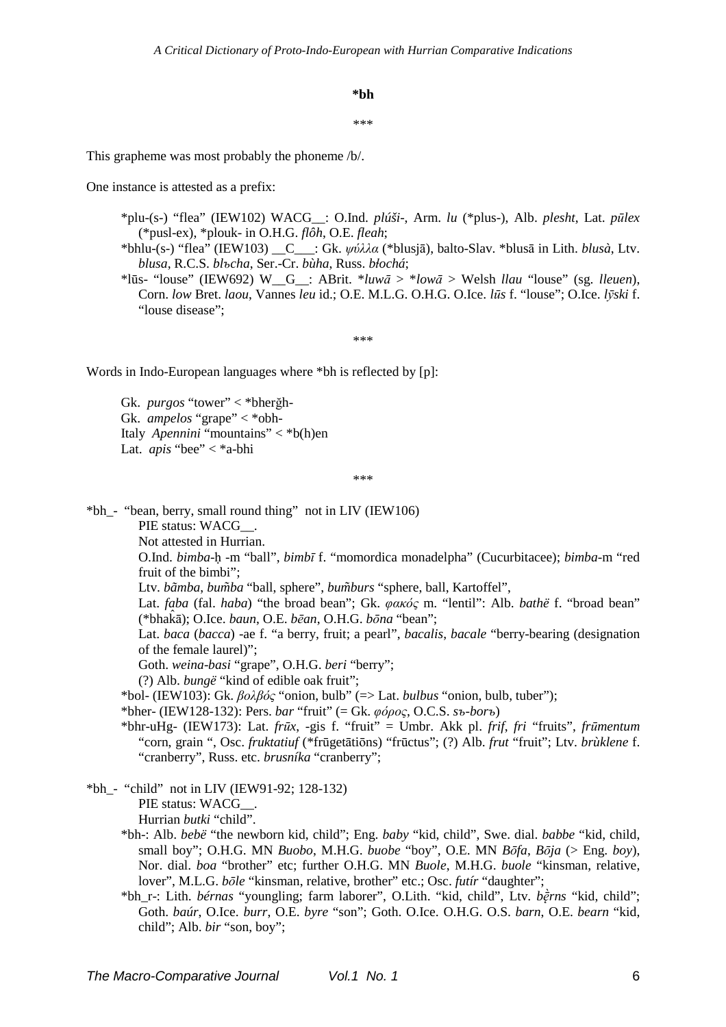**\*bh**

\*\*\*

This grapheme was most probably the phoneme /b/.

One instance is attested as a prefix:

> \*plu-(s-) "flea" (IEW102) WACG__: O.Ind. *plúši-*, Arm. *lu* (\*plus-), Alb. *plesht*, Lat. *pūlex* (\*pusl-ex), \*plouk- in O.H.G. *flôh*, O.E. *fleah*;
>
> \*bhlu-(s-) "flea" (IEW103) __C___: Gk. *ψύλλα* (\*blusjā), balto-Slav. \*blusā in Lith. *blusà*, Ltv. *blusa*, R.C.S. *blъcha*, Ser.-Cr. *bùha*, Russ. *błochá*;
>
> \*lūs- "louse" (IEW692) W__G__: ABrit. \**luwā* > \**lowā* > Welsh *llau* "louse" (sg. *lleuen*), Corn. *low* Bret. *laou*, Vannes *leu* id.; O.E. M.L.G. O.H.G. O.Ice. *lūs* f. "louse"; O.Ice. *lȳski* f. "louse disease";

\*\*\*

Words in Indo-European languages where \*bh is reflected by [p]:

> Gk. *purgos* "tower" < \*bherĝh-
> Gk. *ampelos* "grape" < \*obh-
> Italy *Apennini* "mountains" < \*b(h)en
> Lat. *apis* "bee" < \*a-bhi

\*\*\*

\*bh_- "bean, berry, small round thing" not in LIV (IEW106)

> PIE status: WACG__.
> Not attested in Hurrian.
> O.Ind. *bimba-ḥ* -m "ball", *bimbī* f. "momordica monadelpha" (Cucurbitacee); *bimba*-m "red fruit of the bimbi";
> Ltv. *bãmba*, *bum̃ba* "ball, sphere", *bum̃burs* "sphere, ball, Kartoffel",
> Lat. *faba* (fal. *haba*) "the broad bean"; Gk. *φακός* m. "lentil": Alb. *bathë* f. "broad bean" (\*bhak̂ā); O.Ice. *baun*, O.E. *bēan*, O.H.G. *bōna* "bean";
> Lat. *baca* (*bacca*) -ae f. "a berry, fruit; a pearl", *bacalis*, *bacale* "berry-bearing (designation of the female laurel)";
> Goth. *weina-basi* "grape", O.H.G. *beri* "berry";
> (?) Alb. *bungë* "kind of edible oak fruit";
>
> \*bol- (IEW103): Gk. *βολβός* "onion, bulb" (=> Lat. *bulbus* "onion, bulb, tuber");
> \*bher- (IEW128-132): Pers. *bar* "fruit" (= Gk. *φόρος*, O.C.S. *sъ-borъ*)
> \*bhr-uHg- (IEW173): Lat. *frūx*, -gis f. "fruit" = Umbr. Akk pl. *frif*, *fri* "fruits", *frūmentum* "corn, grain ", Osc. *fruktatiuf* (\*frūgetātiōns) "frūctus"; (?) Alb. *frut* "fruit"; Ltv. *brùklene* f. "cranberry", Russ. etc. *brusníka* "cranberry";

\*bh_- "child" not in LIV (IEW91-92; 128-132)

> PIE status: WACG__.
> Hurrian *butki* "child".
> \*bh-: Alb. *bebë* "the newborn kid, child"; Eng. *baby* "kid, child", Swe. dial. *babbe* "kid, child, small boy"; O.H.G. MN *Buobo*, M.H.G. *buobe* "boy", O.E. MN *Bōfa*, *Bōja* (> Eng. *boy*), Nor. dial. *boa* "brother" etc; further O.H.G. MN *Buole*, M.H.G. *buole* "kinsman, relative, lover", M.L.G. *bōle* "kinsman, relative, brother" etc.; Osc. *futír* "daughter";
> \*bh_r-: Lith. *bérnas* "youngling; farm laborer", O.Lith. "kid, child", Ltv. *bḕrns* "kid, child"; Goth. *baúr*, O.Ice. *burr*, O.E. *byre* "son"; Goth. O.Ice. O.H.G. O.S. *barn*, O.E. *bearn* "kid, child"; Alb. *bir* "son, boy";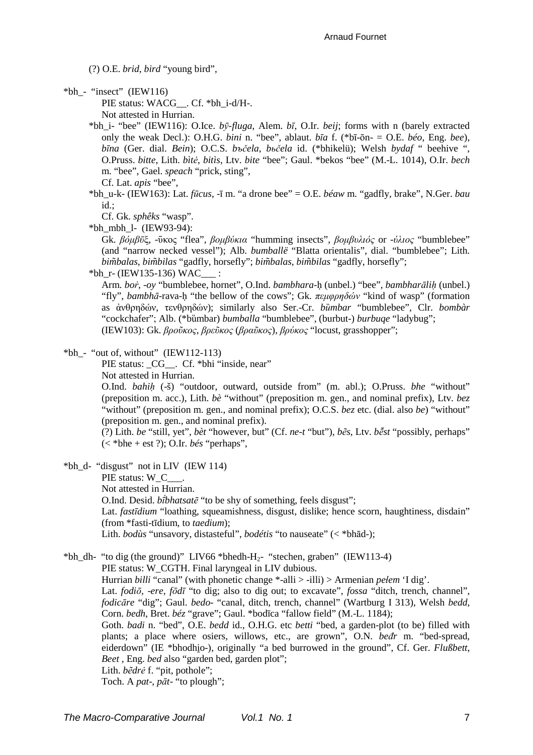(?) O.E. *brid*, *bird* "young bird",

*bh_- "insect" (IEW116)

PIE status: WACG__. Cf. *bh_i-d/H-.

Not attested in Hurrian.

*bh_i- "bee" (IEW116): O.Ice. *bȳ-fluga*, Alem. *bī*, O.Ir. *beij*; forms with n (barely extracted only the weak Decl.): O.H.G. *bini* n. "bee", ablaut. *bīa* f. (*bī-ōn- = O.E. *béo*, Eng. *bee*), *bīna* (Ger. dial. *Bein*); O.C.S. *bъčela*, *bьčela* id. (*bhikelü); Welsh *bydaf* " beehive ", O.Pruss. *bitte*, Lith. *bìtė*, *bitìs*, Ltv. *bite* "bee"; Gaul. *bekos "bee" (M.-L. 1014), O.Ir. *bech* m. "bee", Gael. *speach* "prick, sting",

Cf. Lat. *apis* "bee",

*bh_u-k- (IEW163): Lat. *fūcus*, -ī m. "a drone bee" = O.E. *béaw* m. "gadfly, brake", N.Ger. *bau* id.;

Cf. Gk. *sphêks* "wasp".

*bh_mbh_l- (IEW93-94):

Gk. *βόμβῡξ*, -ῡκος "flea", *βομβύκια* "humming insects", *βομβυλιός* or -*ύλιος* "bumblebee" (and "narrow necked vessel"); Alb. *bumballë* "Blatta orientalis", dial. "bumblebee"; Lith. *bim̃balas*, *bim̃bilas* "gadfly, horsefly"; *bim̃balas*, *bim̃bilas* "gadfly, horsefly";

*bh_r- (IEW135-136) WAC___ :

Arm. *boṙ*, -*oy* "bumblebee, hornet", O.Ind. *bambhara*-ḥ (unbel.) "bee", *bambharāliḥ* (unbel.) "fly", *bambhā*-rava-ḥ "the bellow of the cows"; Gk. *πεμφρηδών* "kind of wasp" (formation as ἀνθρηδών, τενθρηδών); similarly also Ser.-Cr. *bȕmbar* "bumblebee", Clr. *bombàr* "cockchafer"; Alb. (*bȕmbar) *bumballa* "bumblebee", (burbut-) *burbuqe* "ladybug";

(IEW103): Gk. *βροῦκος*, *βρεῦκος* (*βραῦκος*), *βρύκος* "locust, grasshopper";

*bh_- "out of, without" (IEW112-113)

PIE status: _CG__. Cf. *bhi "inside, near"

Not attested in Hurrian.

O.Ind. *bahiḥ* (-š) "outdoor, outward, outside from" (m. abl.); O.Pruss. *bhe* "without" (preposition m. acc.), Lith. *bè* "without" (preposition m. gen., and nominal prefix), Ltv. *bez* "without" (preposition m. gen., and nominal prefix); O.C.S. *bez* etc. (dial. also *be*) "without" (preposition m. gen., and nominal prefix).

(?) Lith. *be* "still, yet", *bèt* "however, but" (Cf. *ne-t* "but"), *bẽs*, Ltv. *bȩ̃st* "possibly, perhaps" (< *bhe + est ?); O.Ir. *bés* "perhaps",

*bh_d- "disgust" not in LIV (IEW 114)

PIE status: W_C___.

Not attested in Hurrian.

O.Ind. Desid. *bī́bhatsatē* "to be shy of something, feels disgust";

Lat. *fastīdium* "loathing, squeamishness, disgust, dislike; hence scorn, haughtiness, disdain" (from *fasti-tīdium, to *taedium*);

Lith. *bodùs* "unsavory, distasteful", *bodėtis* "to nauseate" (< *bhād-);

*bh_dh- "to dig (the ground)" LIV66 *bhedh-$H_2$- "stechen, graben" (IEW113-4)

PIE status: W_CGTH. Final laryngeal in LIV dubious.

Hurrian *billi* "canal" (with phonetic change *-alli > -illi) > Armenian *pełem* 'I dig'.

Lat. *fodiō*, -*ere*, *fōdī* "to dig; also to dig out; to excavate", *fossa* "ditch, trench, channel", *fodicāre* "dig"; Gaul. *bedo*- "canal, ditch, trench, channel" (Wartburg I 313), Welsh *bedd*, Corn. *bedh*, Bret. *béz* "grave"; Gaul. *bodīca "fallow field" (M.-L. 1184);

Goth. *badi* n. "bed", O.E. *bedd* id., O.H.G. etc *betti* "bed, a garden-plot (to be) filled with plants; a place where osiers, willows, etc., are grown", O.N. *beđr* m. "bed-spread, eiderdown" (IE *bhodhi̯o-), originally "a bed burrowed in the ground", Cf. Ger. *Flußbett*, *Beet* , Eng. *bed* also "garden bed, garden plot";

Lith. *bẽdrė* f. "pit, pothole";

Toch. A *pat*-, *pāt*- "to plough";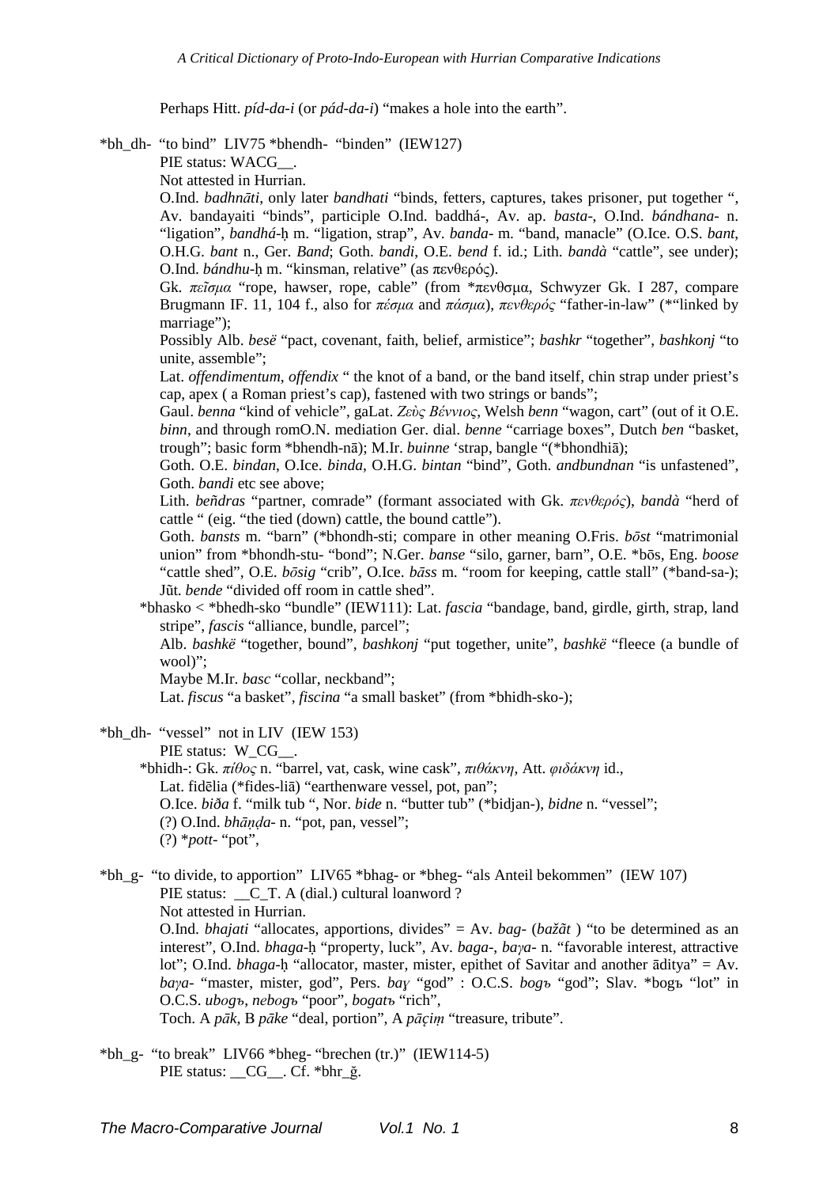Perhaps Hitt. *píd-da-i* (or *pád-da-i*) "makes a hole into the earth".

*bh_dh- "to bind" LIV75 *bhendh- "binden" (IEW127)

PIE status: WACG__.

Not attested in Hurrian.

O.Ind. *badhnāti*, only later *bandhati* "binds, fetters, captures, takes prisoner, put together ", Av. bandayaiti "binds", participle O.Ind. baddhá-, Av. ap. *basta-*, O.Ind. *bándhana-* n. "ligation", *bandhá-ḥ* m. "ligation, strap", Av. *banda-* m. "band, manacle" (O.Ice. O.S. *bant*, O.H.G. *bant* n., Ger. *Band*; Goth. *bandi*, O.E. *bend* f. id.; Lith. *bandà* "cattle", see under); O.Ind. *bándhu-ḥ* m. "kinsman, relative" (as πενθερός).

Gk. *πεῖσμα* "rope, hawser, rope, cable" (from *πενθσμα, Schwyzer Gk. I 287, compare Brugmann IF. 11, 104 f., also for *πέσμα* and *πάσμα*), *πενθερός* "father-in-law" (*"linked by marriage");

Possibly Alb. *besë* "pact, covenant, faith, belief, armistice"; *bashkr* "together", *bashkonj* "to unite, assemble";

Lat. *offendimentum*, *offendix* " the knot of a band, or the band itself, chin strap under priest's cap, apex ( a Roman priest's cap), fastened with two strings or bands";

Gaul. *benna* "kind of vehicle", gaLat. *Ζεὺς Βέννιος*, Welsh *benn* "wagon, cart" (out of it O.E. *binn*, and through romO.N. mediation Ger. dial. *benne* "carriage boxes", Dutch *ben* "basket, trough"; basic form *bhendh-nā); M.Ir. *buinne* 'strap, bangle "(*bhondhiā);

Goth. O.E. *bindan*, O.Ice. *binda*, O.H.G. *bintan* "bind", Goth. *andbundnan* "is unfastened", Goth. *bandi* etc see above;

Lith. *beñdras* "partner, comrade" (formant associated with Gk. *πενθερός*), *bandà* "herd of cattle " (eig. "the tied (down) cattle, the bound cattle").

Goth. *bansts* m. "barn" (*bhondh-sti; compare in other meaning O.Fris. *bōst* "matrimonial union" from *bhondh-stu- "bond"; N.Ger. *banse* "silo, garner, barn", O.E. *bōs, Eng. *boose* "cattle shed", O.E. *bōsig* "crib", O.Ice. *báss* m. "room for keeping, cattle stall" (*band-sa-); Jũt. *bende* "divided off room in cattle shed".

*bhasko < *bhedh-sko "bundle" (IEW111): Lat. *fascia* "bandage, band, girdle, girth, strap, land stripe", *fascis* "alliance, bundle, parcel";

Alb. *bashkë* "together, bound", *bashkonj* "put together, unite", *bashkë* "fleece (a bundle of wool)";

Maybe M.Ir. *basc* "collar, neckband";

Lat. *fiscus* "a basket", *fiscina* "a small basket" (from *bhidh-sko-);

*bh_dh- "vessel" not in LIV (IEW 153)

PIE status: W_CG__.

*bhidh-: Gk. *πίθος* n. "barrel, vat, cask, wine cask", *πιθάκνη*, Att. *φιδάκνη* id.,

Lat. fidēlia (*fides-liā) "earthenware vessel, pot, pan";

O.Ice. *biða* f. "milk tub ", Nor. *bide* n. "butter tub" (*bidjan-), *bidne* n. "vessel";

(?) O.Ind. *bhāṇḍa-* n. "pot, pan, vessel";

(?) **pott-* "pot",

*bh_g- "to divide, to apportion" LIV65 *bhag- or *bheg- "als Anteil bekommen" (IEW 107)

PIE status: __C_T. A (dial.) cultural loanword ?

Not attested in Hurrian.

O.Ind. *bhajati* "allocates, apportions, divides" = Av. *bag-* (*bažāt* ) "to be determined as an interest", O.Ind. *bhaga-ḥ* "property, luck", Av. *baga-*, *baγa-* n. "favorable interest, attractive lot"; O.Ind. *bhaga-ḥ* "allocator, master, mister, epithet of Savitar and another āditya" = Av. *baγa-* "master, mister, god", Pers. *baγ* "god" : O.C.S. *bogъ* "god"; Slav. *bogъ "lot" in O.C.S. *ubogъ*, *nebogъ* "poor", *bogatъ* "rich",

Toch. A *pāk*, B *pāke* "deal, portion", A *pāçiṃ* "treasure, tribute".

*bh_g- "to break" LIV66 *bheg- "brechen (tr.)" (IEW114-5)

PIE status: __CG__. Cf. *bhr_ǧ.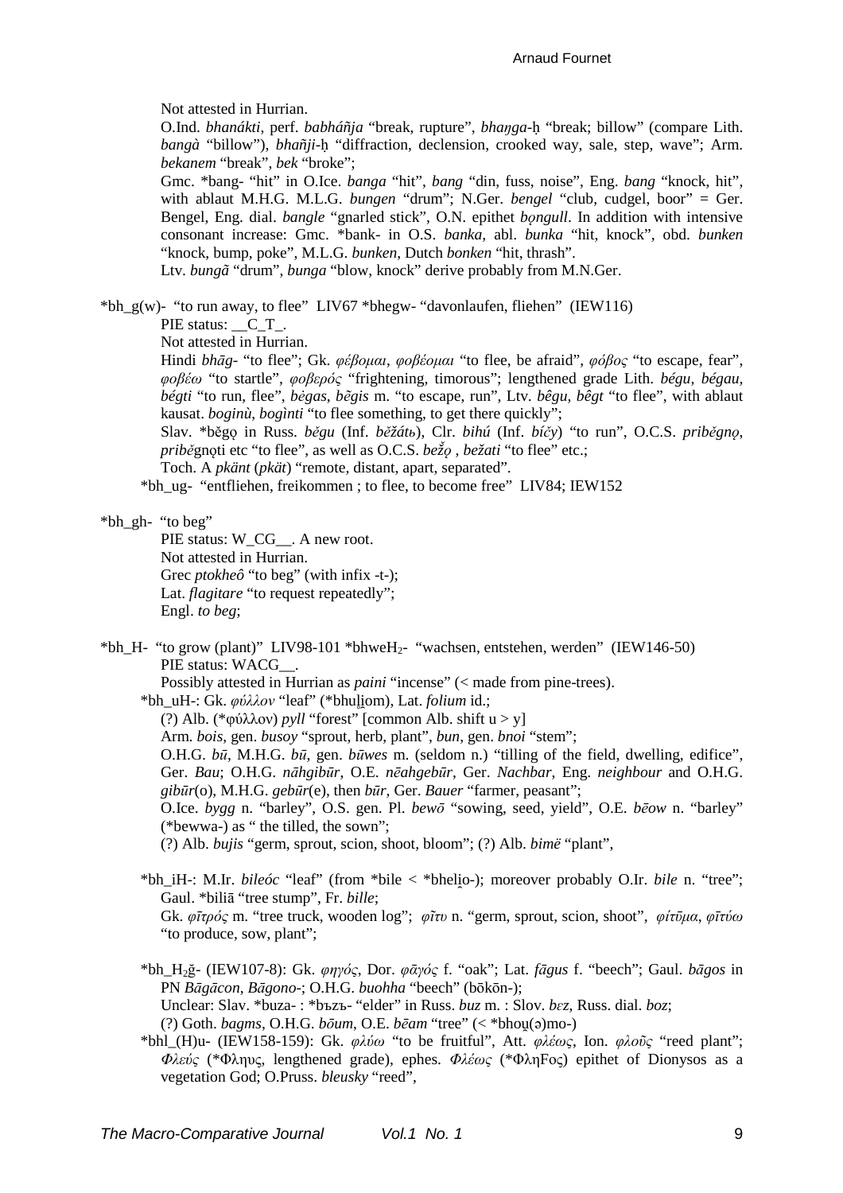Not attested in Hurrian.

O.Ind. *bhanákti*, perf. *babháñja* "break, rupture", *bhaŋga-ḥ* "break; billow" (compare Lith. *bangà* "billow"), *bhañji-ḥ* "diffraction, declension, crooked way, sale, step, wave"; Arm. *bekanem* "break", *bek* "broke";

Gmc. *bang- "hit" in O.Ice. *banga* "hit", *bang* "din, fuss, noise", Eng. *bang* "knock, hit", with ablaut M.H.G. M.L.G. *bungen* "drum"; N.Ger. *bengel* "club, cudgel, boor" = Ger. Bengel, Eng. dial. *bangle* "gnarled stick", O.N. epithet *bǫngull*. In addition with intensive consonant increase: Gmc. *bank- in O.S. *banka*, abl. *bunka* "hit, knock", obd. *bunken* "knock, bump, poke", M.L.G. *bunken*, Dutch *bonken* "hit, thrash".

Ltv. *bungã* "drum", *bunga* "blow, knock" derive probably from M.N.Ger.

*bh_g(w)- "to run away, to flee" LIV67 *bhegw- "davonlaufen, fliehen" (IEW116)

PIE status: __C_T_.

Not attested in Hurrian.

Hindi *bhāg-* "to flee"; Gk. *φέβομαι*, *φοβέομαι* "to flee, be afraid", *φόβος* "to escape, fear", *φοβέω* "to startle", *φοβερός* "frightening, timorous"; lengthened grade Lith. *bégu*, *bégau*, *bégti* "to run, flee", *bėgas*, *bẽgis* m. "to escape, run", Ltv. *bêgu*, *bêgt* "to flee", with ablaut kausat. *boginù*, *bogìnti* "to flee something, to get there quickly";

Slav. *běgǫ in Russ. *běgu* (Inf. *běžátь*), Clr. *bihú* (Inf. *bíčy*) "to run", O.C.S. *priběgnǫ*, *priběgnǫti* etc "to flee", as well as O.C.S. *bežǫ*, *bežati* "to flee" etc.;

Toch. A *pkänt* (*pkät*) "remote, distant, apart, separated".

*bh_ug- "entfliehen, freikommen ; to flee, to become free" LIV84; IEW152

*bh_gh- "to beg"

PIE status: W_CG__. A new root.

Not attested in Hurrian.

Grec *ptokheô* "to beg" (with infix -t-);

Lat. *flagitare* "to request repeatedly";

Engl. *to beg*;

*bh_H- "to grow (plant)" LIV98-101 *bhweH$_2$- "wachsen, entstehen, werden" (IEW146-50)

PIE status: WACG__.

Possibly attested in Hurrian as *paini* "incense" (< made from pine-trees).

*bh_uH-: Gk. *φύλλον* "leaf" (*bhuli̯om), Lat. *folium* id.;

(?) Alb. (*φύλλον) *pyll* "forest" [common Alb. shift u > y]

Arm. *bois*, gen. *busoy* "sprout, herb, plant", *bun*, gen. *bnoi* "stem";

O.H.G. *bū*, M.H.G. *bū*, gen. *būwes* m. (seldom n.) "tilling of the field, dwelling, edifice", Ger. *Bau*; O.H.G. *nāhgibūr*, O.E. *nēahgebūr*, Ger. *Nachbar*, Eng. *neighbour* and O.H.G. *gibūr*(o), M.H.G. *gebūr*(e), then *būr*, Ger. *Bauer* "farmer, peasant";

O.Ice. *bygg* n. "barley", O.S. gen. Pl. *bewō* "sowing, seed, yield", O.E. *bēow* n. "barley" (*bewwa-) as " the tilled, the sown";

(?) Alb. *bujis* "germ, sprout, scion, shoot, bloom"; (?) Alb. *bimë* "plant",

*bh_iH-: M.Ir. *bileóc* "leaf" (from *bile < *bheli̯o-); moreover probably O.Ir. *bile* n. "tree"; Gaul. *biliā "tree stump", Fr. *bille*;

Gk. *φῖτρός* m. "tree truck, wooden log"; *φῖτυ* n. "germ, sprout, scion, shoot", *φίτῦμα*, *φῖτύω* "to produce, sow, plant";

*bh_H$_2$ğ- (IEW107-8): Gk. *φηγός*, Dor. *φᾱγός* f. "oak"; Lat. *fāgus* f. "beech"; Gaul. *bāgos* in PN *Bāgācon*, *Bāgono-*; O.H.G. *buohha* "beech" (bōkōn-);

Unclear: Slav. *buza- : *bъzъ- "elder" in Russ. *buz* m. : Slov. *bεz*, Russ. dial. *boz*;

(?) Goth. *bagms*, O.H.G. *bōum*, O.E. *bēam* "tree" (< *bhou̯(ə)mo-)

*bhl_(H)u- (IEW158-159): Gk. *φλύω* "to be fruitful", Att. *φλέως*, Ion. *φλοῦς* "reed plant"; *Φλεύς* (*Φληυς, lengthened grade), ephes. *Φλέως* (*ΦληFος) epithet of Dionysos as a vegetation God; O.Pruss. *bleusky* "reed",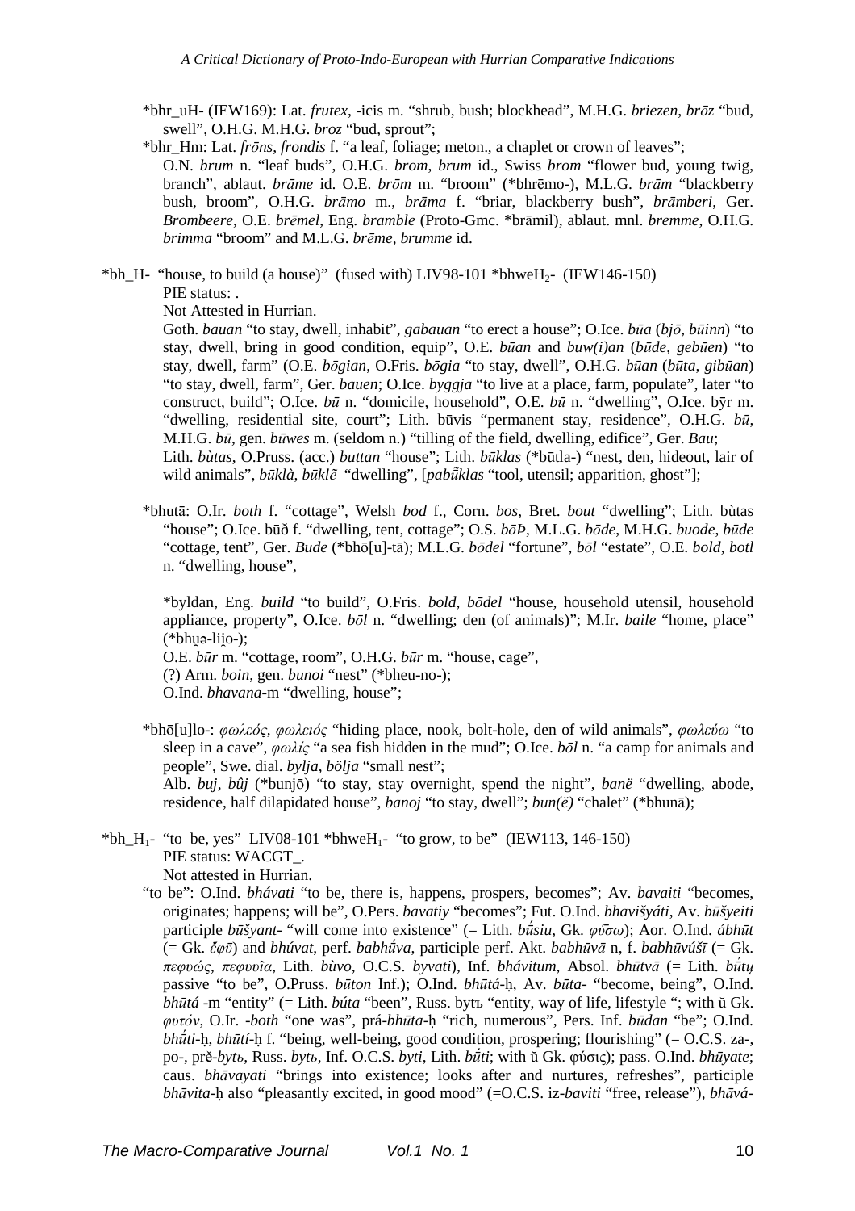*bhr_uH- (IEW169): Lat. *frutex*, -icis m. "shrub, bush; blockhead", M.H.G. *briezen*, *brōz* "bud, swell", O.H.G. M.H.G. *broz* "bud, sprout";

*bhr_Hm: Lat. *frōns*, *frondis* f. "a leaf, foliage; meton., a chaplet or crown of leaves"; O.N. *brum* n. "leaf buds", O.H.G. *brom*, *brum* id., Swiss *brom* "flower bud, young twig, branch", ablaut. *brāme* id. O.E. *brōm* m. "broom" (*bhrēmo-), M.L.G. *brām* "blackberry bush, broom", O.H.G. *brāmo* m., *brāma* f. "briar, blackberry bush", *brāmberi*, Ger. *Brombeere*, O.E. *brēmel*, Eng. *bramble* (Proto-Gmc. *brāmil), ablaut. mnl. *bremme*, O.H.G. *brimma* "broom" and M.L.G. *brēme*, *brumme* id.

*bh_H- "house, to build (a house)" (fused with) LIV98-101 *bhweH$_2$- (IEW146-150)
PIE status: .
Not Attested in Hurrian.
Goth. *bauan* "to stay, dwell, inhabit", *gabauan* "to erect a house"; O.Ice. *būa* (*bjō*, *būinn*) "to stay, dwell, bring in good condition, equip", O.E. *būan* and *buw(i)an* (*būde*, *gebūen*) "to stay, dwell, farm" (O.E. *bōgian*, O.Fris. *bōgia* "to stay, dwell", O.H.G. *būan* (*būta*, *gibūan*) "to stay, dwell, farm", Ger. *bauen*; O.Ice. *byggja* "to live at a place, farm, populate", later "to construct, build"; O.Ice. *bū* n. "domicile, household", O.E. *bū* n. "dwelling", O.Ice. bȳr m. "dwelling, residential site, court"; Lith. būvis "permanent stay, residence", O.H.G. *bū*, M.H.G. *bū*, gen. *būwes* m. (seldom n.) "tilling of the field, dwelling, edifice", Ger. *Bau*; Lith. *bùtas*, O.Pruss. (acc.) *buttan* "house"; Lith. *būklas* (*būtla-) "nest, den, hideout, lair of wild animals", *būklà*, *būklẽ* "dwelling", [*pabũklas* "tool, utensil; apparition, ghost"];

*bhutā: O.Ir. *both* f. "cottage", Welsh *bod* f., Corn. *bos*, Bret. *bout* "dwelling"; Lith. bùtas "house"; O.Ice. būð f. "dwelling, tent, cottage"; O.S. *bōÞ*, M.L.G. *bōde*, M.H.G. *buode*, *būde* "cottage, tent", Ger. *Bude* (*bhō[u]-tā); M.L.G. *bōdel* "fortune", *bōl* "estate", O.E. *bold*, *botl* n. "dwelling, house",

*byldan, Eng. *build* "to build", O.Fris. *bold*, *bōdel* "house, household utensil, household appliance, property", O.Ice. *bōl* n. "dwelling; den (of animals)"; M.Ir. *baile* "home, place" (*bhu̯ə-li̯o-);
O.E. *būr* m. "cottage, room", O.H.G. *būr* m. "house, cage",
(?) Arm. *boin*, gen. *bunoi* "nest" (*bheu-no-);
O.Ind. *bhavana*-m "dwelling, house";

*bhō[u]lo-: *φωλεός*, *φωλειός* "hiding place, nook, bolt-hole, den of wild animals", *φωλεύω* "to sleep in a cave", *φωλίς* "a sea fish hidden in the mud"; O.Ice. *bōl* n. "a camp for animals and people", Swe. dial. *bylja*, *bölja* "small nest";
Alb. *buj*, *bûj* (*bunjō) "to stay, stay overnight, spend the night", *banë* "dwelling, abode, residence, half dilapidated house", *banoj* "to stay, dwell"; *bun(ë)* "chalet" (*bhunā);

*bh_H$_1$- "to be, yes" LIV08-101 *bhweH$_1$- "to grow, to be" (IEW113, 146-150)
PIE status: WACGT_.
Not attested in Hurrian.
"to be": O.Ind. *bhávati* "to be, there is, happens, prospers, becomes"; Av. *bavaiti* "becomes, originates; happens; will be", O.Pers. *bavatiy* "becomes"; Fut. O.Ind. *bhavišyáti*, Av. *būšyeiti* participle *būšyant-* "will come into existence" (= Lith. *búsiu*, Gk. *φῡ́σω*); Aor. O.Ind. *ábhūt* (= Gk. *ἔφῡ*) and *bhúvat*, perf. *babhū́va*, participle perf. Akt. *babhūvā* n, f. *babhūvúšī* (= Gk. *πεφυώς*, *πεφυυῖα*, Lith. *bùvo*, O.C.S. *byvati*), Inf. *bhávitum*, Absol. *bhūtvā* (= Lith. *bū́tų* passive "to be", O.Pruss. *būton* Inf.); O.Ind. *bhūtá-*ḥ, Av. *būta-* "become, being", O.Ind. *bhūtá* -m "entity" (= Lith. *búta* "been", Russ. bytъ "entity, way of life, lifestyle "; with ŭ Gk. *φυτόν*, O.Ir. *-both* "one was", prá-*bhūta-*ḥ "rich, numerous", Pers. Inf. *būdan* "be"; O.Ind. *bhū́ti-*ḥ, *bhūtí-*ḥ f. "being, well-being, good condition, prospering; flourishing" (= O.C.S. za-, po-, prě-*bytь*, Russ. *bytь*, Inf. O.C.S. *byti*, Lith. *bū́ti*; with ŭ Gk. φύσις); pass. O.Ind. *bhūyate*; caus. *bhāvayati* "brings into existence; looks after and nurtures, refreshes", participle *bhāvita-*ḥ also "pleasantly excited, in good mood" (=O.C.S. iz-*baviti* "free, release"), *bhāvá-*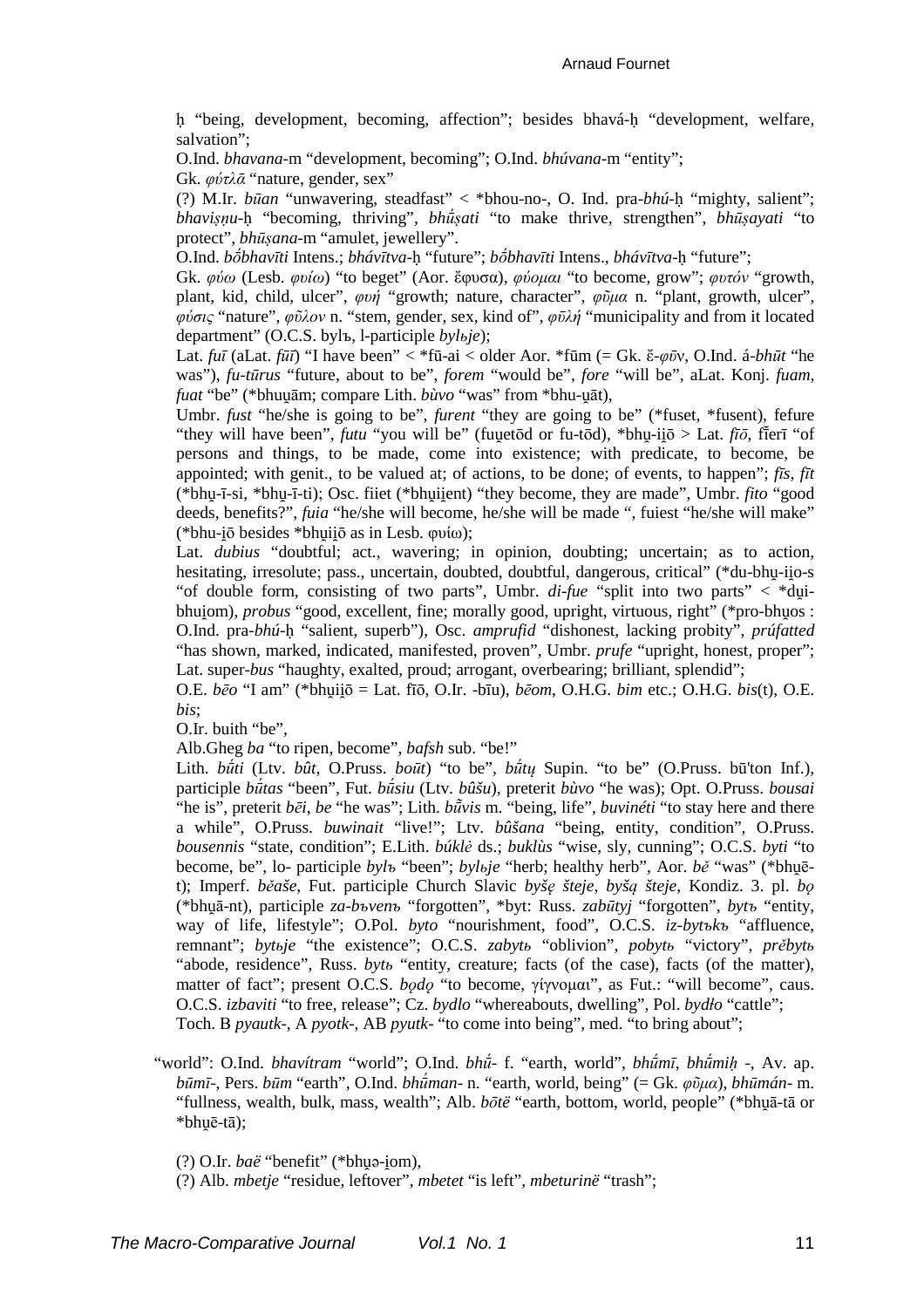ḥ "being, development, becoming, affection"; besides bhavá-ḥ "development, welfare, salvation";

O.Ind. *bhavana*-m "development, becoming"; O.Ind. *bhúvana*-m "entity";

Gk. *φύτλα* "nature, gender, sex"

(?) M.Ir. *būan* "unwavering, steadfast" < *bhou-no-, O. Ind. pra-*bhú*-ḥ "mighty, salient"; *bhaviṣṇu*-ḥ "becoming, thriving", *bhū́ṣati* "to make thrive, strengthen", *bhūṣayati* "to protect", *bhūṣana*-m "amulet, jewellery".

O.Ind. *bóbhavīti* Intens.; *bhávītva*-ḥ "future"; *bóbhavīti* Intens., *bhávītva*-ḥ "future";

Gk. *φύω* (Lesb. *φυίω*) "to beget" (Aor. ἔφυσα), *φύομαι* "to become, grow"; *φυτόν* "growth, plant, kid, child, ulcer", *φυή* "growth; nature, character", *φῦμα* n. "plant, growth, ulcer", *φύσις* "nature", *φῦλον* n. "stem, gender, sex, kind of", *φῦλή* "municipality and from it located department" (O.C.S. bylъ, l-participle *bylьje*);

Lat. *fuī* (aLat. *fūī*) "I have been" < *fū-ai < older Aor. *fūm (= Gk. ἔ-*φῡν*, O.Ind. á-*bhūt* "he was"), *fu-tūrus* "future, about to be", *forem* "would be", *fore* "will be", aLat. Konj. *fuam*, *fuat* "be" (*bhuu̯ām; compare Lith. *bùvo* "was" from *bhu-u̯āt),

Umbr. *fust* "he/she is going to be", *furent* "they are going to be" (*fuset, *fusent), fefure "they will have been", *futu* "you will be" (fuu̯etōd or fu-tōd), *bhu̯-ii̯ō > Lat. *fīō*, fĭerī "of persons and things, to be made, come into existence; with predicate, to become, be appointed; with genit., to be valued at; of actions, to be done; of events, to happen"; *fīs*, *fīt* (*bhu̯-ī-si, *bhu̯-ī-ti); Osc. fiiet (*bhu̯ii̯ent) "they become, they are made", Umbr. *fito* "good deeds, benefits?", *fuia* "he/she will become, he/she will be made ", fuiest "he/she will make" (*bhu-i̯ō besides *bhu̯ii̯ō as in Lesb. φυίω);

Lat. *dubius* "doubtful; act., wavering; in opinion, doubting; uncertain; as to action, hesitating, irresolute; pass., uncertain, doubted, doubtful, dangerous, critical" (*du-bhu̯-ii̯o-s "of double form, consisting of two parts", Umbr. *di-fue* "split into two parts" < *du̯i-bhui̯om), *probus* "good, excellent, fine; morally good, upright, virtuous, right" (*pro-bhu̯os : O.Ind. pra-*bhú*-ḥ "salient, superb"), Osc. *amprufid* "dishonest, lacking probity", *prúfatted* "has shown, marked, indicated, manifested, proven", Umbr. *prufe* "upright, honest, proper"; Lat. super-*bus* "haughty, exalted, proud; arrogant, overbearing; brilliant, splendid";

O.E. *bēo* "I am" (*bhu̯ii̯ō = Lat. fīō, O.Ir. -bīu), *bēom*, O.H.G. *bim* etc.; O.H.G. *bis*(t), O.E. *bis*;

O.Ir. buith "be",

Alb.Gheg *ba* "to ripen, become", *bafsh* sub. "be!"

Lith. *bū́ti* (Ltv. *bût*, O.Pruss. *boūt*) "to be", *bū́tų* Supin. "to be" (O.Pruss. būton Inf.), participle *bū́tas* "been", Lith. *bū́siu* (Ltv. *bûšu*), preterit *bùvo* "he was"; Opt. O.Pruss. *bousai* "he is", preterit *bēi*, *be* "he was"; Lith. *bū̃vis* m. "being, life", *buvinéti* "to stay here and there a while", O.Pruss. *buwinait* "live!"; Ltv. *bûšana* "being, entity, condition", O.Pruss. *bousennis* "state, condition"; E.Lith. *búklė* ds.; *buklùs* "wise, sly, cunning"; O.C.S. *byti* "to become, be", lo- participle *bylъ* "been"; *bylьje* "herb; healthy herb", Aor. *bě* "was" (*bhu̯ē-t); Imperf. *běaše*, Fut. participle Church Slavic *byšę šteje*, *byšą šteje*, Kondiz. 3. pl. *bǫ* (*bhu̯ā-nt), participle *za-bъvenъ* "forgotten", *byt: Russ. *zabūtyj* "forgotten", *bytъ* "entity, way of life, lifestyle"; O.Pol. *byto* "nourishment, food", O.C.S. *iz-bytъkъ* "affluence, remnant"; *bytьje* "the existence"; O.C.S. *zabytь* "oblivion", *pobytь* "victory", *prěbytь* "abode, residence", Russ. *bytь* "entity, creature; facts (of the case), facts (of the matter), matter of fact"; present O.C.S. *bǫdǫ* "to become, γίγνομαι", as Fut.: "will become", caus. O.C.S. *izbaviti* "to free, release"; Cz. *bydlo* "whereabouts, dwelling", Pol. *bydło* "cattle";

Toch. B *pyautk*-, A *pyotk*-, AB *pyutk*- "to come into being", med. "to bring about";

"world": O.Ind. *bhavítram* "world"; O.Ind. *bhū́*- f. "earth, world", *bhū́mī*, *bhū́miḥ* -, Av. ap. *būmī*-, Pers. *būm* "earth", O.Ind. *bhū́man*- n. "earth, world, being" (= Gk. *φῦμα*), *bhūmán*- m. "fullness, wealth, bulk, mass, wealth"; Alb. *bōtë* "earth, bottom, world, people" (*bhu̯ā-tā or *bhu̯ē-tā);

(?) O.Ir. *baë* "benefit" (*bhu̯ə-i̯om),

(?) Alb. *mbetje* "residue, leftover", *mbetet* "is left", *mbeturinë* "trash";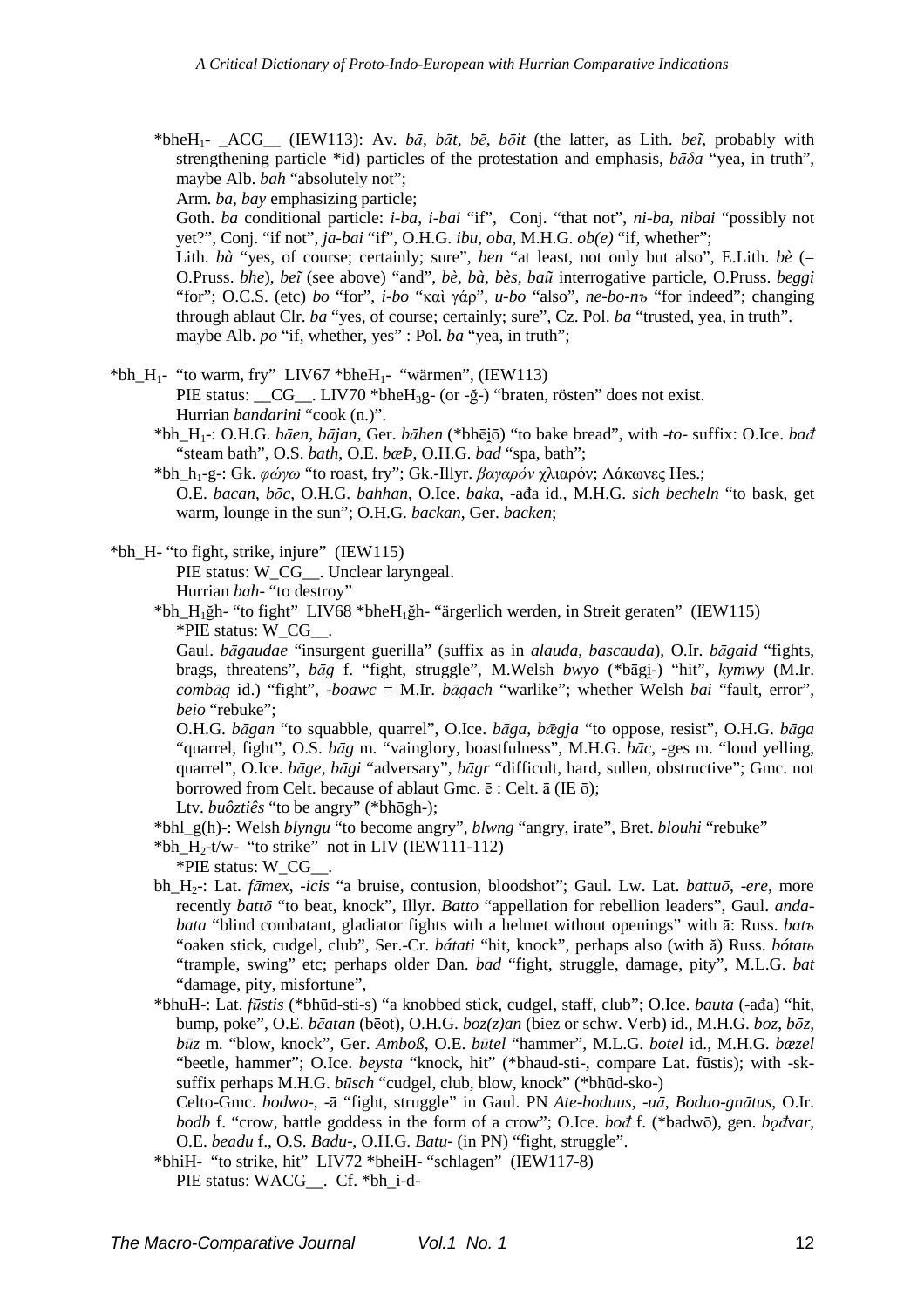*bheH$_1$- _ACG__ (IEW113): Av. *bā*, *bāt*, *bē*, *bōit* (the latter, as Lith. *beĩ*, probably with strengthening particle *id) particles of the protestation and emphasis, *bāδa* "yea, in truth", maybe Alb. *bah* "absolutely not";
Arm. *ba*, *bay* emphasizing particle;
Goth. *ba* conditional particle: *i-ba*, *i-bai* "if", Conj. "that not", *ni-ba*, *nibai* "possibly not yet?", Conj. "if not", *ja-bai* "if", O.H.G. *ibu*, *oba*, M.H.G. *ob(e)* "if, whether";
Lith. *bà* "yes, of course; certainly; sure", *ben* "at least, not only but also", E.Lith. *bè* (= O.Pruss. *bhe*), *beĩ* (see above) "and", *bè*, *bà*, *bès*, *baũ* interrogative particle, O.Pruss. *beggi* "for"; O.C.S. (etc) *bo* "for", *i-bo* "καὶ γάρ", *u-bo* "also", *ne-bo-nъ* "for indeed"; changing through ablaut Clr. *ba* "yes, of course; certainly; sure", Cz. Pol. *ba* "trusted, yea, in truth".
maybe Alb. *po* "if, whether, yes" : Pol. *ba* "yea, in truth";

*bh_H$_1$- "to warm, fry" LIV67 *bheH$_1$- "wärmen", (IEW113)
PIE status: __CG__. LIV70 *bheH$_3$g- (or -ğ-) "braten, rösten" does not exist.
Hurrian *bandarini* "cook (n.)".
*bh_H$_1$-: O.H.G. *bāen*, *bājan*, Ger. *bāhen* (*bhēi̯ō) "to bake bread", with *-to-* suffix: O.Ice. *bađ* "steam bath", O.S. *bath*, O.E. *bæÞ*, O.H.G. *bad* "spa, bath";
*bh_h$_1$-g-: Gk. *φώγω* "to roast, fry"; Gk.-Illyr. *βαγαρόν* χλιαρόν; Λάκωνες Hes.;
O.E. *bacan*, *bōc*, O.H.G. *bahhan*, O.Ice. *baka*, -ađa id., M.H.G. *sich becheln* "to bask, get warm, lounge in the sun"; O.H.G. *backan*, Ger. *backen*;

*bh_H- "to fight, strike, injure" (IEW115)
PIE status: W_CG__. Unclear laryngeal.
Hurrian *bah-* "to destroy"
*bh_H$_1$ğh- "to fight" LIV68 *bheH$_1$ğh- "ärgerlich werden, in Streit geraten" (IEW115)
*PIE status: W_CG__.
Gaul. *bāgaudae* "insurgent guerilla" (suffix as in *alauda*, *bascauda*), O.Ir. *bāgaid* "fights, brags, threatens", *bāg* f. "fight, struggle", M.Welsh *bwyo* (*bāgi̯-) "hit", *kymwy* (M.Ir. *combāg* id.) "fight", *-boawc* = M.Ir. *bāgach* "warlike"; whether Welsh *bai* "fault, error", *beio* "rebuke";
O.H.G. *bāgan* "to squabble, quarrel", O.Ice. *bāga*, *bǣgja* "to oppose, resist", O.H.G. *bāga* "quarrel, fight", O.S. *bāg* m. "vainglory, boastfulness", M.H.G. *bāc*, -ges m. "loud yelling, quarrel", O.Ice. *bāge*, *bāgi* "adversary", *bāgr* "difficult, hard, sullen, obstructive"; Gmc. not borrowed from Celt. because of ablaut Gmc. ē : Celt. ā (IE ō);
Ltv. *buôztiês* "to be angry" (*bhōgh-);
*bhl_g(h)-: Welsh *blyngu* "to become angry", *blwng* "angry, irate", Bret. *blouhi* "rebuke"
*bh_H$_2$-t/w- "to strike" not in LIV (IEW111-112)
*PIE status: W_CG__.
bh_H$_2$-: Lat. *fāmex*, *-icis* "a bruise, contusion, bloodshot"; Gaul. Lw. Lat. *battuō*, *-ere*, more recently *battō* "to beat, knock", Illyr. *Batto* "appellation for rebellion leaders", Gaul. *anda-bata* "blind combatant, gladiator fights with a helmet without openings" with ā: Russ. *batъ* "oaken stick, cudgel, club", Ser.-Cr. *bátati* "hit, knock", perhaps also (with ă) Russ. *bótatь* "trample, swing" etc; perhaps older Dan. *bad* "fight, struggle, damage, pity", M.L.G. *bat* "damage, pity, misfortune",
*bhuH-: Lat. *fūstis* (*bhūd-sti-s) "a knobbed stick, cudgel, staff, club"; O.Ice. *bauta* (-ađa) "hit, bump, poke", O.E. *bēatan* (bēot), O.H.G. *boz(z)an* (biez or schw. Verb) id., M.H.G. *boz*, *bōz*, *būz* m. "blow, knock", Ger. *Amboß*, O.E. *būtel* "hammer", M.L.G. *botel* id., M.H.G. *bœzel* "beetle, hammer"; O.Ice. *beysta* "knock, hit" (*bhaud-sti-, compare Lat. fūstis); with -sk-suffix perhaps M.H.G. *būsch* "cudgel, club, blow, knock" (*bhūd-sko-)
Celto-Gmc. *bodwo-*, -ā "fight, struggle" in Gaul. PN *Ate-boduus*, *-uā*, *Boduo-gnātus*, O.Ir. *bodb* f. "crow, battle goddess in the form of a crow"; O.Ice. *bođ* f. (*badwō), gen. *bǫđvar*, O.E. *beadu* f., O.S. *Badu-*, O.H.G. *Batu-* (in PN) "fight, struggle".
*bhiH- "to strike, hit" LIV72 *bheiH- "schlagen" (IEW117-8)
PIE status: WACG__. Cf. *bh_i-d-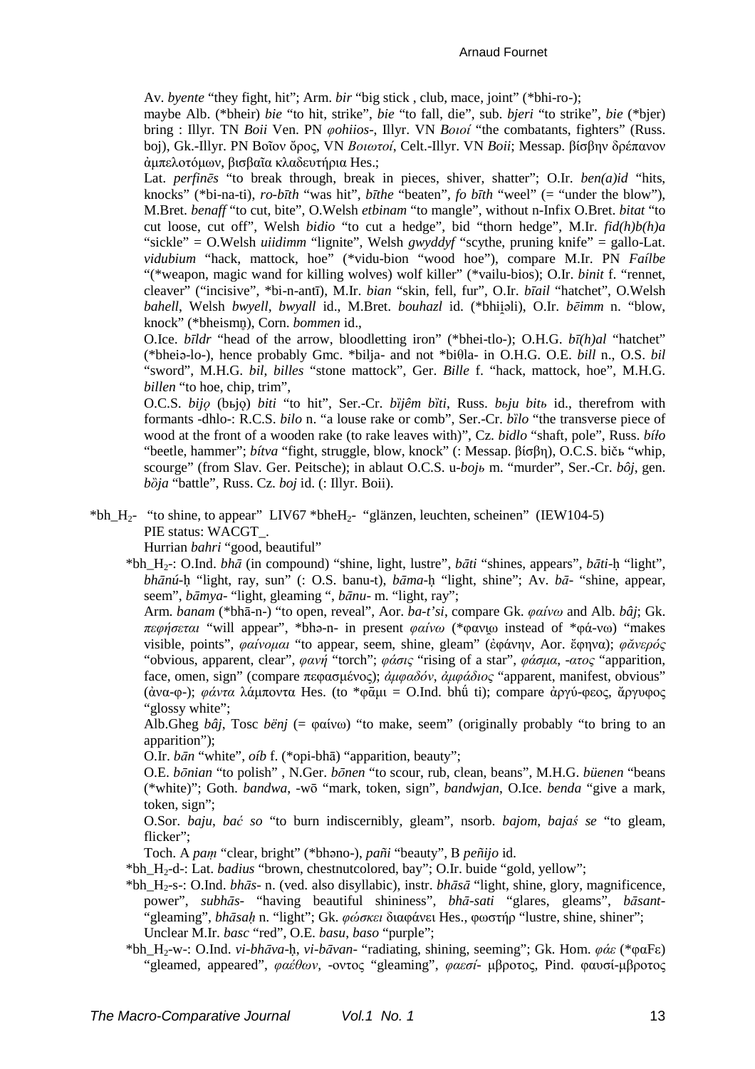Av. *byente* "they fight, hit"; Arm. *bir* "big stick , club, mace, joint" (*bhi-ro-);

maybe Alb. (*bheir) *bie* "to hit, strike", *bie* "to fall, die", sub. *bjeri* "to strike", *bie* (*bjer) bring : Illyr. TN *Boii* Ven. PN *φohiios-*, Illyr. VN *Βοιοί* "the combatants, fighters" (Russ. boj), Gk.-Illyr. PN Βοῖον ὄρος, VN *Βοιωτοί*, Celt.-Illyr. VN *Boii*; Messap. βίσβην δρέπανον ἀμπελοτόμων, βισβαῖα κλαδευτήρια Hes.;

Lat. *perfinēs* "to break through, break in pieces, shiver, shatter"; O.Ir. *ben(a)id* "hits, knocks" (*bi-na-ti), *ro-bīth* "was hit", *bīthe* "beaten", *fo bīth* "weel" (= "under the blow"), M.Bret. *benaff* "to cut, bite", O.Welsh *etbinam* "to mangle", without n-Infix O.Bret. *bitat* "to cut loose, cut off", Welsh *bidio* "to cut a hedge", bid "thorn hedge", M.Ir. *fid(h)b(h)a* "sickle" = O.Welsh *uiidimm* "lignite", Welsh *gwyddyf* "scythe, pruning knife" = gallo-Lat. *vidubium* "hack, mattock, hoe" (*vidu-bion "wood hoe"), compare M.Ir. PN *Faílbe* "(*weapon, magic wand for killing wolves) wolf killer" (*vailu-bios); O.Ir. *binit* f. "rennet, cleaver" ("incisive", *bi-n-antī), M.Ir. *bian* "skin, fell, fur", O.Ir. *bīail* "hatchet", O.Welsh *bahell*, Welsh *bwyell*, *bwyall* id., M.Bret. *bouhazl* id. (*bhii̯əli), O.Ir. *bēimm* n. "blow, knock" (*bheismn̥), Corn. *bommen* id.,

O.Ice. *bīldr* "head of the arrow, bloodletting iron" (*bhei-tlo-); O.H.G. *bī(h)al* "hatchet" (*bheiə-lo-), hence probably Gmc. *bilja- and not *biθla- in O.H.G. O.E. *bill* n., O.S. *bil* "sword", M.H.G. *bil*, *billes* "stone mattock", Ger. *Bille* f. "hack, mattock, hoe", M.H.G. *billen* "to hoe, chip, trim",

O.C.S. *biję* (бьјѫ) *biti* "to hit", Ser.-Cr. *bȉjêm bȉti*, Russ. *bьju bitь* id., therefrom with formants -dhlo-: R.C.S. *bilo* n. "a louse rake or comb", Ser.-Cr. *bȉlo* "the transverse piece of wood at the front of a wooden rake (to rake leaves with)", Cz. *bidlo* "shaft, pole", Russ. *bílo* "beetle, hammer"; *bítva* "fight, struggle, blow, knock" (: Messap. βίσβη), O.C.S. bičь "whip, scourge" (from Slav. Ger. Peitsche); in ablaut O.C.S. u-*bojь* m. "murder", Ser.-Cr. *bôj*, gen. *bȍja* "battle", Russ. Cz. *boj* id. (: Illyr. Boii).

*bh_H₂- "to shine, to appear" LIV67 *bheH₂- "glänzen, leuchten, scheinen" (IEW104-5)

PIE status: WACGT_.

Hurrian *bahri* "good, beautiful"

*bh_H₂-: O.Ind. *bhā* (in compound) "shine, light, lustre", *bāti* "shines, appears", *bāti-ḥ* "light", *bhānú-ḥ* "light, ray, sun" (: O.S. banu-t), *bāma-ḥ* "light, shine"; Av. *bā-* "shine, appear, seem", *bāmya-* "light, gleaming ", *bānu-* m. "light, ray";

Arm. *banam* (*bhā-n-) "to open, reveal", Aor. *ba-t'si*, compare Gk. *φαίνω* and Alb. *bâj*; Gk. *πεφήσεται* "will appear", *bhə-n- in present *φαίνω* (*φανi̯ω instead of *φά-νω) "makes visible, points", *φαίνομαι* "to appear, seem, shine, gleam" (ἐφάνην, Aor. ἔφηνα); *φᾰνερός* "obvious, apparent, clear", *φανή* "torch"; *φάσις* "rising of a star", *φάσμα, -ατος* "apparition, face, omen, sign" (compare πεφασμένος); *ἀμφαδόν*, *ἀμφάδιος* "apparent, manifest, obvious" (ἀνα-φ-); *φάντα* λάμποντα Hes. (to *φᾶμι = O.Ind. bhắ ti); compare ἀργύ-φεος, ἄργυφος "glossy white";

Alb.Gheg *bâj*, Tosc *bënj* (= φαίνω) "to make, seem" (originally probably "to bring to an apparition");

O.Ir. *bān* "white", *oíb* f. (*opi-bhā) "apparition, beauty";

O.E. *bōnian* "to polish" , N.Ger. *bōnen* "to scour, rub, clean, beans", M.H.G. *büenen* "beans (*white)"; Goth. *bandwa*, -wō "mark, token, sign", *bandwjan*, O.Ice. *benda* "give a mark, token, sign";

O.Sor. *baju*, *bać so* "to burn indiscernibly, gleam", nsorb. *bajom*, *bajaś se* "to gleam, flicker";

Toch. A *paṃ* "clear, bright" (*bhəno-), *pañi* "beauty", B *peñijo* id.

*bh_H₂-d-: Lat. *badius* "brown, chestnutcolored, bay"; O.Ir. buide "gold, yellow";

*bh_H₂-s-: O.Ind. *bhās-* n. (ved. also disyllabic), instr. *bhāsā* "light, shine, glory, magnificence, power", *subhās-* "having beautiful shininess", *bhā-sati* "glares, gleams", *bāsant-* "gleaming", *bhāsaḥ* n. "light"; Gk. *φώσκει* διαφάνει Hes., φωστήρ "lustre, shine, shiner";

Unclear M.Ir. *basc* "red", O.E. *basu*, *baso* "purple";

*bh_H₂-w-: O.Ind. *vi-bhāva-ḥ*, *vi-bāvan-* "radiating, shining, seeming"; Gk. Hom. *φάε* (*φαϜε) "gleamed, appeared", *φαέθων*, -οντος "gleaming", *φαεσί-* μβροτος, Pind. φαυσί-μβροτος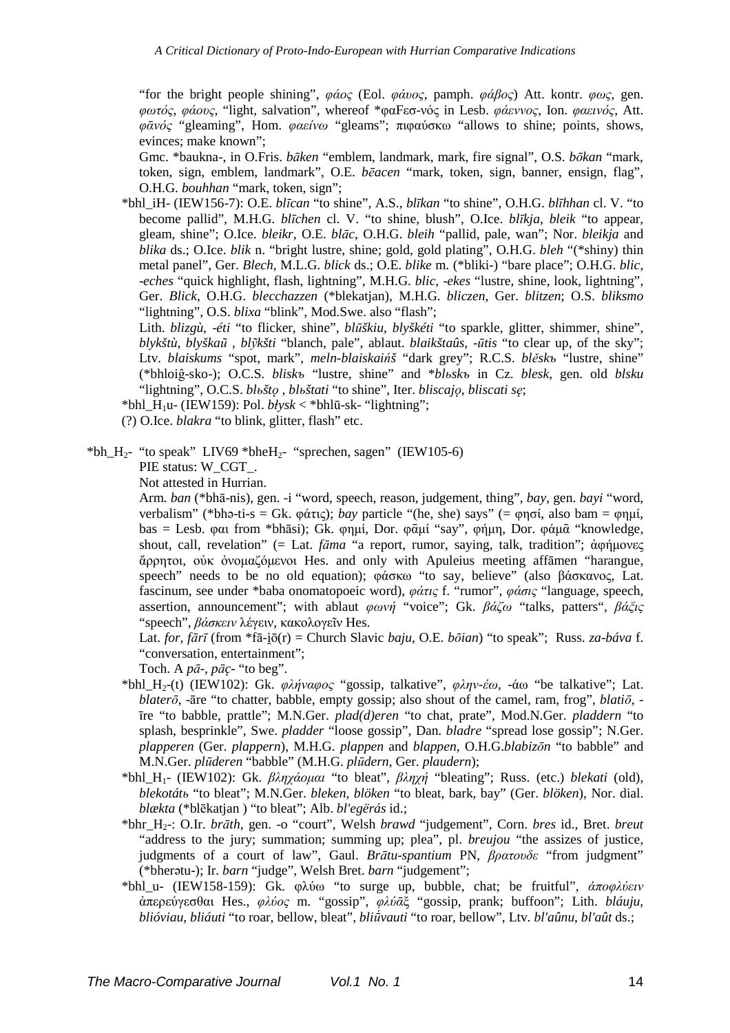"for the bright people shining", *φάος* (Eol. *φάυος*, pamph. *φάβος*) Att. kontr. *φως*, gen. *φωτός*, *φάους*, "light, salvation", whereof *φαFεσ-νός in Lesb. *φάεννος*, Ion. *φαεινός*, Att. *φᾱνός* "gleaming", Hom. *φαείνω* "gleams"; πιφαύσκω "allows to shine; points, shows, evinces; make known";

Gmc. *baukna-, in O.Fris. *bāken* "emblem, landmark, mark, fire signal", O.S. *bōkan* "mark, token, sign, emblem, landmark", O.E. *bēacen* "mark, token, sign, banner, ensign, flag", O.H.G. *bouhhan* "mark, token, sign";

*bhl_iH- (IEW156-7): O.E. *blīcan* "to shine", A.S., *blīkan* "to shine", O.H.G. *blīhhan* cl. V. "to become pallid", M.H.G. *blīchen* cl. V. "to shine, blush", O.Ice. *blīkja*, *bleik* "to appear, gleam, shine"; O.Ice. *bleikr*, O.E. *blāc*, O.H.G. *bleih* "pallid, pale, wan"; Nor. *bleikja* and *blika* ds.; O.Ice. *blik* n. "bright lustre, shine; gold, gold plating", O.H.G. *bleh* "(*shiny) thin metal panel", Ger. *Blech*, M.L.G. *blick* ds.; O.E. *blike* m. (*bliki-) "bare place"; O.H.G. *blic*, *-eches* "quick highlight, flash, lightning", M.H.G. *blic*, *-ekes* "lustre, shine, look, lightning", Ger. *Blick*, O.H.G. *blecchazzen* (*blekatjan), M.H.G. *bliczen*, Ger. *blitzen*; O.S. *bliksmo* "lightning", O.S. *blixa* "blink", Mod.Swe. also "flash";

Lith. *blizgù*, *-éti* "to flicker, shine", *blūškiu*, *blyškéti* "to sparkle, glitter, shimmer, shine", *blykštù*, *blyškaũ* , *blỹkšti* "blanch, pale", ablaut. *blaikštaûs*, *-ūtis* "to clear up, of the sky"; Ltv. *blaiskums* "spot, mark", *meln-blaiskaińš* "dark grey"; R.C.S. *blěskъ* "lustre, shine" (*bhloiĝ-sko-); O.C.S. *bliskъ* "lustre, shine" and *blьskъ in Cz. *blesk*, gen. old *blsku* "lightning", O.C.S. *blьštǫ* , *blьštati* "to shine", Iter. *bliscajǫ*, *bliscati sę*;

*bhl_H₁u- (IEW159): Pol. *błysk* < *bhlū-sk- "lightning";

(?) O.Ice. *blakra* "to blink, glitter, flash" etc.

*bh_H₂- "to speak" LIV69 *bheH₂- "sprechen, sagen" (IEW105-6)

PIE status: W_CGT_.

Not attested in Hurrian.

Arm. *ban* (*bhā-nis), gen. -i "word, speech, reason, judgement, thing", *bay*, gen. *bayi* "word, verbalism" (*bhə-ti-s = Gk. φάτις); *bay* particle "(he, she) says" (= φησί, also bam = φημί, bas = Lesb. φαι from *bhāsi); Gk. φημί, Dor. φᾱμί "say", φήμη, Dor. φάμᾱ "knowledge, shout, call, revelation" (= Lat. *fāma* "a report, rumor, saying, talk, tradition"; ἀφήμονες ἄρρητοι, οὐκ ὀνομαζόμενοι Hes. and only with Apuleius meeting affāmen "harangue, speech" needs to be no old equation); φάσκω "to say, believe" (also βάσκανος, Lat. fascinum, see under *baba onomatopoeic word), *φάτις* f. "rumor", *φάσις* "language, speech, assertion, announcement"; with ablaut *φωνή* "voice"; Gk. *βάζω* "talks, patters", *βάξις* "speech", *βάσκειν* λέγειν, κακολογεῖν Hes.

Lat. *for*, *fārī* (from *fā-i̯ō(r) = Church Slavic *baju*, O.E. *bōian*) "to speak"; Russ. *za-báva* f. "conversation, entertainment";

Toch. A *pā-*, *pāç-* "to beg".

*bhl_H₂-(t) (IEW102): Gk. *φλήναφος* "gossip, talkative", *φλην-έω*, -άω "be talkative"; Lat. *blaterō*, -āre "to chatter, babble, empty gossip; also shout of the camel, ram, frog", *blatiō*, -īre "to babble, prattle"; M.N.Ger. *plad(d)eren* "to chat, prate", Mod.N.Ger. *pladdern* "to splash, besprinkle", Swe. *pladder* "loose gossip", Dan. *bladre* "spread lose gossip"; N.Ger. *plapperen* (Ger. *plappern*), M.H.G. *plappen* and *blappen*, O.H.G.*blabizōn* "to babble" and M.N.Ger. *plūderen* "babble" (M.H.G. *plūdern*, Ger. *plaudern*);

*bhl_H₁- (IEW102): Gk. *βληχάομαι* "to bleat", *βληχή* "bleating"; Russ. (etc.) *blekati* (old), *blekotátь* "to bleat"; M.N.Ger. *bleken*, *blöken* "to bleat, bark, bay" (Ger. *blöken*), Nor. dial. *blækta* (*blēkatjan ) "to bleat"; Alb. *bl'egërás* id.;

*bhr_H₂-: O.Ir. *brāth*, gen. -o "court", Welsh *brawd* "judgement", Corn. *bres* id., Bret. *breut* "address to the jury; summation; summing up; plea", pl. *breujou* "the assizes of justice, judgments of a court of law", Gaul. *Brātu-spantium* PN, *βρατουδε* "from judgment" (*bherətu-); Ir. *barn* "judge", Welsh Bret. *barn* "judgement";

*bhl_u- (IEW158-159): Gk. φλύω "to surge up, bubble, chat; be fruitful", *ἀποφλύειν* ἀπερεύγεσθαι Hes., *φλύος* m. "gossip", *φλύᾱξ* "gossip, prank; buffoon"; Lith. *bláuju*, *blióviau*, *bliáuti* "to roar, bellow, bleat", *bliáuvauti* "to roar, bellow", Ltv. *bl'aûnu*, *bl'aût* ds.;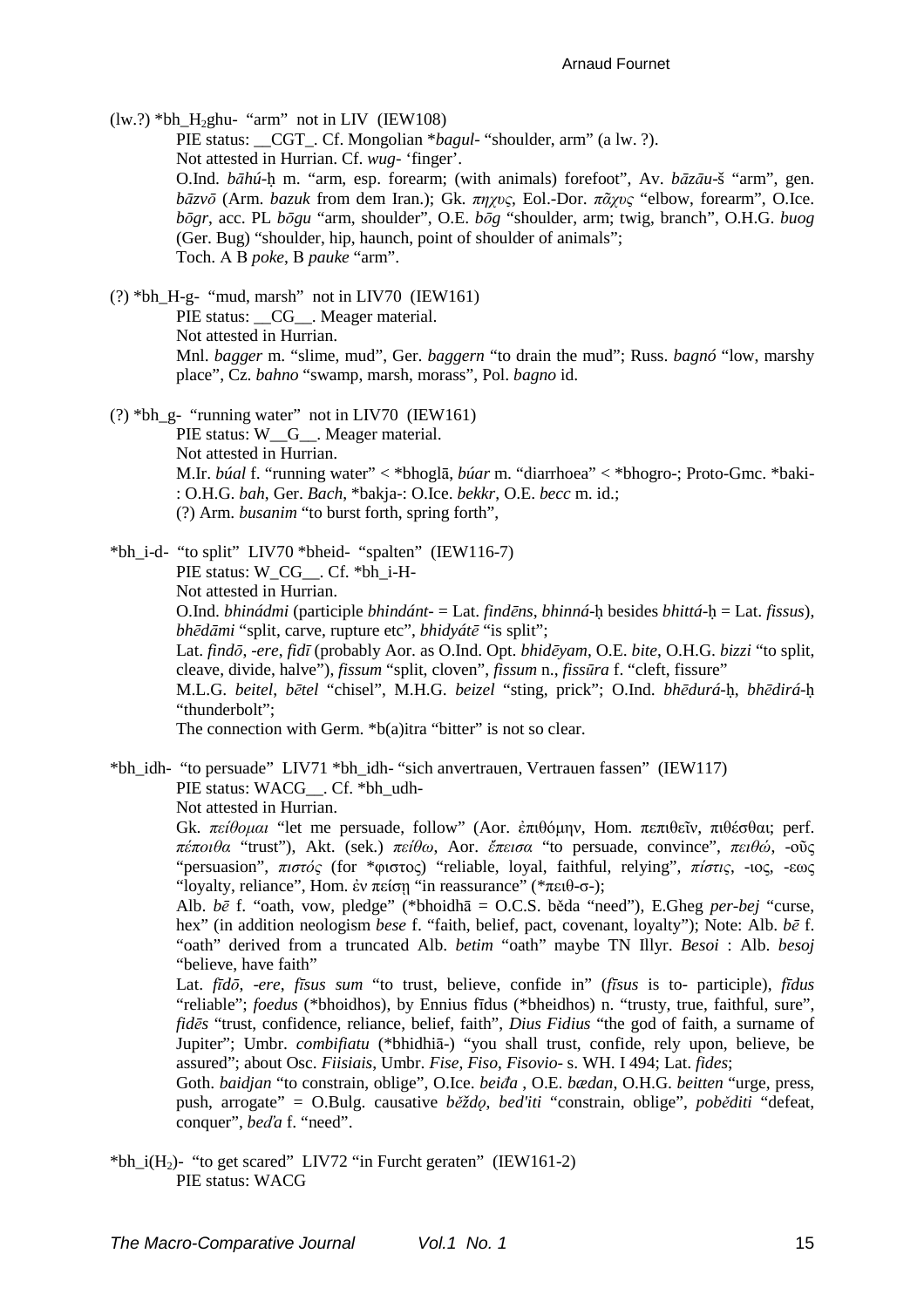(lw.?) *bh_$H_2$ghu- "arm" not in LIV (IEW108)

PIE status: __CGT_. Cf. Mongolian **bagul-* "shoulder, arm" (a lw. ?).

Not attested in Hurrian. Cf. *wug-* 'finger'.

O.Ind. *bāhú-ḥ* m. "arm, esp. forearm; (with animals) forefoot", Av. *bāzāu-š* "arm", gen. *bāzvō* (Arm. *bazuk* from dem Iran.); Gk. *πηχυς*, Eol.-Dor. *πᾶχυς* "elbow, forearm", O.Ice. *bōgr*, acc. PL *bōgu* "arm, shoulder", O.E. *bōg* "shoulder, arm; twig, branch", O.H.G. *buog* (Ger. Bug) "shoulder, hip, haunch, point of shoulder of animals";

Toch. A B *poke*, B *pauke* "arm".

(?) *bh_H-g- "mud, marsh" not in LIV70 (IEW161)

PIE status: __CG__. Meager material.

Not attested in Hurrian.

Mnl. *bagger* m. "slime, mud", Ger. *baggern* "to drain the mud"; Russ. *bagnó* "low, marshy place", Cz. *bahno* "swamp, marsh, morass", Pol. *bagno* id.

(?) *bh_g- "running water" not in LIV70 (IEW161)

PIE status: W__G__. Meager material.

Not attested in Hurrian.

M.Ir. *búal* f. "running water" < *bhoglā, *búar* m. "diarrhoea" < *bhogro-; Proto-Gmc. *baki-: O.H.G. *bah*, Ger. *Bach*, *bakja-: O.Ice. *bekkr*, O.E. *becc* m. id.;

(?) Arm. *busanim* "to burst forth, spring forth",

*bh_i-d- "to split" LIV70 *bheid- "spalten" (IEW116-7)

PIE status: W_CG__. Cf. *bh_i-H-

Not attested in Hurrian.

O.Ind. *bhinádmi* (participle *bhindánt-* = Lat. *findēns*, *bhinná-ḥ* besides *bhittá-ḥ* = Lat. *fissus*), *bhēdāmi* "split, carve, rupture etc", *bhidyátē* "is split";

Lat. *findō*, *-ere*, *fidī* (probably Aor. as O.Ind. Opt. *bhidēyam*, O.E. *bite*, O.H.G. *bizzi* "to split, cleave, divide, halve"), *fissum* "split, cloven", *fissum* n., *fissūra* f. "cleft, fissure"

M.L.G. *beitel*, *bētel* "chisel", M.H.G. *beizel* "sting, prick"; O.Ind. *bhēdurá-ḥ*, *bhēdirá-ḥ* "thunderbolt";

The connection with Germ. *b(a)itra "bitter" is not so clear.

*bh_idh- "to persuade" LIV71 *bh_idh- "sich anvertrauen, Vertrauen fassen" (IEW117)

PIE status: WACG__. Cf. *bh_udh-

Not attested in Hurrian.

Gk. *πείθομαι* "let me persuade, follow" (Aor. ἐπιθόμην, Hom. πεπιθεῖν, πιθέσθαι; perf. *πέποιθα* "trust"), Akt. (sek.) *πείθω*, Aor. *ἔπεισα* "to persuade, convince", *πειθώ*, -οῦς "persuasion", *πιστός* (for *φιστος) "reliable, loyal, faithful, relying", *πίστις*, -ιος, -εως "loyalty, reliance", Hom. ἐν πείσῃ "in reassurance" (*πειθ-σ-);

Alb. *bē* f. "oath, vow, pledge" (*bhoidhā = O.C.S. běda "need"), E.Gheg *per-bej* "curse, hex" (in addition neologism *bese* f. "faith, belief, pact, covenant, loyalty"); Note: Alb. *bē* f. "oath" derived from a truncated Alb. *betim* "oath" maybe TN Illyr. *Besoi* : Alb. *besoj* "believe, have faith"

Lat. *fīdō*, *-ere*, *fīsus sum* "to trust, believe, confide in" (*fīsus* is to- participle), *fīdus* "reliable"; *foedus* (*bhoidhos), by Ennius fīdus (*bheidhos) n. "trusty, true, faithful, sure", *fidēs* "trust, confidence, reliance, belief, faith", *Dius Fidius* "the god of faith, a surname of Jupiter"; Umbr. *combifiatu* (*bhidhiā-) "you shall trust, confide, rely upon, believe, be assured"; about Osc. *Fiisiais*, Umbr. *Fise*, *Fiso*, *Fisovio-* s. WH. I 494; Lat. *fides*;

Goth. *baidjan* "to constrain, oblige", O.Ice. *beiđa* , O.E. *bædan*, O.H.G. *beitten* "urge, press, push, arrogate" = O.Bulg. causative *běždǫ*, *bed'iti* "constrain, oblige", *poběditi* "defeat, conquer", *beďa* f. "need".

*bh_i($H_2$)- "to get scared" LIV72 "in Furcht geraten" (IEW161-2)

PIE status: WACG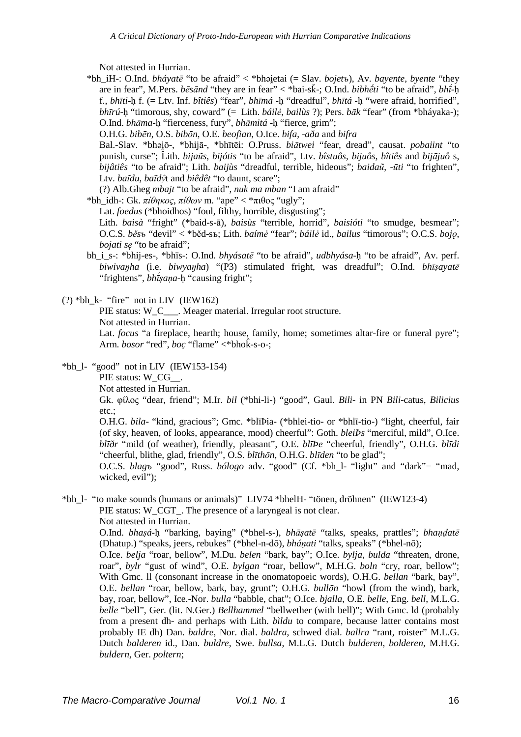Not attested in Hurrian.

*bh_iH-: O.Ind. *bháyatē* "to be afraid" < *bhə̯i̯etai (= Slav. *bojetъ*), Av. *bayente*, *byente* "they are in fear", M.Pers. *bēsānd* "they are in fear" < *bai-sǩ-; O.Ind. *bibhḗti* "to be afraid", *bhī́-ḥ* f., *bhīti-ḥ* f. (= Ltv. Inf. *bîtiês*) "fear", *bhīmá -ḥ* "dreadful", *bhītá -ḥ* "were afraid, horrified", *bhīrú-ḥ* "timorous, shy, coward" (= Lith. *báilė*, *bailùs* ?); Pers. *bāk* "fear" (from *bháyaka-); O.Ind. *bhāma-ḥ* "fierceness, fury", *bhāmitá -ḥ* "fierce, grim";

O.H.G. *bibēn*, O.S. *bibōn*, O.E. *beofian*, O.Ice. *bifa*, *-aða* and *bifra*

Bal.-Slav. *bhə̯i̯ō-, *bhijā-, *bhītēi: O.Pruss. *biātwei* "fear, dread", causat. *pobaiint* "to punish, curse"; L̂ith. *bijaũs*, *bijótis* "to be afraid", Ltv. *bîstuôs*, *bijuôs*, *bîtiês* and *bijājuô s*, *bijâtiês* "to be afraid"; Lith. *baijùs* "dreadful, terrible, hideous"; *baidaũ*, *-ūti* "to frighten", Ltv. *baĩdu*, *baĩdŷt* and *biêdêt* "to daunt, scare";

(?) Alb.Gheg *mbajt* "to be afraid", *nuk ma mban* "I am afraid"

*bh_idh-: Gk. *πίθηκος*, *πίθων* m. "ape" < *πιθος "ugly";

Lat. *foedus* (*bhoidhos) "foul, filthy, horrible, disgusting";

Lith. *baisà* "fright" (*baid-s-ā), *baisùs* "terrible, horrid", *baisióti* "to smudge, besmear"; O.C.S. *běsъ* "devil" < *běd-sъ; Lith. *baímė* "fear"; *báilė* id., *bailus* "timorous"; O.C.S. *bojǫ*, *bojati sę* "to be afraid";

bh_i_s-: *bhij-es-, *bhīs-: O.Ind. *bhyásatē* "to be afraid", *udbhyása-ḥ* "to be afraid", Av. perf. *biwivaŋha* (i.e. *biwyaŋha*) "(P3) stimulated fright, was dreadful"; O.Ind. *bhīṣayatē* "frightens", *bhī́ṣaṇa-ḥ* "causing fright";

(?) *bh_k- "fire" not in LIV (IEW162)

PIE status: W_C___. Meager material. Irregular root structure.

Not attested in Hurrian.

Lat. *focus* "a fireplace, hearth; house, family, home; sometimes altar-fire or funeral pyre"; Arm. *bosor* "red", *boç* "flame" <*bhok̂-s-o-;

*bh_l- "good" not in LIV (IEW153-154)

PIE status: W_CG__.

Not attested in Hurrian.

Gk. φίλος "dear, friend"; M.Ir. *bil* (*bhi-li-) "good", Gaul. *Bili-* in PN *Bili*-catus, *Bilicius* etc.;

O.H.G. *bila-* "kind, gracious"; Gmc. *blīÞia- (*bhlei-tio- or *bhlī-tio-) "light, cheerful, fair (of sky, heaven, of looks, appearance, mood) cheerful": Goth. *bleiÞs* "merciful, mild", O.Ice. *blīðr* "mild (of weather), friendly, pleasant", O.E. *blīÞe* "cheerful, friendly", O.H.G. *blīdi* "cheerful, blithe, glad, friendly", O.S. *blīthōn*, O.H.G. *blīden* "to be glad";

O.C.S. *blagъ* "good", Russ. *bólogo* adv. "good" (Cf. *bh_l- "light" and "dark"= "mad, wicked, evil");

*bh_l- "to make sounds (humans or animals)" LIV74 *bhelH- "tönen, dröhnen" (IEW123-4)

PIE status: W_CGT_. The presence of a laryngeal is not clear.

Not attested in Hurrian.

O.Ind. *bhaṣá-ḥ* "barking, baying" (*bhel-s-), *bhāṣatē* "talks, speaks, prattles"; *bhaṇḍatē* (Dhatup.) "speaks, jeers, rebukes" (*bhel-n-dō), *bháṇati* "talks, speaks" (*bhel-nō);

O.Ice. *belja* "roar, bellow", M.Du. *belen* "bark, bay"; O.Ice. *bylja*, *bulda* "threaten, drone, roar", *bylr* "gust of wind", O.E. *bylgan* "roar, bellow", M.H.G. *boln* "cry, roar, bellow"; With Gmc. ll (consonant increase in the onomatopoeic words), O.H.G. *bellan* "bark, bay", O.E. *bellan* "roar, bellow, bark, bay, grunt"; O.H.G. *bullōn* "howl (from the wind), bark, bay, roar, bellow", Ice.-Nor. *bulla* "babble, chat"; O.Ice. *bjalla*, O.E. *belle*, Eng. *bell*, M.L.G. *belle* "bell", Ger. (lit. N.Ger.) *Bellhammel* "bellwether (with bell)"; With Gmc. ld (probably from a present dh- and perhaps with Lith. *bìldu* to compare, because latter contains most probably IE dh) Dan. *baldre*, Nor. dial. *baldra*, schwed dial. *ballra* "rant, roister" M.L.G. Dutch *balderen* id., Dan. *buldre*, Swe. *bullsa*, M.L.G. Dutch *bulderen*, *bolderen*, M.H.G. *buldern*, Ger. *poltern*;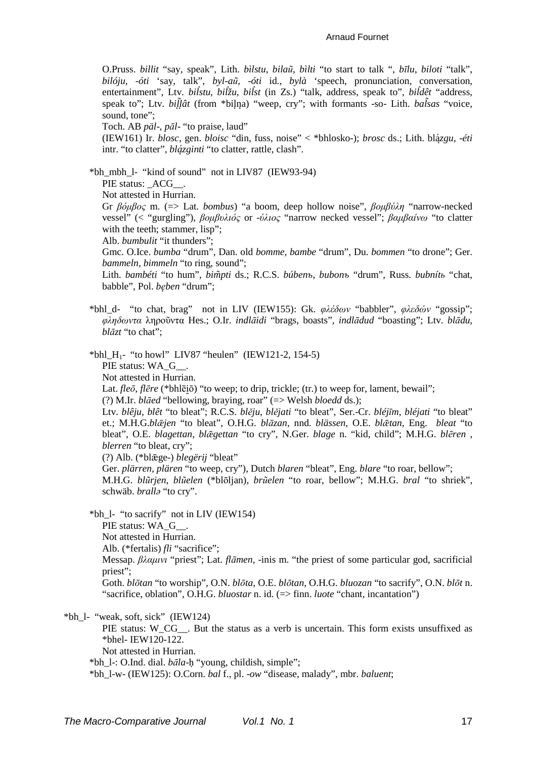O.Pruss. *billit* "say, speak", Lith. *bìlstu*, *bilaũ*, *bìlti* "to start to talk ", *bīlu*, *biloti* "talk", *bilóju*, *-óti* 'say, talk", *byl-aũ*, *-óti* id., *bylà* 'speech, pronunciation, conversation, entertainment", Ltv. *bil̂stu*, *bil̃žu*, *bil̂st* (in Zs.) "talk, address, speak to", *bil̂dêt* "address, speak to"; Ltv. *bil̦̂l̦ât* (from *bil̦n̦a) "weep, cry"; with formants -so- Lith. *bal̃sas* "voice, sound, tone";

Toch. AB *päl-*, *pāl-* "to praise, laud"

(IEW161) Ir. *blosc*, gen. *bloisc* "din, fuss, noise" < *bhlosko-); *brosc* ds.; Lith. *bl̨ázgu*, *-éti* intr. "to clatter", *bl̨ázginti* "to clatter, rattle, clash".

*bh_mbh_l- "kind of sound" not in LIV87 (IEW93-94)

PIE status: _ACG__.

Not attested in Hurrian.

Gr *βόμβος* m. (=> Lat. *bombus*) "a boom, deep hollow noise", *βομβύλη* "narrow-necked vessel" (< "gurgling"), *βομβυλιός* or *-ύλιος* "narrow necked vessel"; *βαμβαίνω* "to clatter with the teeth; stammer, lisp";

Alb. *bumbulit* "it thunders";

Gmc. O.Ice. *bumba* "drum", Dan. old *bomme*, *bambe* "drum", Du. *bommen* "to drone"; Ger. *bammeln*, *bimmeln* "to ring, sound";

Lith. *bambéti* "to hum", *bim̃pti* ds.; R.C.S. *búbenъ*, *bubonъ* "drum", Russ. *bubnítь* "chat, babble", Pol. *bęben* "drum";

*bhl_d- "to chat, brag" not in LIV (IEW155): Gk. *φλέδων* "babbler", *φλεδών* "gossip"; *φληδωντα* ληροῦντα Hes.; O.Ir. *indlāidi* "brags, boasts", *indlādud* "boasting"; Ltv. *blādu*, *blāzt* "to chat";

*bhl_H$_1$- "to howl" LIV87 "heulen" (IEW121-2, 154-5)

PIE status: WA_G__.

Not attested in Hurrian.

Lat. *fleō*, *flēre* (*bhlēi̯ō) "to weep; to drip, trickle; (tr.) to weep for, lament, bewail";

(?) M.Ir. *blāed* "bellowing, braying, roar" (=> Welsh *bloedd* ds.);

Ltv. *blêju*, *blêt* "to bleat"; R.C.S. *blějų*, *blějati* "to bleat", Ser.-Cr. *bléjīm*, *bléjati* "to bleat" et.; M.H.G.*blǣjen* "to bleat", O.H.G. *blāzan*, nnd. *blässen*, O.E. *blǣtan*, Eng. *bleat* "to bleat", O.E. *blagettan*, *blǣgettan* "to cry", N.Ger. *blage* n. "kid, child"; M.H.G. *blēren* , *blerren* "to bleat, cry";

(?) Alb. (*blǣge-) *blegërij* "bleat"

Ger. *plärren*, *plären* "to weep, cry"), Dutch *blaren* "bleat", Eng. *blare* "to roar, bellow";

M.H.G. *blũrjen*, *blũelen* (*blōljan), *brũelen* "to roar, bellow"; M.H.G. *bral* "to shriek", schwäb. *brallə* "to cry".

*bh_l- "to sacrify" not in LIV (IEW154)

PIE status: WA_G__.

Not attested in Hurrian.

Alb. (*fertalis) *fli* "sacrifice";

Messap. *βλαμινι* "priest"; Lat. *flāmen*, -inis m. "the priest of some particular god, sacrificial priest";

Goth. *blōtan* "to worship", O.N. *blōta*, O.E. *blōtan*, O.H.G. *bluozan* "to sacrify", O.N. *blōt* n. "sacrifice, oblation", O.H.G. *bluostar* n. id. (=> finn. *luote* "chant, incantation")

*bh_l- "weak, soft, sick" (IEW124)

PIE status: W_CG__. But the status as a verb is uncertain. This form exists unsuffixed as *bhel- IEW120-122.

Not attested in Hurrian.

*bh_l-: O.Ind. dial. *bāla-ḥ* "young, childish, simple";

*bh_l-w- (IEW125): O.Corn. *bal* f., pl. *-ow* "disease, malady", mbr. *baluent*;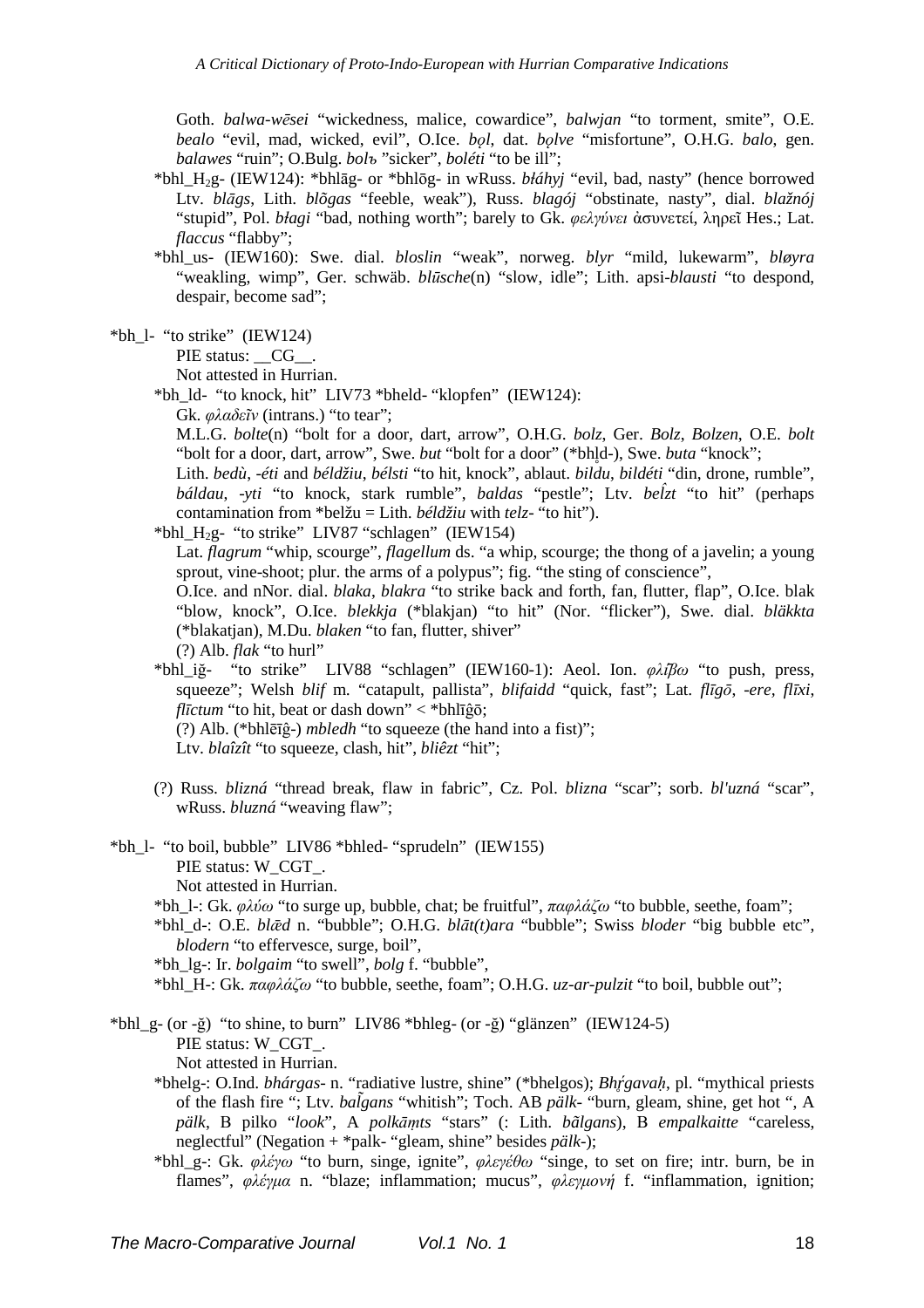Goth. *balwa-wēsei* "wickedness, malice, cowardice", *balwjan* "to torment, smite", O.E. *bealo* "evil, mad, wicked, evil", O.Ice. *bǫl*, dat. *bǫlve* "misfortune", O.H.G. *balo*, gen. *balawes* "ruin"; O.Bulg. *bolъ* "sicker", *boléti* "to be ill";

*bhl_H₂g- (IEW124): *bhlāg- or *bhlōg- in wRuss. *błáhyj* "evil, bad, nasty" (hence borrowed Ltv. *blāgs*, Lith. *blõgas* "feeble, weak"), Russ. *blagój* "obstinate, nasty", dial. *blažnój* "stupid", Pol. *błagi* "bad, nothing worth"; barely to Gk. *φελγύνει* ἀσυνετεί, ληρεῖ Hes.; Lat. *flaccus* "flabby";

*bhl_us- (IEW160): Swe. dial. *bloslin* "weak", norweg. *blyr* "mild, lukewarm", *bløyra* "weakling, wimp", Ger. schwäb. *blūsche*(n) "slow, idle"; Lith. apsi-*blausti* "to despond, despair, become sad";

*bh_l- "to strike" (IEW124)

PIE status: __CG__.

Not attested in Hurrian.

*bh_ld- "to knock, hit" LIV73 *bheld- "klopfen" (IEW124):

Gk. *φλαδεῖν* (intrans.) "to tear";

M.L.G. *bolte*(n) "bolt for a door, dart, arrow", O.H.G. *bolz*, Ger. *Bolz*, *Bolzen*, O.E. *bolt* "bolt for a door, dart, arrow", Swe. *but* "bolt for a door" (*bhl̥d-), Swe. *buta* "knock";

Lith. *bedù*, *-éti* and *béldžiu*, *bélsti* "to hit, knock", ablaut. *bildu*, *bildéti* "din, drone, rumble", *báldau*, *-yti* "to knock, stark rumble", *baldas* "pestle"; Ltv. *beĺzt* "to hit" (perhaps contamination from *belžu = Lith. *béldžiu* with *telz-* "to hit").

*bhl_H₂g- "to strike" LIV87 "schlagen" (IEW154)

Lat. *flagrum* "whip, scourge", *flagellum* ds. "a whip, scourge; the thong of a javelin; a young sprout, vine-shoot; plur. the arms of a polypus"; fig. "the sting of conscience",

O.Ice. and nNor. dial. *blaka*, *blakra* "to strike back and forth, fan, flutter, flap", O.Ice. blak "blow, knock", O.Ice. *blekkja* (*blakjan) "to hit" (Nor. "flicker"), Swe. dial. *bläkkta* (*blakatjan), M.Du. *blaken* "to fan, flutter, shiver"

(?) Alb. *flak* "to hurl"

*bhl_iğ- "to strike" LIV88 "schlagen" (IEW160-1): Aeol. Ion. *φλίβω* "to push, press, squeeze"; Welsh *blif* m. "catapult, pallista", *blifaidd* "quick, fast"; Lat. *flīgō*, *-ere*, *flīxi*, *flīctum* "to hit, beat or dash down" < *bhlīĝō;

(?) Alb. (*bhlēīĝ-) *mbledh* "to squeeze (the hand into a fist)";

Ltv. *blaîzît* "to squeeze, clash, hit", *bliêzt* "hit";

(?) Russ. *blizná* "thread break, flaw in fabric", Cz. Pol. *blizna* "scar"; sorb. *bl'uzná* "scar", wRuss. *bluzná* "weaving flaw";

*bh_l- "to boil, bubble" LIV86 *bhled- "sprudeln" (IEW155)

PIE status: W_CGT_.

Not attested in Hurrian.

*bh_l-: Gk. *φλύω* "to surge up, bubble, chat; be fruitful", *παφλάζω* "to bubble, seethe, foam";

*bhl_d-: O.E. *blǣd* n. "bubble"; O.H.G. *blāt(t)ara* "bubble"; Swiss *bloder* "big bubble etc", *blodern* "to effervesce, surge, boil",

*bh_lg-: Ir. *bolgaim* "to swell", *bolg* f. "bubble",

*bhl_H-: Gk. *παφλάζω* "to bubble, seethe, foam"; O.H.G. *uz-ar-pulzit* "to boil, bubble out";

*bhl_g- (or -ğ) "to shine, to burn" LIV86 *bhleg- (or -ğ) "glänzen" (IEW124-5)

PIE status: W_CGT_.

Not attested in Hurrian.

*bhelg-: O.Ind. *bhárgas-* n. "radiative lustre, shine" (*bhelgos); *Bhŕ̥gavaḥ*, pl. "mythical priests of the flash fire "; Ltv. *bal̃gans* "whitish"; Toch. AB *pälk-* "burn, gleam, shine, get hot ", A *pälk*, B pilko "*look*", A *polkāṃts* "stars" (: Lith. *bãlgans*), B *empalkaitte* "careless, neglectful" (Negation + *palk- "gleam, shine" besides *pälk-*);

*bhl_g-: Gk. *φλέγω* "to burn, singe, ignite", *φλεγέθω* "singe, to set on fire; intr. burn, be in flames", *φλέγμα* n. "blaze; inflammation; mucus", *φλεγμονή* f. "inflammation, ignition;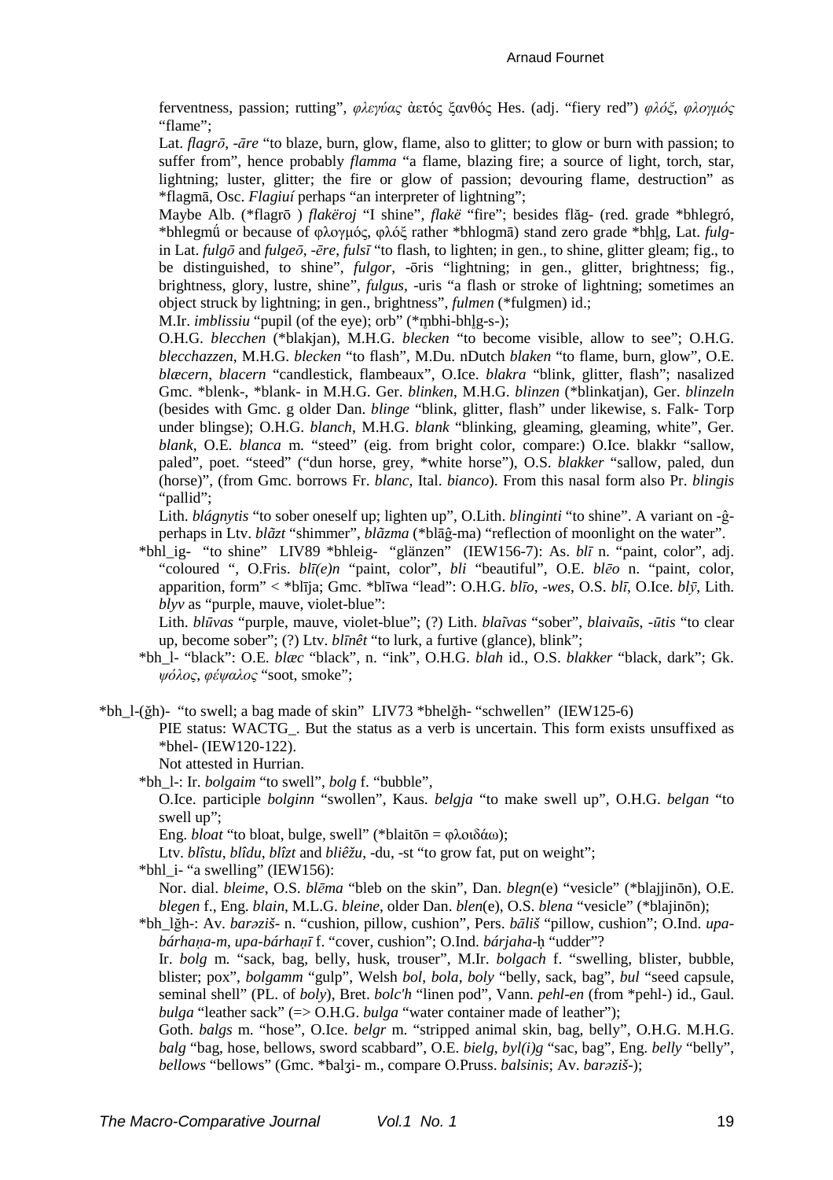ferventness, passion; rutting", *φλεγύας* ἀετός ξανθός Hes. (adj. "fiery red") *φλόξ*, *φλογμός* "flame";

Lat. *flagrō*, *-āre* "to blaze, burn, glow, flame, also to glitter; to glow or burn with passion; to suffer from", hence probably *flamma* "a flame, blazing fire; a source of light, torch, star, lightning; luster, glitter; the fire or glow of passion; devouring flame, destruction" as *flagmā, Osc. *Flagiuí* perhaps "an interpreter of lightning";

Maybe Alb. (*flagrō ) *flakëroj* "I shine", *flakë* "fire"; besides flăg- (red. grade *bhlegró, *bhlegmṓ or because of φλογμός, φλόξ rather *bhlogmā) stand zero grade *bhḷg, Lat. *fulg-* in Lat. *fulgō* and *fulgeō*, *-ēre*, *fulsī* "to flash, to lighten; in gen., to shine, glitter gleam; fig., to be distinguished, to shine", *fulgor*, -ōris "lightning; in gen., glitter, brightness; fig., brightness, glory, lustre, shine", *fulgus*, -uris "a flash or stroke of lightning; sometimes an object struck by lightning; in gen., brightness", *fulmen* (*fulgmen) id.;

M.Ir. *imblissiu* "pupil (of the eye); orb" (*m̥bhi-bhḷg-s-);

O.H.G. *blecchen* (*blakjan), M.H.G. *blecken* "to become visible, allow to see"; O.H.G. *blecchazzen*, M.H.G. *blecken* "to flash", M.Du. nDutch *blaken* "to flame, burn, glow", O.E. *blæcern*, *blacern* "candlestick, flambeaux", O.Ice. *blakra* "blink, glitter, flash"; nasalized Gmc. *blenk-, *blank- in M.H.G. Ger. *blinken*, M.H.G. *blinzen* (*blinkatjan), Ger. *blinzeln* (besides with Gmc. g older Dan. *blinge* "blink, glitter, flash" under likewise, s. Falk- Torp under blingse); O.H.G. *blanch*, M.H.G. *blank* "blinking, gleaming, gleaming, white", Ger. *blank*, O.E. *blanca* m. "steed" (eig. from bright color, compare:) O.Ice. blakkr "sallow, paled", poet. "steed" ("dun horse, grey, *white horse"), O.S. *blakker* "sallow, paled, dun (horse)", (from Gmc. borrows Fr. *blanc*, Ital. *bianco*). From this nasal form also Pr. *blingis* "pallid";

Lith. *blágnytis* "to sober oneself up; lighten up", O.Lith. *blinginti* "to shine". A variant on -ĝ- perhaps in Ltv. *blãzt* "shimmer", *blãzma* (*blāĝ-ma) "reflection of moonlight on the water".

*bhl_ig- "to shine" LIV89 *bhleig- "glänzen" (IEW156-7): As. *blī* n. "paint, color", adj. "coloured ", O.Fris. *blī(e)n* "paint, color", *bli* "beautiful", O.E. *blēo* n. "paint, color, apparition, form" < *blīja; Gmc. *blīwa "lead": O.H.G. *blīo*, *-wes*, O.S. *blī*, O.Ice. *blȳ*, Lith. *blyv* as "purple, mauve, violet-blue":

Lith. *blūvas* "purple, mauve, violet-blue"; (?) Lith. *blaĩvas* "sober", *blaivaũs*, *-ūtis* "to clear up, become sober"; (?) Ltv. *blīnêt* "to lurk, a furtive (glance), blink";

*bh_l- "black": O.E. *blæc* "black", n. "ink", O.H.G. *blah* id., O.S. *blakker* "black, dark"; Gk. *ψόλος*, *φέψαλος* "soot, smoke";

*bh_l-(ğh)- "to swell; a bag made of skin" LIV73 *bhelğh- "schwellen" (IEW125-6)

PIE status: WACTG_. But the status as a verb is uncertain. This form exists unsuffixed as *bhel- (IEW120-122).

Not attested in Hurrian.

*bh_l-: Ir. *bolgaim* "to swell", *bolg* f. "bubble",

O.Ice. participle *bolginn* "swollen", Kaus. *belgja* "to make swell up", O.H.G. *belgan* "to swell up";

Eng. *bloat* "to bloat, bulge, swell" (*blaitōn = φλοιδάω);

Ltv. *blîstu*, *blîdu*, *blîzt* and *bliêžu*, -du, -st "to grow fat, put on weight";

*bhl_i- "a swelling" (IEW156):

Nor. dial. *bleime*, O.S. *blēma* "bleb on the skin", Dan. *blegn*(e) "vesicle" (*blajjinōn), O.E. *blegen* f., Eng. *blain*, M.L.G. *bleine*, older Dan. *blen*(e), O.S. *blena* "vesicle" (*blajinōn);

*bh_lğh-: Av. *barəziš-* n. "cushion, pillow, cushion", Pers. *bāliš* "pillow, cushion"; O.Ind. *upa-bárhaṇa-m*, *upa-bárhaṇī* f. "cover, cushion"; O.Ind. *bárjaha-ḥ* "udder"?

Ir. *bolg* m. "sack, bag, belly, husk, trouser", M.Ir. *bolgach* f. "swelling, blister, bubble, blister; pox", *bolgamm* "gulp", Welsh *bol*, *bola*, *boly* "belly, sack, bag", *bul* "seed capsule, seminal shell" (PL. of *boly*), Bret. *bolc'h* "linen pod", Vann. *pehl-en* (from *pehl-) id., Gaul. *bulga* "leather sack" (=> O.H.G. *bulga* "water container made of leather");

Goth. *balgs* m. "hose", O.Ice. *belgr* m. "stripped animal skin, bag, belly", O.H.G. M.H.G. *balg* "bag, hose, bellows, sword scabbard", O.E. *bielg*, *byl(i)g* "sac, bag", Eng. *belly* "belly", *bellows* "bellows" (Gmc. *ƀalʒi- m., compare O.Pruss. *balsinis*; Av. *barəziš-*);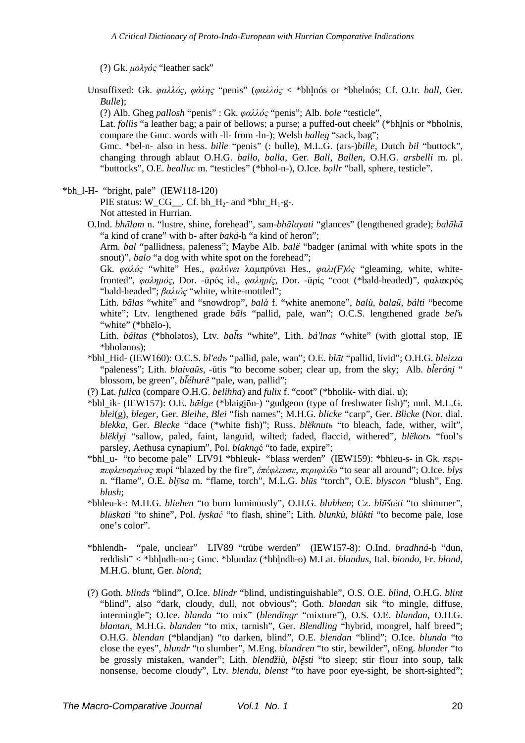(?) Gk. *μολγός* "leather sack"

Unsuffixed: Gk. *φαλλός*, *φάλης* "penis" (*φαλλός* < *bhl̥nós or *bhelnós; Cf. O.Ir. *ball*, Ger. *Bulle*);
(?) Alb. Gheg *pallosh* "penis" : Gk. *φαλλός* "penis"; Alb. *bole* "testicle",
Lat. *follis* "a leather bag; a pair of bellows; a purse; a puffed-out cheek" (*bhl̥nis or *bholnis, compare the Gmc. words with -ll- from -ln-); Welsh *balleg* "sack, bag";
Gmc. *bel-n- also in hess. *bille* "penis" (: bulle), M.L.G. (ars-)*bille*, Dutch *bil* "buttock", changing through ablaut O.H.G. *ballo*, *balla*, Ger. *Ball*, *Ballen*, O.H.G. *arsbelli* m. pl. "buttocks", O.E. *bealluc* m. "testicles" (*bhol-n-), O.Ice. *bǫllr* "ball, sphere, testicle".

*bh_l-H- "bright, pale" (IEW118-120)
PIE status: W_CG__. Cf. bh_$H_2$- and *bhr_$H_1$-g-.
Not attested in Hurrian.

O.Ind. *bhālam* n. "lustre, shine, forehead", sam-*bhālayati* "glances" (lengthened grade); *balākā* "a kind of crane" with b- after *baká-ḥ* "a kind of heron";
Arm. *bal* "pallidness, paleness"; Maybe Alb. *balë* "badger (animal with white spots in the snout)", *balo* "a dog with white spot on the forehead";
Gk. *φαλός* "white" Hes., *φαλύνει* λαμπρύνει Hes., *φαλι(F)ός* "gleaming, white, white-fronted", *φαληρός*, Dor. -ᾱρός id., *φαληρίς*, Dor. -ᾱρίς "coot (*bald-headed)", φαλακρός "bald-headed"; *βαλιός* "white, white-mottled";
Lith. *bãlas* "white" and "snowdrop", *balà* f. "white anemone", *balù*, *balaũ*, *bálti* "become white"; Ltv. lengthened grade *bãls* "pallid, pale, wan"; O.C.S. lengthened grade *bel'ъ* "white" (*bhēlo-),
Lith. *báltas* (*bholətos), Ltv. *baĩts* "white", Lith. *bá'lnas* "white" (with glottal stop, IE *bholənos);

*bhl_Hid- (IEW160): O.C.S. *bl'edъ* "pallid, pale, wan"; O.E. *blāt* "pallid, livid"; O.H.G. *bleizza* "paleness"; Lith. *blaivaũs*, -ūtis "to become sober; clear up, from the sky"; Alb. *bl̃erónj* " blossom, be green", *bl̃éhurë* "pale, wan, pallid";

(?) Lat. *fulica* (compare O.H.G. *belihha*) and *fulix* f. "coot" (*bholik- with dial. u);

*bhl_ik- (IEW157): O.E. *bǣlge* (*blaigi̯ōn-) "gudgeon (type of freshwater fish)"; mnl. M.L.G. *blei*(g), *bleger*, Ger. *Bleihe*, *Blei* "fish names"; M.H.G. *blicke* "carp", Ger. *Blicke* (Nor. dial. *blekka*, Ger. *Blecke* "dace (*white fish)"; Russ. *blëknutь* "to bleach, fade, wither, wilt", *blëklyj* "sallow, paled, faint, languid, wilted; faded, flaccid, withered", *blëkotъ* "fool's parsley, Aethusa cynapium", Pol. *blaknąć* "to fade, expire";

*bhl_u- "to become pale" LIV91 *bhleuk- "blass werden" (IEW159): *bhleu-s- in Gk. περι-*πεφλευσμένος* πυρί "blazed by the fire", *ἐπέφλευσε*, *περιφλύ̄ω* "to sear all around"; O.Ice. *blys* n. "flame", O.E. *blȳsa* m. "flame, torch", M.L.G. *blūs* "torch", O.E. *blyscon* "blush", Eng. *blush*;

*bhleu-k-: M.H.G. *bliehen* "to burn luminously", O.H.G. *bluhhen*; Cz. *blūštěti* "to shimmer", *blūskati* "to shine", Pol. *łyskać* "to flash, shine"; Lith. *blunkù*, *blùkti* "to become pale, lose one's color".

*bhlendh- "pale, unclear" LIV89 "trübe werden" (IEW157-8): O.Ind. *bradhná-ḥ* "dun, reddish" < *bhl̥ndh-no-; Gmc. *blundaz (*bhl̥ndh-o) M.Lat. *blundus*, Ital. *biondo*, Fr. *blond*, M.H.G. blunt, Ger. *blond*;

(?) Goth. *blinds* "blind", O.Ice. *blindr* "blind, undistinguishable", O.S. O.E. *blind*, O.H.G. *blint* "blind", also "dark, cloudy, dull, not obvious"; Goth. *blandan* sik "to mingle, diffuse, intermingle"; O.Ice. *blanda* "to mix" (*blendingr* "mixture"), O.S. O.E. *blandan*, O.H.G. *blantan*, M.H.G. *blanden* "to mix, tarnish", Ger. *Blendling* "hybrid, mongrel, half breed"; O.H.G. *blendan* (*blandjan) "to darken, blind", O.E. *blendan* "blind"; O.Ice. *blunda* "to close the eyes", *blundr* "to slumber", M.Eng. *blundren* "to stir, bewilder", nEng. *blunder* "to be grossly mistaken, wander"; Lith. *blendžiù*, *blę̃sti* "to sleep; stir flour into soup, talk nonsense, become cloudy", Ltv. *blendu*, *blenst* "to have poor eye-sight, be short-sighted";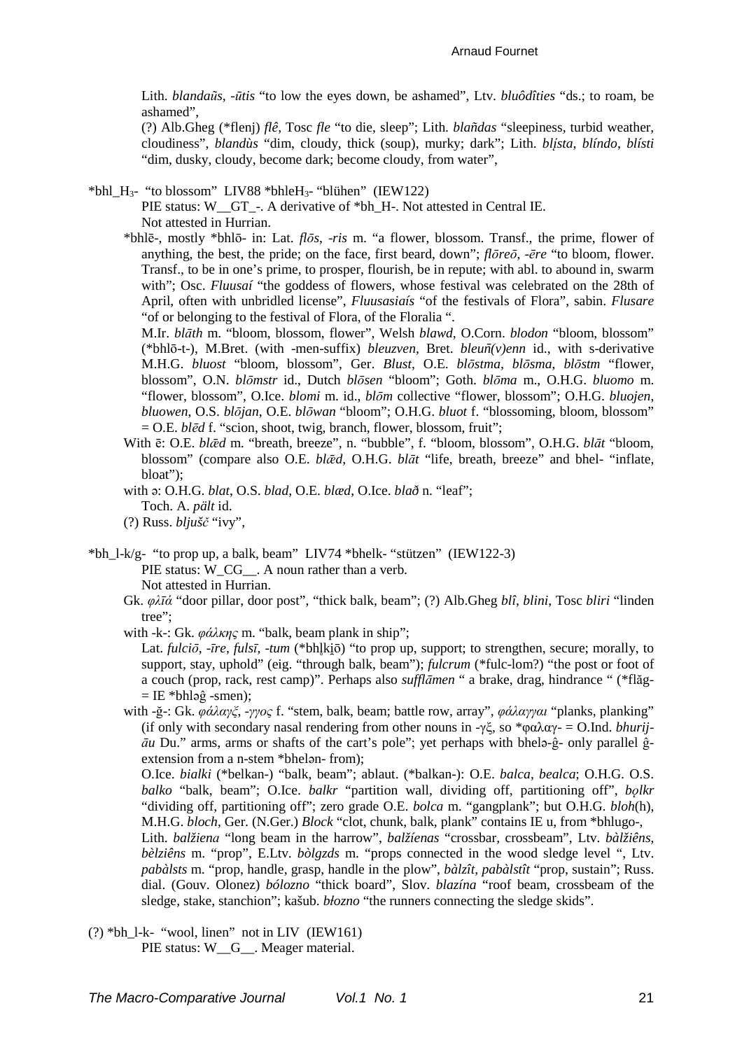Lith. *blandaũs*, *-ūtis* "to low the eyes down, be ashamed", Ltv. *bluôdîties* "ds.; to roam, be ashamed",

(?) Alb.Gheg (*flenj) *flê*, Tosc *fle* "to die, sleep"; Lith. *blañdas* "sleepiness, turbid weather, cloudiness", *blandùs* "dim, cloudy, thick (soup), murky; dark"; Lith. *blį́sta*, *blíndo*, *blísti* "dim, dusky, cloudy, become dark; become cloudy, from water",

*bhl_H₃- "to blossom" LIV88 *bhleH₃- "blühen" (IEW122)

PIE status: W__GT_-. A derivative of *bh_H-. Not attested in Central IE.
Not attested in Hurrian.

*bhlē-, mostly *bhlō- in: Lat. *flōs*, *-ris* m. "a flower, blossom. Transf., the prime, flower of anything, the best, the pride; on the face, first beard, down"; *flōreō*, *-ēre* "to bloom, flower. Transf., to be in one's prime, to prosper, flourish, be in repute; with abl. to abound in, swarm with"; Osc. *Fluusaí* "the goddess of flowers, whose festival was celebrated on the 28th of April, often with unbridled license", *Fluusasiaís* "of the festivals of Flora", sabin. *Flusare* "of or belonging to the festival of Flora, of the Floralia ".

M.Ir. *blāth* m. "bloom, blossom, flower", Welsh *blawd*, O.Corn. *blodon* "bloom, blossom" (*bhlō-t-), M.Bret. (with -men-suffix) *bleuzven*, Bret. *bleuñ(v)enn* id., with s-derivative M.H.G. *bluost* "bloom, blossom", Ger. *Blust*, O.E. *blōstma*, *blōsma*, *blōstm* "flower, blossom", O.N. *blōmstr* id., Dutch *blōsen* "bloom"; Goth. *blōma* m., O.H.G. *bluomo* m. "flower, blossom", O.Ice. *blomi* m. id., *blōm* collective "flower, blossom"; O.H.G. *bluojen*, *bluowen*, O.S. *blōjan*, O.E. *blōwan* "bloom"; O.H.G. *bluot* f. "blossoming, bloom, blossom" = O.E. *blēd* f. "scion, shoot, twig, branch, flower, blossom, fruit";

With ē: O.E. *blǣd* m. "breath, breeze", n. "bubble", f. "bloom, blossom", O.H.G. *blāt* "bloom, blossom" (compare also O.E. *blǣd*, O.H.G. *blāt* "life, breath, breeze" and bhel- "inflate, bloat");

with ə: O.H.G. *blat*, O.S. *blad*, O.E. *blæd*, O.Ice. *blað* n. "leaf";
Toch. A. *pält* id.

(?) Russ. *bljušč* "ivy",

*bh_l-k/g- "to prop up, a balk, beam" LIV74 *bhelk- "stützen" (IEW122-3)

PIE status: W_CG__. A noun rather than a verb.
Not attested in Hurrian.

Gk. *φλῑά* "door pillar, door post", "thick balk, beam"; (?) Alb.Gheg *blî*, *blini*, Tosc *bliri* "linden tree";

with -k-: Gk. *φάλκης* m. "balk, beam plank in ship";

Lat. *fulciō*, *-īre*, *fulsī*, *-tum* (*bhl̥ki̯ō) "to prop up, support; to strengthen, secure; morally, to support, stay, uphold" (eig. "through balk, beam"); *fulcrum* (*fulc-lom?) "the post or foot of a couch (prop, rack, rest camp)". Perhaps also *sufflāmen* " a brake, drag, hindrance " (*flăg- = IE *bhləĝ -smen);

with -ğ-: Gk. *φάλαγξ*, *-γγος* f. "stem, balk, beam; battle row, array", *φάλαγγαι* "planks, planking" (if only with secondary nasal rendering from other nouns in -γξ, so *φαλαγ- = O.Ind. *bhurij-āu* Du." arms, arms or shafts of the cart's pole"; yet perhaps with bhelə-ĝ- only parallel ĝ-extension from a n-stem *bhelən- from);

O.Ice. *bialki* (*belkan-) "balk, beam"; ablaut. (*balkan-): O.E. *balca*, *bealca*; O.H.G. O.S. *balko* "balk, beam"; O.Ice. *balkr* "partition wall, dividing off, partitioning off", *bǫlkr* "dividing off, partitioning off"; zero grade O.E. *bolca* m. "gangplank"; but O.H.G. *bloh*(h), M.H.G. *bloch*, Ger. (N.Ger.) *Block* "clot, chunk, balk, plank" contains IE u, from *bhlugo-,

Lith. *balžiena* "long beam in the harrow", *balžíenas* "crossbar, crossbeam", Ltv. *bàlžiêns*, *bèlziêns* m. "prop", E.Ltv. *bòlgzds* m. "props connected in the wood sledge level ", Ltv. *pabàlsts* m. "prop, handle, grasp, handle in the plow", *bàlzît*, *pabàlstît* "prop, sustain"; Russ. dial. (Gouv. Olonez) *bólozno* "thick board", Slov. *blazína* "roof beam, crossbeam of the sledge, stake, stanchion"; kašub. *błozno* "the runners connecting the sledge skids".

(?) *bh_l-k- "wool, linen" not in LIV (IEW161)

PIE status: W__G__. Meager material.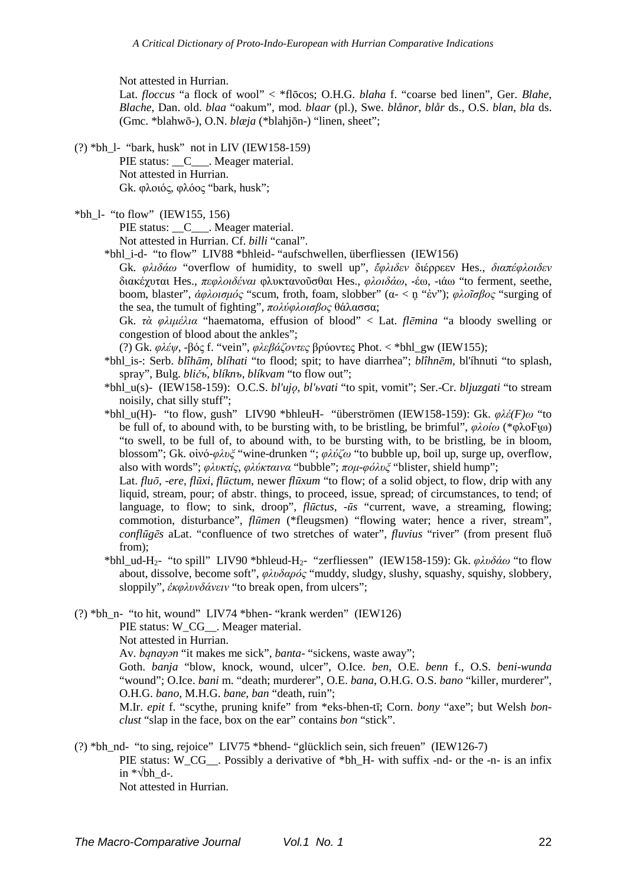Not attested in Hurrian.

Lat. *floccus* "a flock of wool" < *flōcos; O.H.G. *blaha* f. "coarse bed linen", Ger. *Blahe*, *Blache*, Dan. old. *blaa* "oakum", mod. *blaar* (pl.), Swe. *blånor*, *blår* ds., O.S. *blan*, *bla* ds. (Gmc. *blahwō-), O.N. *blæja* (*blahjōn-) "linen, sheet";

(?) *bh_l- "bark, husk" not in LIV (IEW158-159)

PIE status: __C___. Meager material.

Not attested in Hurrian.

Gk. φλοιός, φλόος "bark, husk";

*bh_l- "to flow" (IEW155, 156)

PIE status: __C___. Meager material.

Not attested in Hurrian. Cf. *billi* "canal".

*bhl_i-d- "to flow" LIV88 *bhleid- "aufschwellen, überfliessen (IEW156)

Gk. *φλιδάω* "overflow of humidity, to swell up", *ἔφλιδεν* διέρρεεν Hes., *διαπέφλοιδεν* διακέχυται Hes., *πεφλοιδέναι* φλυκτανοῦσθαι Hes., *φλοιδάω*, -έω, -ιάω "to ferment, seethe, boom, blaster", *ἀφλοισμός* "scum, froth, foam, slobber" (α- < n̥ "ἐν"); *φλοῖσβος* "surging of the sea, the tumult of fighting", *πολύφλοισβος* θάλασσα;

Gk. *τὰ φλιμέλια* "haematoma, effusion of blood" < Lat. *flēmina* "a bloody swelling or congestion of blood about the ankles";

(?) Gk. *φλέψ*, -βός f. "vein", *φλεβάζοντες* βρύοντες Phot. < *bhl_gw (IEW155);

*bhl_is-: Serb. *blîhām*, *blíhati* "to flood; spit; to have diarrhea"; *blîhnēm*, bl'íhnuti "to splash, spray", Bulg. *bličъ́*, *blíknъ*, *blíkvam* "to flow out";

*bhl_u(s)- (IEW158-159): O.C.S. *bl'ujǫ*, *bl'ьvati* "to spit, vomit"; Ser.-Cr. *bljuzgati* "to stream noisily, chat silly stuff";

*bhl_u(H)- "to flow, gush" LIV90 *bhleuH- "überströmen (IEW158-159): Gk. *φλέ(F)ω* "to be full of, to abound with, to be bursting with, to be bristling, be brimful", *φλοίω* (*φλοFi̯ω) "to swell, to be full of, to abound with, to be bursting with, to be bristling, be in bloom, blossom"; Gk. οἰνό-*φλυξ* "wine-drunken "; *φλύζω* "to bubble up, boil up, surge up, overflow, also with words"; *φλυκτίς*, *φλύκταινα* "bubble"; *πομ-φόλυξ* "blister, shield hump";

Lat. *fluō*, *-ere*, *flūxi*, *flūctum*, newer *flūxum* "to flow; of a solid object, to flow, drip with any liquid, stream, pour; of abstr. things, to proceed, issue, spread; of circumstances, to tend; of language, to flow; to sink, droop", *flūctus*, *-ūs* "current, wave, a streaming, flowing; commotion, disturbance", *flūmen* (*fleugsmen) "flowing water; hence a river, stream", *conflūgēs* aLat. "confluence of two stretches of water", *fluvius* "river" (from present fluō from);

*bhl_ud-H$_2$- "to spill" LIV90 *bhleud-H$_2$- "zerfliessen" (IEW158-159): Gk. *φλυδάω* "to flow about, dissolve, become soft", *φλυδαρός* "muddy, sludgy, slushy, squashy, squishy, slobbery, sloppily", *ἐκφλυνδάνειν* "to break open, from ulcers";

(?) *bh_n- "to hit, wound" LIV74 *bhen- "krank werden" (IEW126)

PIE status: W_CG__. Meager material.

Not attested in Hurrian.

Av. *bąnayən* "it makes me sick", *banta-* "sickens, waste away";

Goth. *banja* "blow, knock, wound, ulcer", O.Ice. *ben*, O.E. *benn* f., O.S. *beni-wunda* "wound"; O.Ice. *bani* m. "death; murderer", O.E. *bana*, O.H.G. O.S. *bano* "killer, murderer", O.H.G. *bano*, M.H.G. *bane*, *ban* "death, ruin";

M.Ir. *epit* f. "scythe, pruning knife" from *eks-bhen-tī; Corn. *bony* "axe"; but Welsh *bon-clust* "slap in the face, box on the ear" contains *bon* "stick".

(?) *bh_nd- "to sing, rejoice" LIV75 *bhend- "glücklich sein, sich freuen" (IEW126-7)

PIE status: W_CG__. Possibly a derivative of *bh_H- with suffix -nd- or the -n- is an infix in *√bh_d-.

Not attested in Hurrian.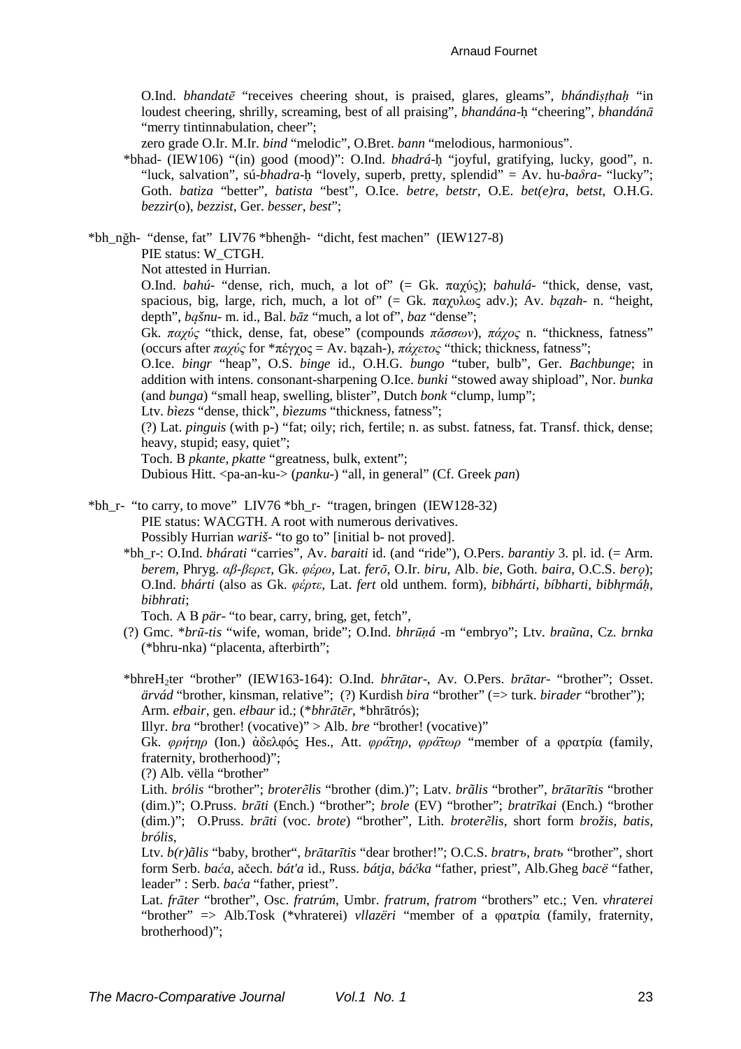O.Ind. *bhandatē* "receives cheering shout, is praised, glares, gleams", *bhándiṣṭhaḥ* "in loudest cheering, shrilly, screaming, best of all praising", *bhandána*-ḥ "cheering", *bhandánā* "merry tintinnabulation, cheer";

zero grade O.Ir. M.Ir. *bind* "melodic", O.Bret. *bann* "melodious, harmonious".

*bhad- (IEW106) "(in) good (mood)": O.Ind. *bhadrá*-ḥ "joyful, gratifying, lucky, good", n. "luck, salvation", sú-*bhadra*-ḥ "lovely, superb, pretty, splendid" = Av. hu-*baδra*- "lucky"; Goth. *batiza* "better", *batista* "best", O.Ice. *betre*, *betstr*, O.E. *bet(e)ra*, *betst*, O.H.G. *bezzir*(o), *bezzist*, Ger. *besser*, *best*";

*bh_nğh- "dense, fat" LIV76 *bhenğh- "dicht, fest machen" (IEW127-8)

PIE status: W_CTGH.

Not attested in Hurrian.

O.Ind. *bahú*- "dense, rich, much, a lot of" (= Gk. παχύς); *bahulá*- "thick, dense, vast, spacious, big, large, rich, much, a lot of" (= Gk. παχυλως adv.); Av. *bązah*- n. "height, depth", *bąšnu*- m. id., Bal. *bāz* "much, a lot of", *baz* "dense";

Gk. *παχύς* "thick, dense, fat, obese" (compounds *πᾰσσων*), *πάχος* n. "thickness, fatness" (occurs after *παχύς* for *πέγχος = Av. bązah-), *πάχετος* "thick; thickness, fatness";

O.Ice. *bingr* "heap", O.S. *binge* id., O.H.G. *bungo* "tuber, bulb", Ger. *Bachbunge*; in addition with intens. consonant-sharpening O.Ice. *bunki* "stowed away shipload", Nor. *bunka* (and *bunga*) "small heap, swelling, blister", Dutch *bonk* "clump, lump";

Ltv. *bìezs* "dense, thick", *bìezums* "thickness, fatness";

(?) Lat. *pinguis* (with p-) "fat; oily; rich, fertile; n. as subst. fatness, fat. Transf. thick, dense; heavy, stupid; easy, quiet";

Toch. B *pkante*, *pkatte* "greatness, bulk, extent";

Dubious Hitt. <pa-an-ku-> (*panku*-) "all, in general" (Cf. Greek *pan*)

*bh_r- "to carry, to move" LIV76 *bh_r- "tragen, bringen (IEW128-32)

PIE status: WACGTH. A root with numerous derivatives.

Possibly Hurrian *wariš*- "to go to" [initial b- not proved].

*bh_r-: O.Ind. *bhárati* "carries", Av. *baraiti* id. (and "ride"), O.Pers. *barantiy* 3. pl. id. (= Arm. *berem*, Phryg. *αβ-βερετ*, Gk. *φέρω*, Lat. *ferō*, O.Ir. *biru*, Alb. *bie*, Goth. *baira*, O.C.S. *berǫ*); O.Ind. *bhárti* (also as Gk. *φέρτε*, Lat. *fert* old unthem. form), *bibhárti*, *bíbharti*, *bibhṛmáḥ*, *bibhrati*;

Toch. A B *pär*- "to bear, carry, bring, get, fetch",

(?) Gmc. **brū-tis* "wife, woman, bride"; O.Ind. *bhrūṇá* -m "embryo"; Ltv. *braũna*, Cz. *brnka* (*bhru-nka) "placenta, afterbirth";

*bhreH$_2$ter "brother" (IEW163-164): O.Ind. *bhrātar*-, Av. O.Pers. *brātar*- "brother"; Osset. *ärvád* "brother, kinsman, relative"; (?) Kurdish *bira* "brother" (=> turk. *birader* "brother"); Arm. *ełbair*, gen. *ełbaur* id.; (**bhrātēr*, *bhrātrós);

Illyr. *bra* "brother! (vocative)" > Alb. *bre* "brother! (vocative)"

Gk. *φρήτηρ* (Ion.) ἀδελφός Hes., Att. *φρᾱ́τηρ*, *φρᾱ́τωρ* "member of a φρατρία (family, fraternity, brotherhood)";

(?) Alb. vëlla "brother"

Lith. *brólis* "brother"; *broterẽlis* "brother (dim.)"; Latv. *brãlis* "brother", *brātarītis* "brother (dim.)"; O.Pruss. *brāti* (Ench.) "brother"; *brole* (EV) "brother"; *bratrīkai* (Ench.) "brother (dim.)"; O.Pruss. *brāti* (voc. *brote*) "brother", Lith. *broterẽlis*, short form *brožis*, *batis*, *brólis*,

Ltv. *b(r)ãlis* "baby, brother", *brātarītis* "dear brother!"; O.C.S. *bratrъ*, *bratъ* "brother", short form Serb. *baća*, ačech. *bát'a* id., Russ. *bátja*, *báčka* "father, priest", Alb.Gheg *bacë* "father, leader" : Serb. *baća* "father, priest".

Lat. *frāter* "brother", Osc. *fratrúm*, Umbr. *fratrum*, *fratrom* "brothers" etc.; Ven. *vhraterei* "brother" => Alb.Tosk (*vhraterei) *vllazëri* "member of a φρατρία (family, fraternity, brotherhood)";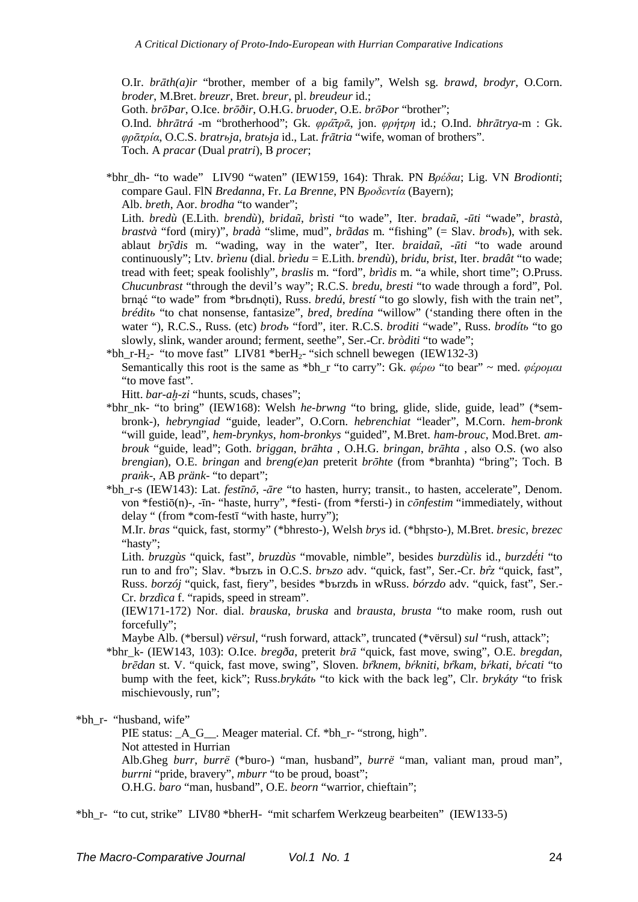O.Ir. *brāth(a)ir* "brother, member of a big family", Welsh sg. *brawd*, *brodyr*, O.Corn. *broder*, M.Bret. *breuzr*, Bret. *breur*, pl. *breudeur* id.;
Goth. *brōÞar*, O.Ice. *brōðir*, O.H.G. *bruoder*, O.E. *brōÞor* "brother";
O.Ind. *bhrātrá* -m "brotherhood"; Gk. *φρᾱ́τρᾱ*, jon. *φρήτρη* id.; O.Ind. *bhrātrya*-m : Gk. *φρᾱτρία*, O.C.S. *bratrьja*, *bratьja* id., Lat. *frātria* "wife, woman of brothers".
Toch. A *pracar* (Dual *pratri*), B *procer*;

*bhr_dh- "to wade"  LIV90 "waten" (IEW159, 164): Thrak. PN *Βρέδαι*; Lig. VN *Brodionti*; compare Gaul. FlN *Bredanna*, Fr. *La Brenne*, PN *Βροδεντία* (Bayern);
Alb. *breth*, Aor. *brodha* "to wander";
Lith. *bredù* (E.Lith. *brendù*), *bridaũ*, *brìsti* "to wade", Iter. *bradaũ*, *-ūti* "wade", *brastà*, *brastvà* "ford (miry)", *bradà* "slime, mud", *brãdas* m. "fishing" (= Slav. *brodъ*), with sek. ablaut *brỹdis* m. "wading, way in the water", Iter. *braidaũ*, *-ūti* "to wade around continuously"; Ltv. *brìenu* (dial. *brìedu* = E.Lith. *brendù*), *bridu*, *brist*, Iter. *bradât* "to wade; tread with feet; speak foolishly", *braslis* m. "ford", *brìdis* m. "a while, short time"; O.Pruss. *Chucunbrast* "through the devil's way"; R.C.S. *bredu*, *bresti* "to wade through a ford", Pol. brnąć "to wade" from *brъdnǫti), Russ. *bredú*, *brestí* "to go slowly, fish with the train net", *bréditь* "to chat nonsense, fantasize", *bred*, *bredína* "willow" ('standing there often in the water "), R.C.S., Russ. (etc) *brodъ* "ford", iter. R.C.S. *broditi* "wade", Russ. *brodítь* "to go slowly, slink, wander around; ferment, seethe", Ser.-Cr. *bròditi* "to wade";

*bh_r-H₂- "to move fast"  LIV81 *berH₂- "sich schnell bewegen  (IEW132-3)
Semantically this root is the same as *bh_r "to carry": Gk. *φέρω* "to bear" ~ med. *φέρομαι* "to move fast".
Hitt. *bar-aḫ-zi* "hunts, scuds, chases";

*bhr_nk- "to bring" (IEW168): Welsh *he-brwng* "to bring, glide, slide, guide, lead" (*sem-bronk-), *hebryngiad* "guide, leader", O.Corn. *hebrenchiat* "leader", M.Corn. *hem-bronk* "will guide, lead", *hem-brynkys*, *hom-bronkys* "guided", M.Bret. *ham-brouc*, Mod.Bret. *am-brouk* "guide, lead"; Goth. *briggan*, *brāhta* , O.H.G. *bringan*, *brāhta* , also O.S. (wo also *brengian*), O.E. *bringan* and *breng(e)an* preterit *brōhte* (from *branhta) "bring"; Toch. B *praṅk*-, AB *pränk*- "to depart";

*bh_r-s (IEW143): Lat. *festīnō*, *-āre* "to hasten, hurry; transit., to hasten, accelerate", Denom. von *festiō(n)-, -īn- "haste, hurry", *festi- (from *fersti-) in *cōnfestim* "immediately, without delay " (from *com-festī "with haste, hurry");
M.Ir. *bras* "quick, fast, stormy" (*bhresto-), Welsh *brys* id. (*bhr̥sto-), M.Bret. *bresic*, *brezec* "hasty";
Lith. *bruzgùs* "quick, fast", *bruzdùs* "movable, nimble", besides *burzdùlis* id., *burzdė́ti* "to run to and fro"; Slav. *bъrzъ in O.C.S. *brъzo* adv. "quick, fast", Ser.-Cr. *br̂z* "quick, fast", Russ. *borzój* "quick, fast, fiery", besides *bъrzdъ in wRuss. *bórzdo* adv. "quick, fast", Ser.-Cr. *brzdìca* f. "rapids, speed in stream".
(IEW171-172) Nor. dial. *brauska*, *bruska* and *brausta*, *brusta* "to make room, rush out forcefully";
Maybe Alb. (*bersul) *vërsul*, "rush forward, attack", truncated (*vërsul) *sul* "rush, attack";

*bhr_k- (IEW143, 103): O.Ice. *bregða*, preterit *brā* "quick, fast move, swing", O.E. *bregdan*, *brēdan* st. V. "quick, fast move, swing", Sloven. *br̂knem*, *bŕkniti*, *br̂kam*, *bŕkati*, *bŕcati* "to bump with the feet, kick"; Russ.*brykátь* "to kick with the back leg", Clr. *brykáty* "to frisk mischievously, run";

*bh_r- "husband, wife"
PIE status: _A_G__. Meager material. Cf. *bh_r- "strong, high".
Not attested in Hurrian
Alb.Gheg *burr*, *burrë* (*buro-) "man, husband", *burrë* "man, valiant man, proud man", *burrni* "pride, bravery", *mburr* "to be proud, boast";
O.H.G. *baro* "man, husband", O.E. *beorn* "warrior, chieftain";

*bh_r- "to cut, strike"  LIV80 *bherH- "mit scharfem Werkzeug bearbeiten"  (IEW133-5)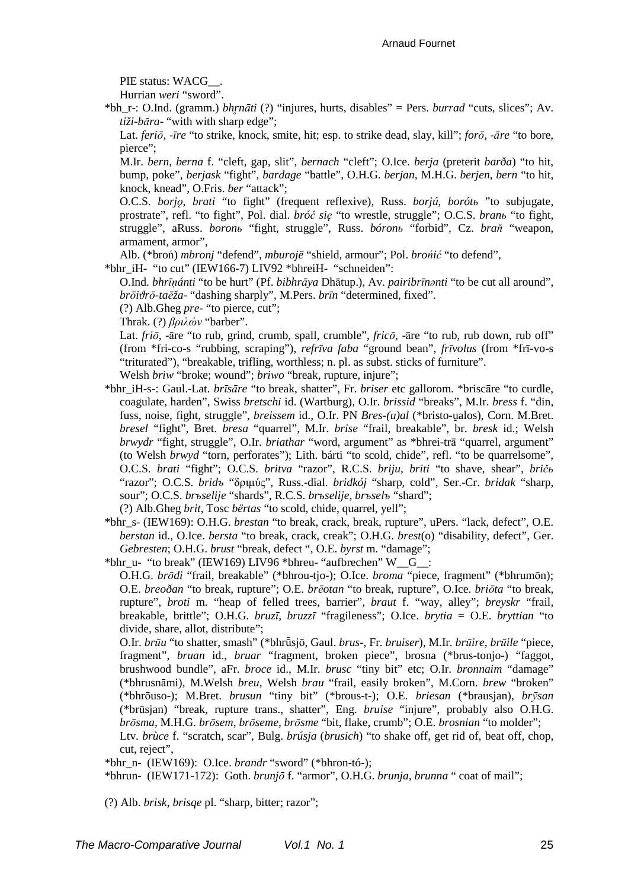PIE status: WACG__.

Hurrian *weri* "sword".

*bh_r-: O.Ind. (gramm.) *bhr̥nāti* (?) "injures, hurts, disables" = Pers. *burrad* "cuts, slices"; Av. *tiži-bāra-* "with with sharp edge";

Lat. *feriō*, *-īre* "to strike, knock, smite, hit; esp. to strike dead, slay, kill"; *forō*, *-āre* "to bore, pierce";

M.Ir. *bern*, *berna* f. "cleft, gap, slit", *bernach* "cleft"; O.Ice. *berja* (preterit *barða*) "to hit, bump, poke", *berjask* "fight", *bardage* "battle", O.H.G. *berjan*, M.H.G. *berjen*, *bern* "to hit, knock, knead", O.Fris. *ber* "attack";

O.C.S. *borjǫ*, *brati* "to fight" (frequent reflexive), Russ. *borjú*, *borótь* "to subjugate, prostrate", refl. "to fight", Pol. dial. *bróć się* "to wrestle, struggle"; O.C.S. *branь* "to fight, struggle", aRuss. *boronь* "fight, struggle", Russ. *bóronь* "forbid", Cz. *braň* "weapon, armament, armor",

Alb. (*broń) *mbronj* "defend", *mburojë* "shield, armour"; Pol. *brońić* "to defend",

*bhr_iH- "to cut" (IEW166-7) LIV92 *bhreiH- "schneiden":

O.Ind. *bhrīṇánti* "to be hurt" (Pf. *bibhrāya* Dhātup.), Av. *pairibrīnənti* "to be cut all around", *brōiϑrō-taēža-* "dashing sharply", M.Pers. *brīn* "determined, fixed".

(?) Alb.Gheg *pre-* "to pierce, cut";

Thrak. (?) *βριλών* "barber".

Lat. *friō*, -āre "to rub, grind, crumb, spall, crumble", *fricō*, -āre "to rub, rub down, rub off" (from *fri-co-s "rubbing, scraping"), *refrīva faba* "ground bean", *frīvolus* (from *frī-vo-s "triturated"), "breakable, trifling, worthless; n. pl. as subst. sticks of furniture".

Welsh *briw* "broke; wound"; *briwo* "break, rupture, injure";

*bhr_iH-s-: Gaul.-Lat. *brīsāre* "to break, shatter", Fr. *briser* etc gallorom. *briscāre "to curdle, coagulate, harden", Swiss *bretschi* id. (Wartburg), O.Ir. *brissid* "breaks", M.Ir. *bress* f. "din, fuss, noise, fight, struggle", *breissem* id., O.Ir. PN *Bres-(u)al* (*bristo-u̯alos), Corn. M.Bret. *bresel* "fight", Bret. *bresa* "quarrel", M.Ir. *brise* "frail, breakable", br. *bresk* id.; Welsh *brwydr* "fight, struggle", O.Ir. *briathar* "word, argument" as *bhrei-trā "quarrel, argument" (to Welsh *brwyd* "torn, perforates"); Lith. bárti "to scold, chide", refl. "to be quarrelsome", O.C.S. *brati* "fight"; O.C.S. *britva* "razor", R.C.S. *briju*, *briti* "to shave, shear", *bričь* "razor"; O.C.S. *bridъ* "δριμύς", Russ.-dial. *bridkój* "sharp, cold", Ser.-Cr. *bridak* "sharp, sour"; O.C.S. *brъselije* "shards", R.C.S. *brъselije*, *brъselь* "shard";

(?) Alb.Gheg *brit*, Tosc *bërtas* "to scold, chide, quarrel, yell";

*bhr_s- (IEW169): O.H.G. *brestan* "to break, crack, break, rupture", uPers. "lack, defect", O.E. *berstan* id., O.Ice. *bersta* "to break, crack, creak"; O.H.G. *brest*(o) "disability, defect", Ger. *Gebresten*; O.H.G. *brust* "break, defect ", O.E. *byrst* m. "damage";

*bhr_u- "to break" (IEW169) LIV96 *bhreu- "aufbrechen" W__G__:

O.H.G. *brōdi* "frail, breakable" (*bhrou-tjo-); O.Ice. *broma* "piece, fragment" (*bhrumōn); O.E. *breoðan* "to break, rupture"; O.E. *brēotan* "to break, rupture", O.Ice. *briōta* "to break, rupture", *broti* m. "heap of felled trees, barrier", *braut* f. "way, alley"; *breyskr* "frail, breakable, brittle"; O.H.G. *bruzī*, *bruzzī* "fragileness"; O.Ice. *brytia* = O.E. *bryttian* "to divide, share, allot, distribute";

O.Ir. *brūu* "to shatter, smash" (*bhrū̆sjō, Gaul. *brus-*, Fr. *bruiser*), M.Ir. *brūire*, *brūile* "piece, fragment", *bruan* id., *bruar* "fragment, broken piece", brosna (*brus-tonjo-) "faggot, brushwood bundle", aFr. *broce* id., M.Ir. *bruse* "tiny bit" etc; O.Ir. *bronnaim* "damage" (*bhrusnāmi), M.Welsh *breu*, Welsh *brau* "frail, easily broken", M.Corn. *brew* "broken" (*bhrōuso-); M.Bret. *brusun* "tiny bit" (*brous-t-); O.E. *briesan* (*brausjan), *brȳsan* (*brūsjan) "break, rupture trans., shatter", Eng. *bruise* "injure", probably also O.H.G. *brōsma*, M.H.G. *brōsem*, *brōseme*, *brōsme* "bit, flake, crumb"; O.E. *brosnian* "to molder";

Ltv. *brùce* f. "scratch, scar", Bulg. *brúsja* (*brusich*) "to shake off, get rid of, beat off, chop, cut, reject",

*bhr_n- (IEW169): O.Ice. *brandr* "sword" (*bhron-tó-);

*bhrun- (IEW171-172): Goth. *brunjō* f. "armor", O.H.G. *brunja*, *brunna* " coat of mail";

(?) Alb. *brisk*, *brisqe* pl. "sharp, bitter; razor";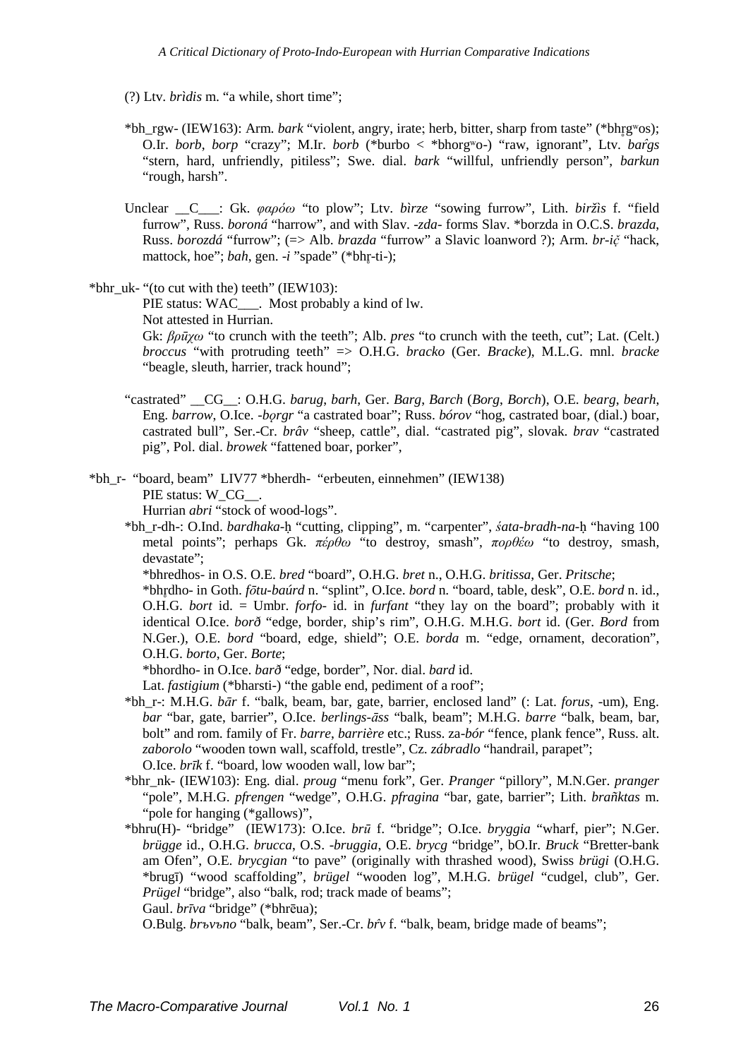(?) Ltv. *brìdis* m. "a while, short time";

*bh_rgw- (IEW163): Arm. *bark* "violent, angry, irate; herb, bitter, sharp from taste" (*bhr̥gʷos); O.Ir. *borb*, *borp* "crazy"; M.Ir. *borb* (*burbo < *bhorgʷo-) "raw, ignorant", Ltv. *bar̂gs* "stern, hard, unfriendly, pitiless"; Swe. dial. *bark* "willful, unfriendly person", *barkun* "rough, harsh".

Unclear __C___: Gk. *φαρόω* "to plow"; Ltv. *bìrze* "sowing furrow", Lith. *biržìs* f. "field furrow", Russ. *boroná* "harrow", and with Slav. *-zda-* forms Slav. *borzda in O.C.S. *brazda*, Russ. *borozdá* "furrow"; (=> Alb. *brazda* "furrow" a Slavic loanword ?); Arm. *br-ič* "hack, mattock, hoe"; *bah*, gen. *-i* "spade" (*bhr̥-ti-);

*bhr_uk- "(to cut with the) teeth" (IEW103):

PIE status: WAC___. Most probably a kind of lw.

Not attested in Hurrian.

Gk: *βρūχω* "to crunch with the teeth"; Alb. *pres* "to crunch with the teeth, cut"; Lat. (Celt.) *broccus* "with protruding teeth" => O.H.G. *bracko* (Ger. *Bracke*), M.L.G. mnl. *bracke* "beagle, sleuth, harrier, track hound";

"castrated" __CG__: O.H.G. *barug*, *barh*, Ger. *Barg*, *Barch* (*Borg*, *Borch*), O.E. *bearg*, *bearh*, Eng. *barrow*, O.Ice. *-bǫrgr* "a castrated boar"; Russ. *bórov* "hog, castrated boar, (dial.) boar, castrated bull", Ser.-Cr. *brâv* "sheep, cattle", dial. "castrated pig", slovak. *brav* "castrated pig", Pol. dial. *browek* "fattened boar, porker",

*bh_r- "board, beam" LIV77 *bherdh- "erbeuten, einnehmen" (IEW138)

PIE status: W_CG__.

Hurrian *abri* "stock of wood-logs".

*bh_r-dh-: O.Ind. *bardhaka-ḥ* "cutting, clipping", m. "carpenter", *śata-bradh-na-ḥ* "having 100 metal points"; perhaps Gk. *πέρθω* "to destroy, smash", *πορθέω* "to destroy, smash, devastate";

*bhredhos- in O.S. O.E. *bred* "board", O.H.G. *bret* n., O.H.G. *britissa*, Ger. *Pritsche*;

*bhr̥dho- in Goth. *fōtu-baúrd* n. "splint", O.Ice. *bord* n. "board, table, desk", O.E. *bord* n. id., O.H.G. *bort* id. = Umbr. *forfo-* id. in *furfant* "they lay on the board"; probably with it identical O.Ice. *borð* "edge, border, ship's rim", O.H.G. M.H.G. *bort* id. (Ger. *Bord* from N.Ger.), O.E. *bord* "board, edge, shield"; O.E. *borda* m. "edge, ornament, decoration", O.H.G. *borto*, Ger. *Borte*;

*bhordho- in O.Ice. *barð* "edge, border", Nor. dial. *bard* id.

Lat. *fastigium* (*bharsti-) "the gable end, pediment of a roof";

*bh_r-: M.H.G. *bār* f. "balk, beam, bar, gate, barrier, enclosed land" (: Lat. *forus*, -um), Eng. *bar* "bar, gate, barrier", O.Ice. *berlings-āss* "balk, beam"; M.H.G. *barre* "balk, beam, bar, bolt" and rom. family of Fr. *barre*, *barrière* etc.; Russ. za-*bór* "fence, plank fence", Russ. alt. *zaborolo* "wooden town wall, scaffold, trestle", Cz. *zábradlo* "handrail, parapet";

O.Ice. *brīk* f. "board, low wooden wall, low bar";

*bhr_nk- (IEW103): Eng. dial. *proug* "menu fork", Ger. *Pranger* "pillory", M.N.Ger. *pranger* "pole", M.H.G. *pfrengen* "wedge", O.H.G. *pfragina* "bar, gate, barrier"; Lith. *brañktas* m. "pole for hanging (*gallows)",

*bhru(H)- "bridge" (IEW173): O.Ice. *brū* f. "bridge"; O.Ice. *bryggia* "wharf, pier"; N.Ger. *brügge* id., O.H.G. *brucca*, O.S. *-bruggia*, O.E. *brycg* "bridge", bO.Ir. *Bruck* "Bretter-bank am Ofen", O.E. *brycgian* "to pave" (originally with thrashed wood), Swiss *brügi* (O.H.G. *brugī) "wood scaffolding", *brügel* "wooden log", M.H.G. *brügel* "cudgel, club", Ger. *Prügel* "bridge", also "balk, rod; track made of beams";

Gaul. *brīva* "bridge" (*bhrēua);

O.Bulg. *brъvъno* "balk, beam", Ser.-Cr. *brȋv* f. "balk, beam, bridge made of beams";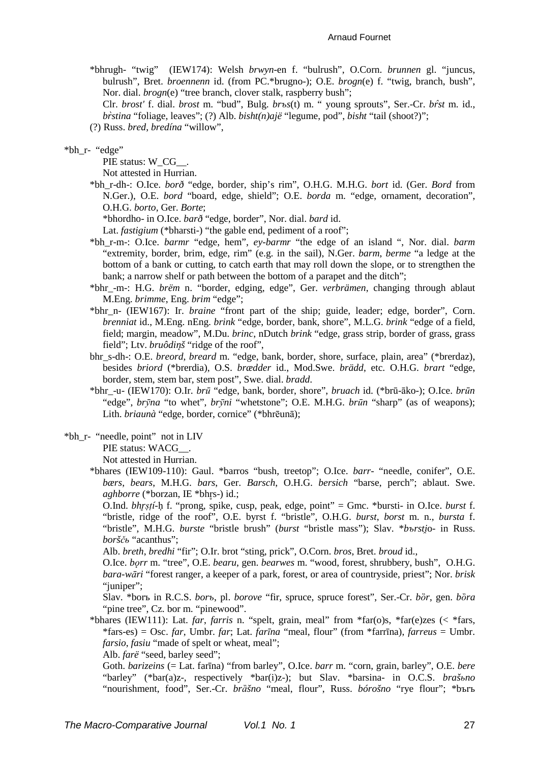*bhrugh- "twig" (IEW174): Welsh *brwyn*-en f. "bulrush", O.Corn. *brunnen* gl. "juncus, bulrush", Bret. *broennenn* id. (from PC.*brugno-); O.E. *brogn*(e) f. "twig, branch, bush", Nor. dial. *brogn*(e) "tree branch, clover stalk, raspberry bush";

Clr. *brost'* f. dial. *brost* m. "bud", Bulg. *brъs*(t) m. " young sprouts", Ser.-Cr. *br̂st* m. id., *br̀stina* "foliage, leaves"; (?) Alb. *bisht(n)ajë* "legume, pod", *bisht* "tail (shoot?)";

(?) Russ. *bred*, *bredína* "willow",

*bh_r- "edge"

PIE status: W_CG__.

Not attested in Hurrian.

*bh_r-dh-: O.Ice. *borð* "edge, border, ship's rim", O.H.G. M.H.G. *bort* id. (Ger. *Bord* from N.Ger.), O.E. *bord* "board, edge, shield"; O.E. *borda* m. "edge, ornament, decoration", O.H.G. *borto*, Ger. *Borte*;

*bhordho- in O.Ice. *barð* "edge, border", Nor. dial. *bard* id.

Lat. *fastigium* (*bharsti-) "the gable end, pediment of a roof";

*bh_r-m-: O.Ice. *barmr* "edge, hem", *ey-barmr* "the edge of an island ", Nor. dial. *barm* "extremity, border, brim, edge, rim" (e.g. in the sail), N.Ger. *barm*, *berme* "a ledge at the bottom of a bank or cutting, to catch earth that may roll down the slope, or to strengthen the bank; a narrow shelf or path between the bottom of a parapet and the ditch";

*bhr_-m-: H.G. *brëm* n. "border, edging, edge", Ger. *verbrämen*, changing through ablaut M.Eng. *brimme*, Eng. *brim* "edge";

*bhr_n- (IEW167): Ir. *braine* "front part of the ship; guide, leader; edge, border", Corn. *brenniat* id., M.Eng. nEng. *brink* "edge, border, bank, shore", M.L.G. *brink* "edge of a field, field; margin, meadow", M.Du. *brinc*, nDutch *brink* "edge, grass strip, border of grass, grass field"; Ltv. *bruôdiņš* "ridge of the roof",

bhr_s-dh-: O.E. *breord*, *breard* m. "edge, bank, border, shore, surface, plain, area" (*brerdaz), besides *briord* (*brerdia), O.S. *brædder* id., Mod.Swe. *brädd*, etc. O.H.G. *brart* "edge, border, stem, stem bar, stem post", Swe. dial. *bradd*.

*bhr_-u- (IEW170): O.Ir. *brū* "edge, bank, border, shore", *bruach* id. (*brū-āko-); O.Ice. *brūn* "edge", *brȳna* "to whet", *brȳni* "whetstone"; O.E. M.H.G. *brūn* "sharp" (as of weapons); Lith. *briaunà* "edge, border, cornice" (*bhrēunā);

*bh_r- "needle, point" not in LIV

PIE status: WACG__.

Not attested in Hurrian.

*bhares (IEW109-110): Gaul. *barros "bush, treetop"; O.Ice. *barr-* "needle, conifer", O.E. *bærs*, *bears*, M.H.G. *bars*, Ger. *Barsch*, O.H.G. *bersich* "barse, perch"; ablaut. Swe. *aghborre* (*borzan, IE *bhr̥s-) id.;

O.Ind. *bhr̥ṣṭí-ḥ* f. "prong, spike, cusp, peak, edge, point" = Gmc. *bursti- in O.Ice. *burst* f. "bristle, ridge of the roof", O.E. byrst f. "bristle", O.H.G. *burst*, *borst* m. n., *bursta* f. "bristle", M.H.G. *burste* "bristle brush" (*burst* "bristle mass"); Slav. **bъrst̯io*- in Russ. *borščь* "acanthus";

Alb. *breth*, *bredhi* "fir"; O.Ir. brot "sting, prick", O.Corn. *bros*, Bret. *broud* id.,

O.Ice. *bǫrr* m. "tree", O.E. *bearu*, gen. *bearwes* m. "wood, forest, shrubbery, bush", O.H.G. *bara-wāri* "forest ranger, a keeper of a park, forest, or area of countryside, priest"; Nor. *brisk* "juniper";

Slav. *borъ in R.C.S. *borъ*, pl. *borove* "fir, spruce, spruce forest", Ser.-Cr. *bȍr*, gen. *bȍra* "pine tree", Cz. bor m. "pinewood".

*bhares (IEW111): Lat. *far*, *farris* n. "spelt, grain, meal" from *far(o)s, *far(e)zes (< *fars, *fars-es) = Osc. *far*, Umbr. *far*; Lat. *farīna* "meal, flour" (from *farrīna), *farreus* = Umbr. *farsio*, *fasiu* "made of spelt or wheat, meal";

Alb. *farë* "seed, barley seed";

Goth. *barizeins* (= Lat. farīna) "from barley", O.Ice. *barr* m. "corn, grain, barley", O.E. *bere* "barley" (*bar(a)z-, respectively *bar(i)z-); but Slav. *barsina- in O.C.S. *brašьno* "nourishment, food", Ser.-Cr. *brȁšno* "meal, flour", Russ. *bórošno* "rye flour"; *bъrъ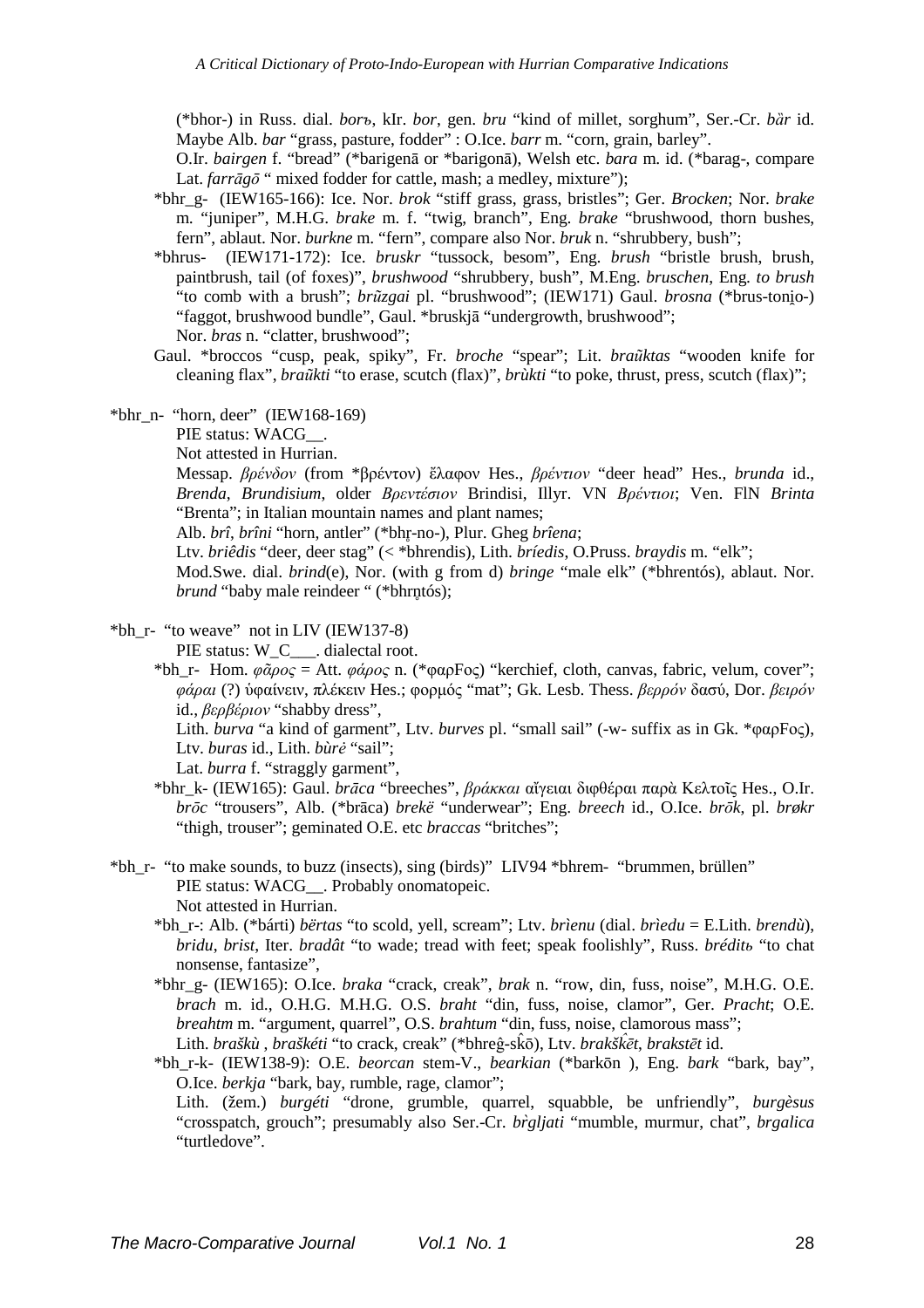(*bhor-) in Russ. dial. *borъ*, kIr. *bor*, gen. *bru* "kind of millet, sorghum", Ser.-Cr. *bȁr* id. Maybe Alb. *bar* "grass, pasture, fodder" : O.Ice. *barr* m. "corn, grain, barley".

O.Ir. *bairgen* f. "bread" (*barigenā or *barigonā), Welsh etc. *bara* m. id. (*barag-, compare Lat. *farrāgō* " mixed fodder for cattle, mash; a medley, mixture");

*bhr_g- (IEW165-166): Ice. Nor. *brok* "stiff grass, grass, bristles"; Ger. *Brocken*; Nor. *brake* m. "juniper", M.H.G. *brake* m. f. "twig, branch", Eng. *brake* "brushwood, thorn bushes, fern", ablaut. Nor. *burkne* m. "fern", compare also Nor. *bruk* n. "shrubbery, bush";

*bhrus- (IEW171-172): Ice. *bruskr* "tussock, besom", Eng. *brush* "bristle brush, brush, paintbrush, tail (of foxes)", *brushwood* "shrubbery, bush", M.Eng. *bruschen*, Eng. *to brush* "to comb with a brush"; *brũzgai* pl. "brushwood"; (IEW171) Gaul. *brosna* (*brus-toni̯o-) "faggot, brushwood bundle", Gaul. *bruskjā "undergrowth, brushwood";

Nor. *bras* n. "clatter, brushwood";

Gaul. *broccos "cusp, peak, spiky", Fr. *broche* "spear"; Lit. *braũktas* "wooden knife for cleaning flax", *braũkti* "to erase, scutch (flax)", *brùkti* "to poke, thrust, press, scutch (flax)";

*bhr_n- "horn, deer" (IEW168-169)

PIE status: WACG__.

Not attested in Hurrian.

Messap. *βρένδον* (from *βρέντον) ἔλαφον Hes., *βρέντιον* "deer head" Hes., *brunda* id., *Brenda*, *Brundisium*, older *Βρεντέσιον* Brindisi, Illyr. VN *Βρέντιοι*; Ven. FlN *Brinta* "Brenta"; in Italian mountain names and plant names;

Alb. *brî*, *brîni* "horn, antler" (*bhr̥-no-), Plur. Gheg *brîena*;

Ltv. *briêdis* "deer, deer stag" (< *bhrendis), Lith. *bríedis*, O.Pruss. *braydis* m. "elk";

Mod.Swe. dial. *brind*(e), Nor. (with g from d) *bringe* "male elk" (*bhrentós), ablaut. Nor. *brund* "baby male reindeer " (*bhrn̥tós);

*bh_r- "to weave" not in LIV (IEW137-8)

PIE status: W_C___. dialectal root.

*bh_r- Hom. *φᾶρος* = Att. *φάρος* n. (*φαρϝος) "kerchief, cloth, canvas, fabric, velum, cover"; *φάραι* (?) ὑφαίνειν, πλέκειν Hes.; φορμός "mat"; Gk. Lesb. Thess. *βερρόν* δασύ, Dor. *βειρόν* id., *βερβέριον* "shabby dress",

Lith. *burva* "a kind of garment", Ltv. *burves* pl. "small sail" (-w- suffix as in Gk. *φαρϝος), Ltv. *buras* id., Lith. *bùrė* "sail";

Lat. *burra* f. "straggly garment",

*bhr_k- (IEW165): Gaul. *brāca* "breeches", *βράκκαι* αἴγειαι διφθέραι παρὰ Κελτοῖς Hes., O.Ir. *brōc* "trousers", Alb. (*brāca) *brekë* "underwear"; Eng. *breech* id., O.Ice. *brōk*, pl. *brøkr* "thigh, trouser"; geminated O.E. etc *braccas* "britches";

*bh_r- "to make sounds, to buzz (insects), sing (birds)" LIV94 *bhrem- "brummen, brüllen"

PIE status: WACG__. Probably onomatopeic.

Not attested in Hurrian.

*bh_r-: Alb. (*bárti) *bërtas* "to scold, yell, scream"; Ltv. *brìenu* (dial. *brìedu* = E.Lith. *brendù*), *bridu*, *brist*, Iter. *bradât* "to wade; tread with feet; speak foolishly", Russ. *brédit'* "to chat nonsense, fantasize",

*bhr_g- (IEW165): O.Ice. *braka* "crack, creak", *brak* n. "row, din, fuss, noise", M.H.G. O.E. *brach* m. id., O.H.G. M.H.G. O.S. *braht* "din, fuss, noise, clamor", Ger. *Pracht*; O.E. *breahtm* m. "argument, quarrel", O.S. *brahtum* "din, fuss, noise, clamorous mass";

Lith. *braškù* , *braškéti* "to crack, creak" (*bhreĝ-sk̂ō), Ltv. *brakšk̂ēt*, *brakstēt* id.

*bh_r-k- (IEW138-9): O.E. *beorcan* stem-V., *bearkian* (*barkōn ), Eng. *bark* "bark, bay", O.Ice. *berkja* "bark, bay, rumble, rage, clamor";

Lith. (žem.) *burgéti* "drone, grumble, quarrel, squabble, be unfriendly", *burgèsus* "crosspatch, grouch"; presumably also Ser.-Cr. *bȑgljati* "mumble, murmur, chat", *brgalica* "turtledove".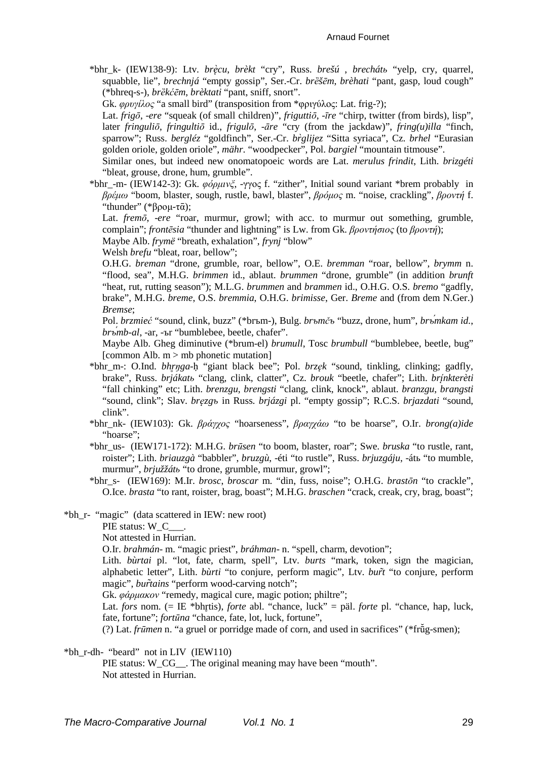*bhr_k- (IEW138-9): Ltv. *brèçu*, *brèkt* "cry", Russ. *brešú* , *brechátь* "yelp, cry, quarrel, squabble, lie", *brechnjá* "empty gossip", Ser.-Cr. *brȅšēm*, *brèhati* "pant, gasp, loud cough" (*bhreq-s-), *brȅkćēm*, *brèktati* "pant, sniff, snort".

Gk. *φρυγίλος* "a small bird" (transposition from *φριγύλος: Lat. frig-?);

Lat. *frigō*, *-ere* "squeak (of small children)", *friguttiō*, *-īre* "chirp, twitter (from birds), lisp", later *fringuliō*, *fringultiō* id., *frigulō*, *-āre* "cry (from the jackdaw)", *fring(u)illa* "finch, sparrow"; Russ. *bergléz* "goldfinch", Ser.-Cr. *br̀glijez* "Sitta syriaca", Cz. *brhel* "Eurasian golden oriole, golden oriole", *mähr*. "woodpecker", Pol. *bargiel* "mountain titmouse".

Similar ones, but indeed new onomatopoeic words are Lat. *merulus frindit*, Lith. *brizgéti* "bleat, grouse, drone, hum, grumble".

*bhr_-m- (IEW142-3): Gk. *φόρμιγξ*, *-γγος* f. "zither", Initial sound variant *brem probably in *βρέμω* "boom, blaster, sough, rustle, bawl, blaster", *βρόμος* m. "noise, crackling", *βροντή* f. "thunder" (*βρομ-τᾱ);

Lat. *fremō*, *-ere* "roar, murmur, growl; with acc. to murmur out something, grumble, complain"; *frontēsia* "thunder and lightning" is Lw. from Gk. *βροντήσιος* (to *βροντή*);

Maybe Alb. *frymë* "breath, exhalation", *frynj* "blow"

Welsh *brefu* "bleat, roar, bellow";

O.H.G. *breman* "drone, grumble, roar, bellow", O.E. *bremman* "roar, bellow", *brymm* n. "flood, sea", M.H.G. *brimmen* id., ablaut. *brummen* "drone, grumble" (in addition *brunft* "heat, rut, rutting season"); M.L.G. *brummen* and *brammen* id., O.H.G. O.S. *bremo* "gadfly, brake", M.H.G. *breme*, O.S. *bremmia*, O.H.G. *brimisse*, Ger. *Breme* and (from dem N.Ger.) *Bremse*;

Pol. *brzmieć* "sound, clink, buzz" (*brъm-), Bulg. *brъmčъ* "buzz, drone, hum", *brъ́mkam id.*, *brъ́mb-al*, -ar, -ъr "bumblebee, beetle, chafer".

Maybe Alb. Gheg diminutive (*brum-el) *brumull*, Tosc *brumbull* "bumblebee, beetle, bug" [common Alb. m > mb phonetic mutation]

*bhr_m-: O.Ind. *bhr̥ŋga-ḥ* "giant black bee"; Pol. *brzęk* "sound, tinkling, clinking; gadfly, brake", Russ. *brjákatь* "clang, clink, clatter", Cz. *brouk* "beetle, chafer"; Lith. *brį́nkterèti* "fall chinking" etc; Lith. *brenzgu*, *brengsti* "clang, clink, knock", ablaut. *branzgu*, *brangsti* "sound, clink"; Slav. *bręzgъ* in Russ. *brjázgi* pl. "empty gossip"; R.C.S. *brjazdati* "sound, clink".

*bhr_nk- (IEW103): Gk. *βράγχος* "hoarseness", *βραγχάω* "to be hoarse", O.Ir. *brong(a)ide* "hoarse";

*bhr_us- (IEW171-172): M.H.G. *brūsen* "to boom, blaster, roar"; Swe. *bruska* "to rustle, rant, roister"; Lith. *briauzgà* "babbler", *bruzgù*, -éti "to rustle", Russ. *brjuzgáju*, -átь "to mumble, murmur", *brjuzžátь* "to drone, grumble, murmur, growl";

*bhr_s- (IEW169): M.Ir. *brosc*, *broscar* m. "din, fuss, noise"; O.H.G. *brastōn* "to crackle", O.Ice. *brasta* "to rant, roister, brag, boast"; M.H.G. *braschen* "crack, creak, cry, brag, boast";

*bh_r- "magic" (data scattered in IEW: new root)

PIE status: W_C___.

Not attested in Hurrian.

O.Ir. *brahmán-* m. "magic priest", *bráhman-* n. "spell, charm, devotion";

Lith. *bùrtai* pl. "lot, fate, charm, spell", Ltv. *burts* "mark, token, sign the magician, alphabetic letter", Lith. *bùrti* "to conjure, perform magic", Ltv. *bur̃t* "to conjure, perform magic", *bur̃tains* "perform wood-carving notch";

Gk. *φάρμακον* "remedy, magical cure, magic potion; philtre";

Lat. *fors* nom. (= IE *bhr̥tis), *forte* abl. "chance, luck" = päl. *forte* pl. "chance, hap, luck, fate, fortune"; *fortūna* "chance, fate, lot, luck, fortune",

(?) Lat. *frūmen* n. "a gruel or porridge made of corn, and used in sacrifices" (*frūg-smen);

*bh_r-dh- "beard" not in LIV (IEW110)

PIE status: W_CG__. The original meaning may have been "mouth".

Not attested in Hurrian.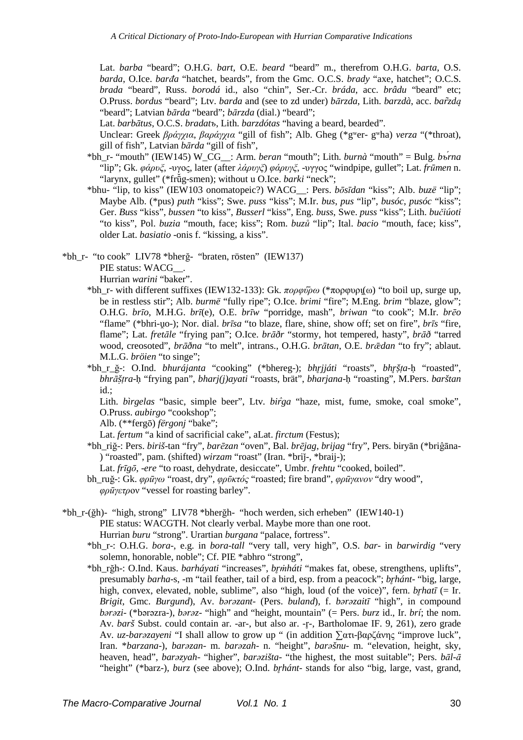Lat. *barba* "beard"; O.H.G. *bart*, O.E. *beard* "beard" m., therefrom O.H.G. *barta*, O.S. *barda*, O.Ice. *barđa* "hatchet, beards", from the Gmc. O.C.S. *brady* "axe, hatchet"; O.C.S. *brada* "beard", Russ. *borodá* id., also "chin", Ser.-Cr. *bráda*, acc. *brâdu* "beard" etc; O.Pruss. *bordus* "beard"; Ltv. *barda* and (see to zd under) *bārzda*, Lith. *barzdà*, acc. *bar̃zdą* "beard"; Latvian *bārda* "beard"; *bārzda* (dial.) "beard";

Lat. *barbātus*, O.C.S. *bradatъ*, Lith. *barzdótas* "having a beard, bearded".

Unclear: Greek *βράγχια*, *βαράγχια* "gill of fish"; Alb. Gheg (*gʷer- gʷha) *verza* "(*throat), gill of fish", Latvian *bārda* "gill of fish",

- *bh_r- "mouth" (IEW145) W_CG__: Arm. *beran* "mouth"; Lith. *burnà* "mouth" = Bulg. *bъ́rna* "lip"; Gk. *φάρυξ*, -υγος, later (after *λάρυγξ*) *φάρυγξ*, -υγγος "windpipe, gullet"; Lat. *frūmen* n. "larynx, gullet" (*frūg-smen); without u O.Ice. *barki* "neck";
- *bhu- "lip, to kiss" (IEW103 onomatopeic?) WACG__: Pers. *bōsīdan* "kiss"; Alb. *buzë* "lip"; Maybe Alb. (*pus) *puth* "kiss"; Swe. *puss* "kiss"; M.Ir. *bus*, *pus* "lip", *busóc*, *pusóc* "kiss"; Ger. *Buss* "kiss", *bussen* "to kiss", *Busserl* "kiss", Eng. *buss*, Swe. *puss* "kiss"; Lith. *bučiúoti* "to kiss", Pol. *buzia* "mouth, face; kiss"; Rom. *buzů* "lip"; Ital. *bacio* "mouth, face; kiss", older Lat. *basiatio* -onis f. "kissing, a kiss".

*bh_r- "to cook" LIV78 *bherĝ- "braten, rösten" (IEW137)

PIE status: WACG__.

Hurrian *warini* "baker".

- *bh_r- with different suffixes (IEW132-133): Gk. *πορφύρω* (*πορφυρι̯(ω) "to boil up, surge up, be in restless stir"; Alb. *burmë* "fully ripe"; O.Ice. *brimi* "fire"; M.Eng. *brim* "blaze, glow"; O.H.G. *brīo*, M.H.G. *brī*(e), O.E. *brīw* "porridge, mash", *briwan* "to cook"; M.Ir. *brēo* "flame" (*bhri-u̯o-); Nor. dial. *brīsa* "to blaze, flare, shine, show off; set on fire", *brīs* "fire, flame"; Lat. *fretāle* "frying pan"; O.Ice. *brāðr* "stormy, hot tempered, hasty", *brāð* "tarred wood, creosoted", *brāðna* "to melt", intrans., O.H.G. *brātan*, O.E. *brǣdan* "to fry"; ablaut. M.L.G. *bröien* "to singe";
- *bh_r_ĝ-: O.Ind. *bhurájanta* "cooking" (*bhereg-); *bhr̥jjáti* "roasts", *bhr̥ṣṭa-ḥ* "roasted", *bhrāṣṭra-ḥ* "frying pan", *bharj(j)ayati* "roasts, brät", *bharjana-ḥ* "roasting", M.Pers. *barštan* id.;

  Lith. *bìrgelas* "basic, simple beer", Ltv. *bir̂ga* "haze, mist, fume, smoke, coal smoke", O.Pruss. *aubirgo* "cookshop";

  Alb. (**fergō) *fërgonj* "bake";

  Lat. *fertum* "a kind of sacrificial cake", aLat. *firctum* (Festus);
- *bh_riĝ-: Pers. *biriš*-tan "fry", *barēzan* "oven", Bal. *brējag*, *brijag* "fry", Pers. biryān (*briĝāna-) "roasted", pam. (shifted) *wirzam* "roast" (Iran. *brij-, *braij-);

  Lat. *frīgō*, *-ere* "to roast, dehydrate, desiccate", Umbr. *frehtu* "cooked, boiled".
- bh_ruĝ-: Gk. *φρῡ́γω* "roast, dry", *φρῡκτός* "roasted; fire brand", *φρῡ́γανον* "dry wood", *φρῡ́γετρ*ον "vessel for roasting barley".

*bh_r-(ĝh)- "high, strong" LIV78 *bherĝh- "hoch werden, sich erheben" (IEW140-1)

PIE status: WACGTH. Not clearly verbal. Maybe more than one root.

Hurrian *buru* "strong". Urartian *burgana* "palace, fortress".

- *bh_r-: O.H.G. *bora-*, e.g. in *bora-tall* "very tall, very high", O.S. *bar-* in *barwirdig* "very solemn, honorable, noble"; Cf. PIE *abhro "strong",
- *bh_rĝh-: O.Ind. Kaus. *barháyati* "increases", *br̥ṁháti* "makes fat, obese, strengthens, uplifts", presumably *barha*-s, -m "tail feather, tail of a bird, esp. from a peacock"; *br̥hánt-* "big, large, high, convex, elevated, noble, sublime", also "high, loud (of the voice)", fern. *br̥hatī* (= Ir. *Brigit*, Gmc. *Burgund*), Av. *bərəzant-* (Pers. *buland*), f. *bərəzaitī* "high", in compound *bərəzi-* (*bərəzra-), *bərəz-* "high" and "height, mountain" (= Pers. *burz* id., Ir. *brí*; the nom. Av. *barš* Subst. could contain ar. -ar-, but also ar. -r̥-, Bartholomae IF. 9, 261), zero grade Av. *uz-barəzayeni* "I shall allow to grow up " (in addition ∑ατι-βαρζάνης "improve luck", Iran. *barzana-), *barəzan-* m. *barəzah-* n. "height", *barəšnu-* m. "elevation, height, sky, heaven, head", *barəzyah-* "higher", *barəzišta-* "the highest, the most suitable"; Pers. *bāl-ā* "height" (*barz-), *burz* (see above); O.Ind. *br̥hánt-* stands for also "big, large, vast, grand,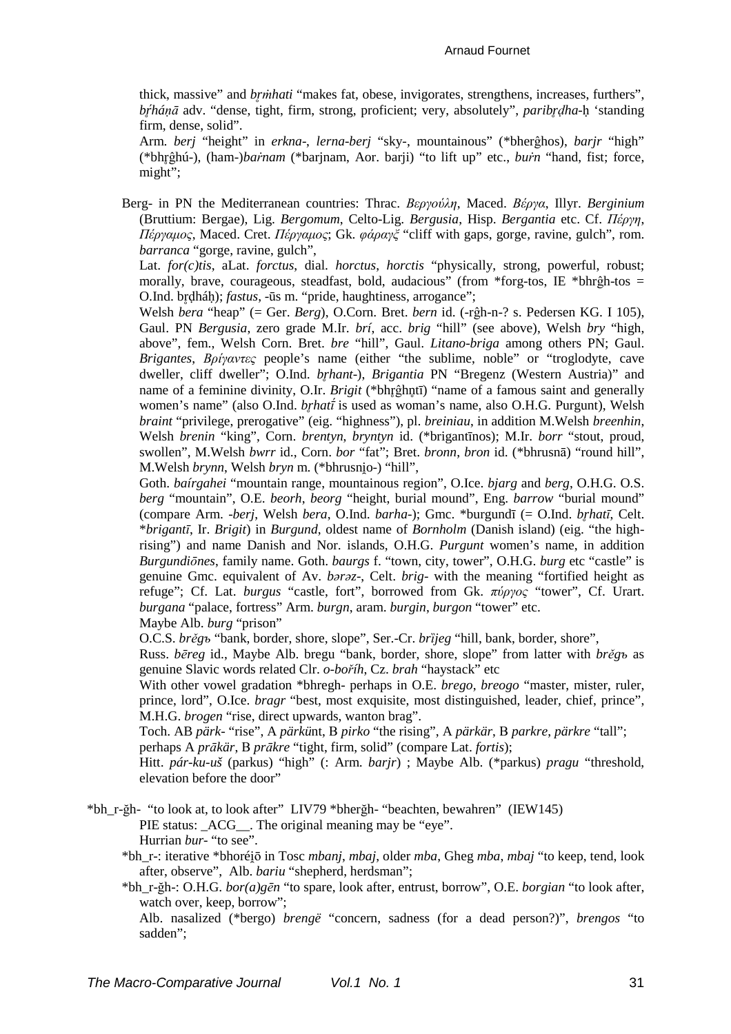thick, massive" and *bṛṁhati* "makes fat, obese, invigorates, strengthens, increases, furthers", *bṛ́háṇā* adv. "dense, tight, firm, strong, proficient; very, absolutely", *paribṛḍha-ḥ* 'standing firm, dense, solid".

Arm. *berj* "height" in *erkna-*, *lerna-berj* "sky-, mountainous" (*bherĝhos), *barjr* "high" (*bhṛĝhú-), (ham-)*baṙnam* (*barjnam, Aor. barji) "to lift up" etc., *buṙn* "hand, fist; force, might";

Berg- in PN the Mediterranean countries: Thrac. *Βεργούλη*, Maced. *Βέργα*, Illyr. *Berginium* (Bruttium: Bergae), Lig. *Bergomum*, Celto-Lig. *Bergusia*, Hisp. *Bergantia* etc. Cf. *Πέργη*, *Πέργαμος*, Maced. Cret. *Πέργαμος*; Gk. *φάραγξ* "cliff with gaps, gorge, ravine, gulch", rom. *barranca* "gorge, ravine, gulch",

Lat. *for(c)tis*, aLat. *forctus*, dial. *horctus*, *horctis* "physically, strong, powerful, robust; morally, brave, courageous, steadfast, bold, audacious" (from *forg-tos, IE *bhrĝh-tos = O.Ind. bṛḍháḥ); *fastus*, -ūs m. "pride, haughtiness, arrogance";

Welsh *bera* "heap" (= Ger. *Berg*), O.Corn. Bret. *bern* id. (-rĝh-n-? s. Pedersen KG. I 105), Gaul. PN *Bergusia*, zero grade M.Ir. *brí*, acc. *brig* "hill" (see above), Welsh *bry* "high, above", fem., Welsh Corn. Bret. *bre* "hill", Gaul. *Litano-briga* among others PN; Gaul. *Brigantes*, *Βρίγαντες* people's name (either "the sublime, noble" or "troglodyte, cave dweller, cliff dweller"; O.Ind. *bṛhant-*), *Brigantia* PN "Bregenz (Western Austria)" and name of a feminine divinity, O.Ir. *Brigit* (*bhṛĝhṇtī) "name of a famous saint and generally women's name" (also O.Ind. *bṛhatī́* is used as woman's name, also O.H.G. Purgunt), Welsh *braint* "privilege, prerogative" (eig. "highness"), pl. *breiniau*, in addition M.Welsh *breenhin*, Welsh *brenin* "king", Corn. *brentyn*, *bryntyn* id. (*brigantīnos); M.Ir. *borr* "stout, proud, swollen", M.Welsh *bwrr* id., Corn. *bor* "fat"; Bret. *bronn*, *bron* id. (*bhrusnā) "round hill", M.Welsh *brynn*, Welsh *bryn* m. (*bhrusni̯o-) "hill",

Goth. *baírgahei* "mountain range, mountainous region", O.Ice. *bjarg* and *berg*, O.H.G. O.S. *berg* "mountain", O.E. *beorh*, *beorg* "height, burial mound", Eng. *barrow* "burial mound" (compare Arm. *-berj*, Welsh *bera*, O.Ind. *barha-*); Gmc. *burgundī (= O.Ind. *bṛhatī*, Celt. **brigantī*, Ir. *Brigit*) in *Burgund*, oldest name of *Bornholm* (Danish island) (eig. "the high-rising") and name Danish and Nor. islands, O.H.G. *Purgunt* women's name, in addition *Burgundiōnes*, family name. Goth. *baurgs* f. "town, city, tower", O.H.G. *burg* etc "castle" is genuine Gmc. equivalent of Av. *bərəz-*, Celt. *brig-* with the meaning "fortified height as refuge"; Cf. Lat. *burgus* "castle, fort", borrowed from Gk. *πύργος* "tower", Cf. Urart. *burgana* "palace, fortress" Arm. *burgn*, aram. *burgin*, *burgon* "tower" etc.

Maybe Alb. *burg* "prison"

O.C.S. *brěgъ* "bank, border, shore, slope", Ser.-Cr. *brȉjeg* "hill, bank, border, shore",

Russ. *bēreg* id., Maybe Alb. bregu "bank, border, shore, slope" from latter with *brěgъ* as genuine Slavic words related Clr. *o-boříh*, Cz. *brah* "haystack" etc

With other vowel gradation *bhregh- perhaps in O.E. *brego*, *breogo* "master, mister, ruler, prince, lord", O.Ice. *bragr* "best, most exquisite, most distinguished, leader, chief, prince", M.H.G. *brogen* "rise, direct upwards, wanton brag".

Toch. AB *pärk-* "rise", A *pärkü*nt, B *pirko* "the rising", A *pärkär*, B *parkre*, *pärkre* "tall";

perhaps A *prākär*, B *prākre* "tight, firm, solid" (compare Lat. *fortis*);

Hitt. *pár-ku-uš* (parkus) "high" (: Arm. *barjr*) ; Maybe Alb. (*parkus) *pragu* "threshold, elevation before the door"

*bh_r-ğh- "to look at, to look after" LIV79 *bherğh- "beachten, bewahren" (IEW145)

PIE status: _ACG__. The original meaning may be "eye".

Hurrian *bur-* "to see".

*bh_r-: iterative *bhoréi̯ō in Tosc *mbanj*, *mbaj*, older *mba*, Gheg *mba*, *mbaj* "to keep, tend, look after, observe", Alb. *bariu* "shepherd, herdsman";

*bh_r-ğh-: O.H.G. *bor(a)gēn* "to spare, look after, entrust, borrow", O.E. *borgian* "to look after, watch over, keep, borrow";

Alb. nasalized (*bergo) *brengë* "concern, sadness (for a dead person?)", *brengos* "to sadden";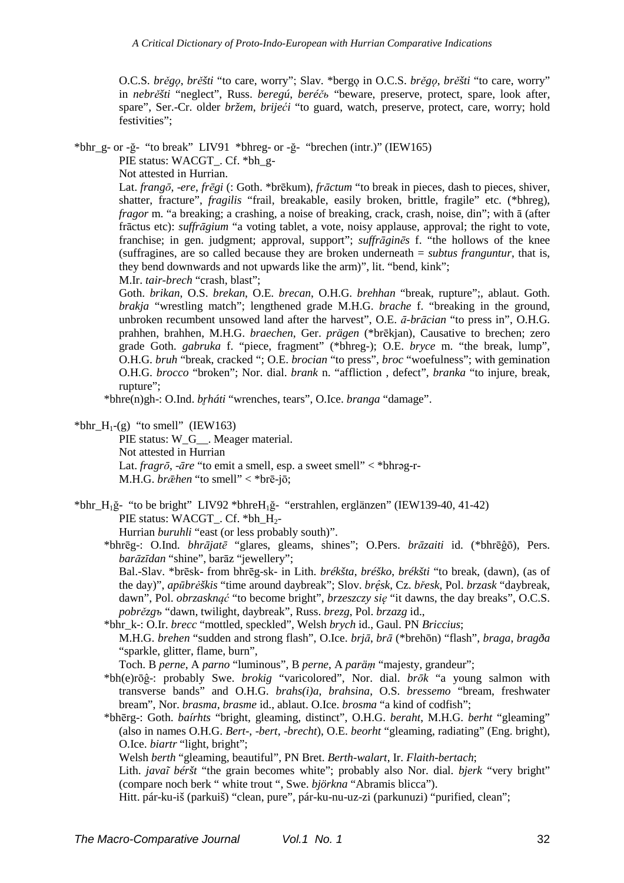O.C.S. *brěgǫ*, *brěšti* “to care, worry”; Slav. *bergǫ in O.C.S. *brěgǫ*, *brěšti* “to care, worry” in *nebrěšti* “neglect”, Russ. *beregú*, *beréčь* “beware, preserve, protect, spare, look after, spare”, Ser.-Cr. older *bržem*, *brijeći* “to guard, watch, preserve, protect, care, worry; hold festivities”;

*bhr_g- or -ğ- “to break” LIV91 *bhreg- or -ğ- “brechen (intr.)” (IEW165)

PIE status: WACGT_. Cf. *bh_g-

Not attested in Hurrian.

Lat. *frangō*, *-ere*, *frēgi* (: Goth. *brēkum), *frāctum* “to break in pieces, dash to pieces, shiver, shatter, fracture”, *fragilis* “frail, breakable, easily broken, brittle, fragile” etc. (*bhreg), *fragor* m. “a breaking; a crashing, a noise of breaking, crack, crash, noise, din”; with ā (after frāctus etc): *suffrāgium* “a voting tablet, a vote, noisy applause, approval; the right to vote, franchise; in gen. judgment; approval, support”; *suffrāginēs* f. “the hollows of the knee (suffragines, are so called because they are broken underneath = *subtus franguntur*, that is, they bend downwards and not upwards like the arm)”, lit. “bend, kink”;

M.Ir. *tair-brech* “crash, blast”;

Goth. *brikan*, O.S. *brekan*, O.E. *brecan*, O.H.G. *brehhan* “break, rupture”;, ablaut. Goth. *brakja* “wrestling match”; lengthened grade M.H.G. *brache* f. “breaking in the ground, unbroken recumbent unsowed land after the harvest”, O.E. *ā-brācian* “to press in”, O.H.G. prahhen, brahhen, M.H.G. *braechen*, Ger. *prägen* (*brēkjan), Causative to brechen; zero grade Goth. *gabruka* f. “piece, fragment” (*bhreg-); O.E. *bryce* m. “the break, lump”, O.H.G. *bruh* “break, cracked “; O.E. *brocian* “to press”, *broc* “woefulness”; with gemination O.H.G. *brocco* “broken”; Nor. dial. *brank* n. “affliction , defect”, *branka* “to injure, break, rupture”;

*bhre(n)gh-: O.Ind. *bṛháti* “wrenches, tears”, O.Ice. *branga* “damage”.

*bhr_$H_1$-(g) “to smell” (IEW163)

PIE status: W_G__. Meager material.

Not attested in Hurrian

Lat. *fragrō*, *-āre* “to emit a smell, esp. a sweet smell” < *bhrəg-r-

M.H.G. *brǣhen* “to smell” < *brē-jō;

*bhr_$H_1$ğ- “to be bright” LIV92 *bhre$H_1$ğ- “erstrahlen, erglänzen” (IEW139-40, 41-42)

PIE status: WACGT_. Cf. *bh_$H_2$-

Hurrian *buruhli* “east (or less probably south)”.

*bhrēg-: O.Ind. *bhrājatē* “glares, gleams, shines”; O.Pers. *brāzaiti* id. (*bhrēĝō), Pers. *barāzīdan* “shine”, barāz “jewellery”;

Bal.-Slav. *brēsk- from bhrēg-sk- in Lith. *brékšta*, *bréško*, *brékšti* “to break, (dawn), (as of the day)”, *apūbrė̃škis* “time around daybreak”; Slov. *brę̂sk*, Cz. *břesk*, Pol. *brzask* “daybreak, dawn”, Pol. *obrzasknąć* “to become bright”, *brzeszczy się* “it dawns, the day breaks”, O.C.S. *pobrězgъ* “dawn, twilight, daybreak”, Russ. *brezg*, Pol. *brzazg* id.,

*bhr_k-: O.Ir. *brecc* “mottled, speckled”, Welsh *brych* id., Gaul. PN *Briccius*;

M.H.G. *brehen* “sudden and strong flash”, O.Ice. *brjā*, *brā* (*brehōn) “flash”, *braga*, *bragða* “sparkle, glitter, flame, burn”,

Toch. B *perne*, A *parno* “luminous”, B *perne*, A *paräṃ* “majesty, grandeur”;

*bh(e)rōĝ-: probably Swe. *brokig* “varicolored”, Nor. dial. *brōk* “a young salmon with transverse bands” and O.H.G. *brahs(i)a*, *brahsina*, O.S. *bressemo* “bream, freshwater bream”, Nor. *brasma*, *brasme* id., ablaut. O.Ice. *brosma* “a kind of codfish”;

*bhērg-: Goth. *baírhts* “bright, gleaming, distinct”, O.H.G. *beraht*, M.H.G. *berht* “gleaming” (also in names O.H.G. *Bert-*, *-bert*, *-brecht*), O.E. *beorht* “gleaming, radiating” (Eng. bright), O.Ice. *biartr* “light, bright”;

Welsh *berth* “gleaming, beautiful”, PN Bret. *Berth-walart*, Ir. *Flaith-bertach*;

Lith. *javaĩ béršt* “the grain becomes white”; probably also Nor. dial. *bjerk* “very bright” (compare noch berk “ white trout “, Swe. *björkna* “Abramis blicca”).

Hitt. pár-ku-iš (parkuiš) “clean, pure”, pár-ku-nu-uz-zi (parkunuzi) “purified, clean”;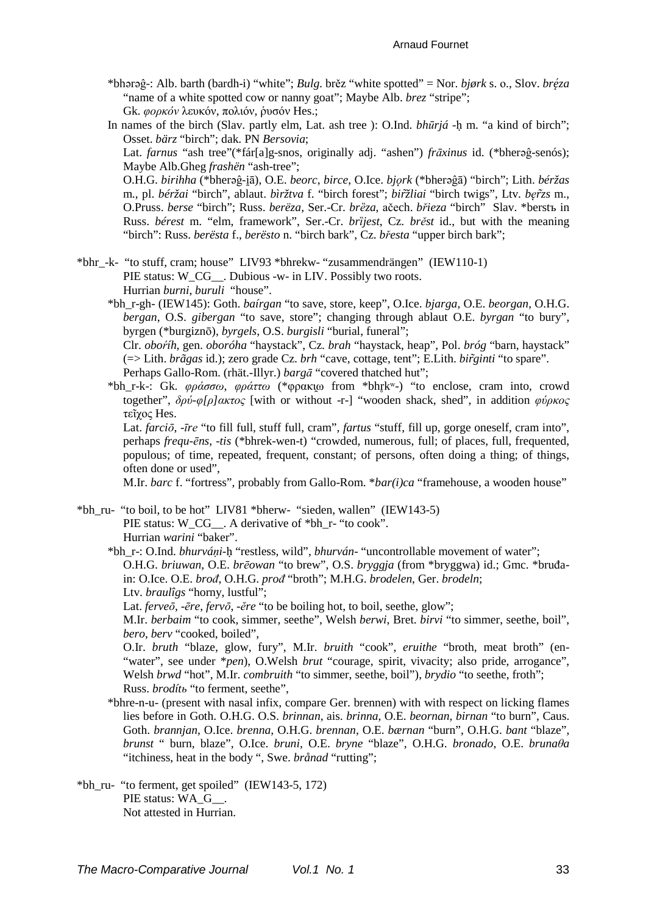*bhərəĝ-: Alb. barth (bardh-i) "white"; *Bulg.* brěz "white spotted" = Nor. *bjørk* s. o., Slov. *bréza* "name of a white spotted cow or nanny goat"; Maybe Alb. *brez* "stripe"; Gk. *φορκόν* λευκόν, πολιόν, ῥυσόν Hes.;

In names of the birch (Slav. partly elm, Lat. ash tree ): O.Ind. *bhūrjá* -ḥ m. "a kind of birch"; Osset. *bärz* "birch"; dak. PN *Bersovia*;

Lat. *farnus* "ash tree"(*fár[a]g-snos, originally adj. "ashen") *frāxinus* id. (*bherəĝ-senós); Maybe Alb.Gheg *frashën* "ash-tree";

O.H.G. *birihha* (*bherəĝ-i̯ā), O.E. *beorc*, *birce*, O.Ice. *bjǫrk* (*bherəĝā) "birch"; Lith. *béržas* m., pl. *béržai* "birch", ablaut. *bìržtva* f. "birch forest"; *biržliai* "birch twigs", Ltv. *bę̃rzs* m., O.Pruss. *berse* "birch"; Russ. *berëza*, Ser.-Cr. *brȅza*, ačech. *břieza* "birch" Slav. *berstъ in Russ. *bérest* m. "elm, framework", Ser.-Cr. *brȉjest*, Cz. *brěst* id., but with the meaning "birch": Russ. *berësta* f., *berësto* n. "birch bark", Cz. *břesta* "upper birch bark";

*bhr_-k- "to stuff, cram; house" LIV93 *bhrekw- "zusammendrängen" (IEW110-1)
PIE status: W_CG__. Dubious -w- in LIV. Possibly two roots.
Hurrian *burni*, *buruli* "house".

*bh_r-gh- (IEW145): Goth. *baírgan* "to save, store, keep", O.Ice. *bjarga*, O.E. *beorgan*, O.H.G. *bergan*, O.S. *gibergan* "to save, store"; changing through ablaut O.E. *byrgan* "to bury", byrgen (*burgiznō), *byrgels*, O.S. *burgisli* "burial, funeral";

Clr. *oboŕíh*, gen. *oboróha* "haystack", Cz. *brah* "haystack, heap", Pol. *bróg* "barn, haystack" (=> Lith. *brãgas* id.); zero grade Cz. *brh* "cave, cottage, tent"; E.Lith. *biȓginti* "to spare".

Perhaps Gallo-Rom. (rhät.-Illyr.) *bargā* "covered thatched hut";

*bh_r-k-: Gk. *φράσσω*, *φράττω* (*φρακι̯ω from *bhr̥kʷ-) "to enclose, cram into, crowd together", *δρύ-φ[ρ]ακτος* [with or without -r-] "wooden shack, shed", in addition *φύρκος* τεῖχος Hes.

Lat. *farciō*, *-īre* "to fill full, stuff full, cram", *fartus* "stuff, fill up, gorge oneself, cram into", perhaps *frequ-ēns*, *-tis* (*bhrek-wen-t) "crowded, numerous, full; of places, full, frequented, populous; of time, repeated, frequent, constant; of persons, often doing a thing; of things, often done or used",

M.Ir. *barc* f. "fortress", probably from Gallo-Rom. **bar(i)ca* "framehouse, a wooden house"

*bh_ru- "to boil, to be hot" LIV81 *bherw- "sieden, wallen" (IEW143-5)
PIE status: W_CG__. A derivative of *bh_r- "to cook".
Hurrian *warini* "baker".

*bh_r-: O.Ind. *bhurváṇi*-ḥ "restless, wild", *bhurván-* "uncontrollable movement of water";

O.H.G. *briuwan*, O.E. *brēowan* "to brew", O.S. *bryggja* (from *bryggwa) id.; Gmc. *bruđa-in: O.Ice. O.E. *brođ*, O.H.G. *prođ* "broth"; M.H.G. *brodelen*, Ger. *brodeln*;

Ltv. *braulîgs* "horny, lustful";

Lat. *ferveō*, *-ēre*, *fervō*, *-ĕre* "to be boiling hot, to boil, seethe, glow";

M.Ir. *berbaim* "to cook, simmer, seethe", Welsh *berwi*, Bret. *birvi* "to simmer, seethe, boil", *bero*, *berv* "cooked, boiled",

O.Ir. *bruth* "blaze, glow, fury", M.Ir. *bruith* "cook", *eruithe* "broth, meat broth" (en- "water", see under **pen*), O.Welsh *brut* "courage, spirit, vivacity; also pride, arrogance", Welsh *brwd* "hot", M.Ir. *combruith* "to simmer, seethe, boil"), *brydio* "to seethe, froth";

Russ. *brodítь* "to ferment, seethe",

*bhre-n-u- (present with nasal infix, compare Ger. brennen) with with respect on licking flames lies before in Goth. O.H.G. O.S. *brinnan*, ais. *brinna*, O.E. *beornan*, *birnan* "to burn", Caus. Goth. *brannjan*, O.Ice. *brenna*, O.H.G. *brennan*, O.E. *bærnan* "burn", O.H.G. *bant* "blaze", *brunst* " burn, blaze", O.Ice. *bruni*, O.E. *bryne* "blaze", O.H.G. *bronado*, O.E. *brunaθa* "itchiness, heat in the body ", Swe. *brånad* "rutting";

*bh_ru- "to ferment, get spoiled" (IEW143-5, 172)
PIE status: WA_G__.
Not attested in Hurrian.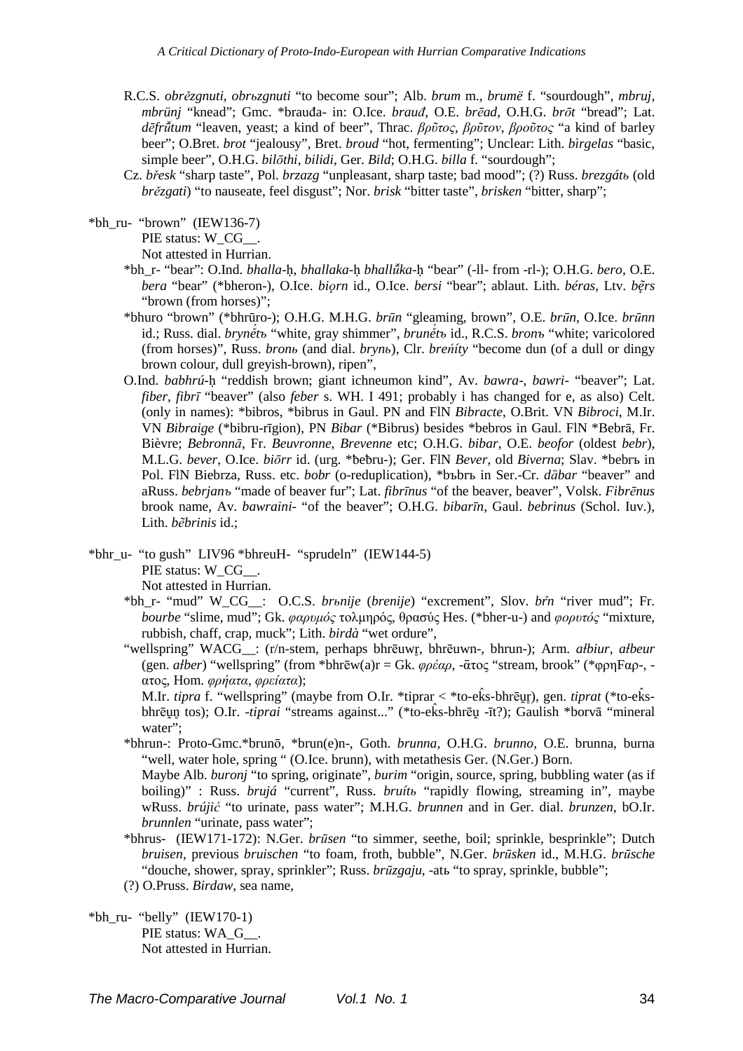R.C.S. *obrězgnuti*, *obrьzgnuti* "to become sour"; Alb. *brum* m., *brumë* f. "sourdough", *mbruj*, *mbrünj* "knead"; Gmc. *brauđa- in: O.Ice. *brauđ*, O.E. *brēad*, O.H.G. *brōt* "bread"; Lat. *dēfrŭ̄tum* "leaven, yeast; a kind of beer", Thrac. *βρῦτος*, *βρῦτον*, *βροῦτος* "a kind of barley beer"; O.Bret. *brot* "jealousy", Bret. *broud* "hot, fermenting"; Unclear: Lith. *bìrgelas* "basic, simple beer", O.H.G. *bilōthi*, *bilidi*, Ger. *Bild*; O.H.G. *billa* f. "sourdough";

Cz. *břesk* "sharp taste", Pol. *brzazg* "unpleasant, sharp taste; bad mood"; (?) Russ. *brezgátь* (old *brězgati*) "to nauseate, feel disgust"; Nor. *brisk* "bitter taste", *brisken* "bitter, sharp";

*bh_ru- "brown" (IEW136-7)

PIE status: W_CG__.

Not attested in Hurrian.

*bh_r- "bear": O.Ind. *bhalla-ḥ*, *bhallaka-ḥ bhallŭ̄ka-ḥ* "bear" (-ll- from -rl-); O.H.G. *bero*, O.E. *bera* "bear" (*bheron-), O.Ice. *biǫrn* id., O.Ice. *bersi* "bear"; ablaut. Lith. *béras*, Ltv. *bẽrs* "brown (from horses)";

*bhuro "brown" (*bhrūro-); O.H.G. M.H.G. *brūn* "gleaming, brown", O.E. *brūn*, O.Ice. *brūnn* id.; Russ. dial. *brynětь* "white, gray shimmer", *brunětь* id., R.C.S. *bronъ* "white; varicolored (from horses)", Russ. *bronь* (and dial. *brynь*), Clr. *breńíty* "become dun (of a dull or dingy brown colour, dull greyish-brown), ripen",

O.Ind. *babhrú-ḥ* "reddish brown; giant ichneumon kind", Av. *bawra-*, *bawri-* "beaver"; Lat. *fiber*, *fibrī* "beaver" (also *feber* s. WH. I 491; probably i has changed for e, as also) Celt. (only in names): *bibros, *bibrus in Gaul. PN and FlN *Bibracte*, O.Brit. VN *Bibroci*, M.Ir. VN *Bibraige* (*bibru-rīgion), PN *Bibar* (*Bibrus) besides *bebros in Gaul. FlN *Bebrā, Fr. Bièvre; *Bebronnā*, Fr. *Beuvronne*, *Brevenne* etc; O.H.G. *bibar*, O.E. *beofor* (oldest *bebr*), M.L.G. *bever*, O.Ice. *biōrr* id. (urg. *ƀeƀru-); Ger. FlN *Bever*, old *Biverna*; Slav. *bebrъ in Pol. FlN Biebrza, Russ. etc. *bobr* (o-reduplication), *bъbrъ in Ser.-Cr. *däbar* "beaver" and aRuss. *bebrjanъ* "made of beaver fur"; Lat. *fibrīnus* "of the beaver, beaver", Volsk. *Fibrēnus* brook name, Av. *bawraini-* "of the beaver"; O.H.G. *bibarīn*, Gaul. *bebrinus* (Schol. Iuv.), Lith. *bẽbrinis* id.;

*bhr_u- "to gush" LIV96 *bhreuH- "sprudeln" (IEW144-5)

PIE status: W_CG__.

Not attested in Hurrian.

*bh_r- "mud" W_CG__: O.C.S. *brьnije* (*brenije*) "excrement", Slov. *bŕn* "river mud"; Fr. *bourbe* "slime, mud"; Gk. *φαρυμός* τολμηρός, θρασύς Hes. (*bher-u-) and *φορυτός* "mixture, rubbish, chaff, crap, muck"; Lith. *birdà* "wet ordure",

"wellspring" WACG__: (r/n-stem, perhaps bhrēuwr̥, bhrēuwn-, bhrun-); Arm. *ałbiur*, *ałbeur* (gen. *ałber*) "wellspring" (from *bhrēw(a)r = Gk. *φρέαρ*, -ᾱτος "stream, brook" (*φρηϝαρ-, -ατος, Hom. *φρήατα*, *φρείατα*);

M.Ir. *tipra* f. "wellspring" (maybe from O.Ir. *tiprar̯ < *to-eḱs-bhrēu̯r̥), gen. *tiprat* (*to-eḱs-bhrēu̯n̥ tos); O.Ir. *-tiprai* "streams against..." (*to-eḱs-bhrēu̯ -īt?); Gaulish *borvā "mineral water";

*bhrun-: Proto-Gmc.*brunō, *brun(e)n-, Goth. *brunna*, O.H.G. *brunno*, O.E. brunna, burna "well, water hole, spring " (O.Ice. brunn), with metathesis Ger. (N.Ger.) Born.

Maybe Alb. *buronj* "to spring, originate", *burim* "origin, source, spring, bubbling water (as if boiling)" : Russ. *brujá* "current", Russ. *bruítь* "rapidly flowing, streaming in", maybe wRuss. *brújić* "to urinate, pass water"; M.H.G. *brunnen* and in Ger. dial. *brunzen*, bO.Ir. *brunnlen* "urinate, pass water";

*bhrus- (IEW171-172): N.Ger. *brūsen* "to simmer, seethe, boil; sprinkle, besprinkle"; Dutch *bruisen*, previous *bruischen* "to foam, froth, bubble", N.Ger. *brūsken* id., M.H.G. *brūsche* "douche, shower, spray, sprinkler"; Russ. *brūzgaju*, -atь "to spray, sprinkle, bubble";

(?) O.Pruss. *Birdaw*, sea name,

*bh_ru- "belly" (IEW170-1)

PIE status: WA_G__.

Not attested in Hurrian.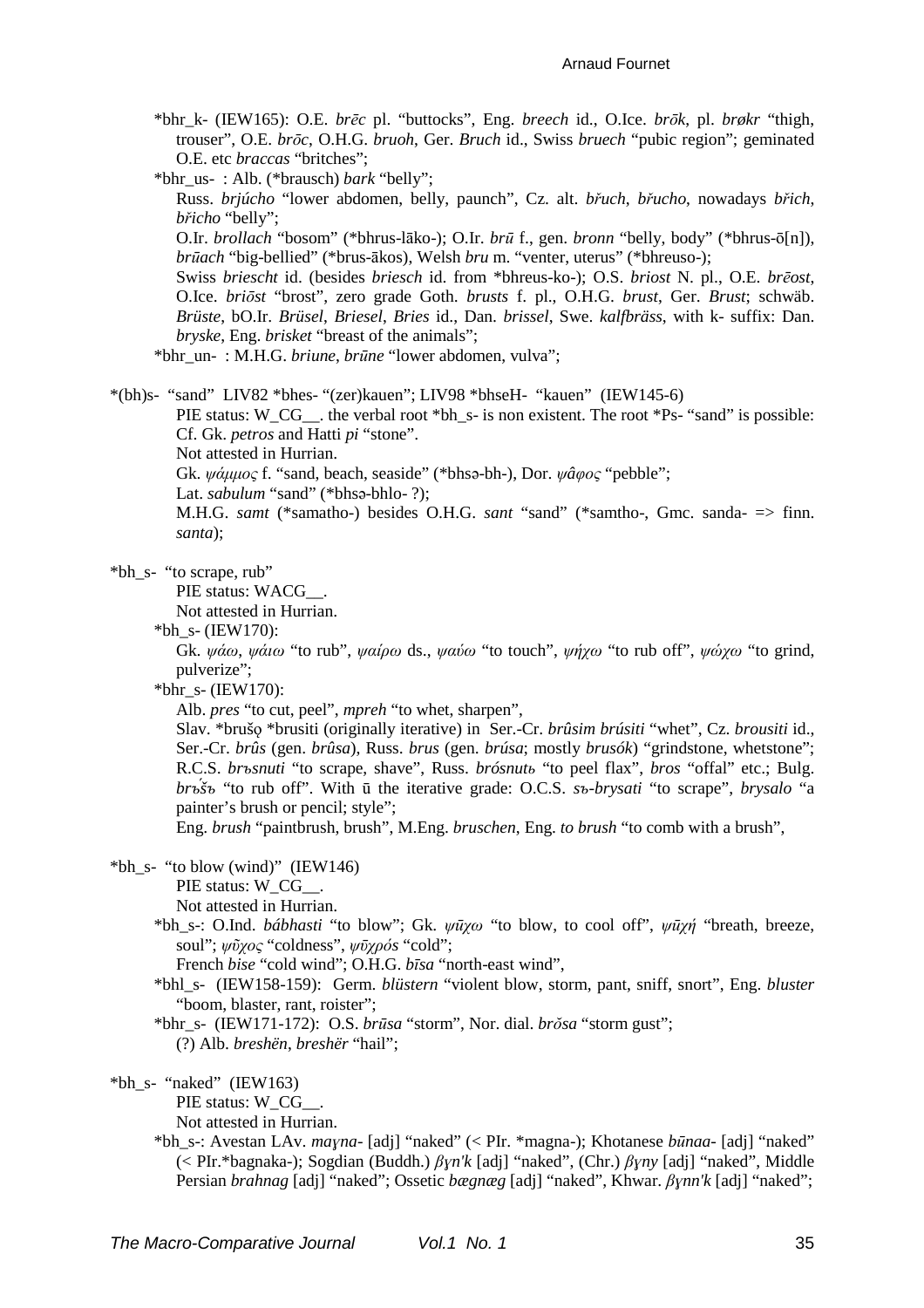*bhr_k- (IEW165): O.E. *brēc* pl. "buttocks", Eng. *breech* id., O.Ice. *brōk*, pl. *brøkr* "thigh, trouser", O.E. *brōc*, O.H.G. *bruoh*, Ger. *Bruch* id., Swiss *bruech* "pubic region"; geminated O.E. etc *braccas* "britches";

*bhr_us- : Alb. (*brausch) *bark* "belly";

Russ. *brjúcho* "lower abdomen, belly, paunch", Cz. alt. *břuch*, *břucho*, nowadays *břich*, *břicho* "belly";

O.Ir. *brollach* "bosom" (*bhrus-lāko-); O.Ir. *brū* f., gen. *bronn* "belly, body" (*bhrus-ō[n]), *brūach* "big-bellied" (*brus-ākos), Welsh *bru* m. "venter, uterus" (*bhreuso-);

Swiss *briescht* id. (besides *briesch* id. from *bhreus-ko-); O.S. *briost* N. pl., O.E. *brēost*, O.Ice. *briōst* "brost", zero grade Goth. *brusts* f. pl., O.H.G. *brust*, Ger. *Brust*; schwäb. *Brüste*, bO.Ir. *Brüsel*, *Briesel*, *Bries* id., Dan. *brissel*, Swe. *kalfbräss*, with k- suffix: Dan. *bryske*, Eng. *brisket* "breast of the animals";

*bhr_un- : M.H.G. *briune*, *brūne* "lower abdomen, vulva";

*(bh)s- "sand" LIV82 *bhes- "(zer)kauen"; LIV98 *bhseH- "kauen" (IEW145-6)

PIE status: W_CG__. the verbal root *bh_s- is non existent. The root *Ps- "sand" is possible: Cf. Gk. *petros* and Hatti *pi* "stone".

Not attested in Hurrian.

Gk. *ψάμμος* f. "sand, beach, seaside" (*bhsə-bh-), Dor. *ψᾶφος* "pebble";

Lat. *sabulum* "sand" (*bhsə-bhlo- ?);

M.H.G. *samt* (*samatho-) besides O.H.G. *sant* "sand" (*samtho-, Gmc. sanda- => finn. *santa*);

*bh_s- "to scrape, rub"

PIE status: WACG__.

Not attested in Hurrian.

*bh_s- (IEW170):

Gk. *ψάω*, *ψάιω* "to rub", *ψαίρω* ds., *ψαύω* "to touch", *ψήχω* "to rub off", *ψώχω* "to grind, pulverize";

*bhr_s- (IEW170):

Alb. *pres* "to cut, peel", *mpreh* "to whet, sharpen",

Slav. *brušǫ *brusiti (originally iterative) in Ser.-Cr. *brûsim brúsiti* "whet", Cz. *brousiti* id., Ser.-Cr. *brûs* (gen. *brûsa*), Russ. *brus* (gen. *brúsa*; mostly *brusók*) "grindstone, whetstone"; R.C.S. *brъsnuti* "to scrape, shave", Russ. *brósnutь* "to peel flax", *bros* "offal" etc.; Bulg. *brъ́šъ* "to rub off". With ū the iterative grade: O.C.S. *sъ-brysati* "to scrape", *brysalo* "a painter's brush or pencil; style";

Eng. *brush* "paintbrush, brush", M.Eng. *bruschen*, Eng. *to brush* "to comb with a brush",

*bh_s- "to blow (wind)" (IEW146)

PIE status: W_CG__.

Not attested in Hurrian.

*bh_s-: O.Ind. *bábhasti* "to blow"; Gk. *ψūχω* "to blow, to cool off", *ψūχή* "breath, breeze, soul"; *ψῦχος* "coldness", *ψῡχρός* "cold";

French *bise* "cold wind"; O.H.G. *bīsa* "north-east wind",

*bhl_s- (IEW158-159): Germ. *blüstern* "violent blow, storm, pant, sniff, snort", Eng. *bluster* "boom, blaster, rant, roister";

*bhr_s- (IEW171-172): O.S. *brūsa* "storm", Nor. dial. *brŏsa* "storm gust";

(?) Alb. *breshën*, *breshër* "hail";

*bh_s- "naked" (IEW163)

PIE status: W_CG__.

Not attested in Hurrian.

*bh_s-: Avestan LAv. *maγna-* [adj] "naked" (< PIr. *magna-); Khotanese *būnaa-* [adj] "naked" (< PIr.*bagnaka-); Sogdian (Buddh.) *βγn'k* [adj] "naked", (Chr.) *βγny* [adj] "naked", Middle Persian *brahnag* [adj] "naked"; Ossetic *bægnæg* [adj] "naked", Khwar. *βγnn'k* [adj] "naked";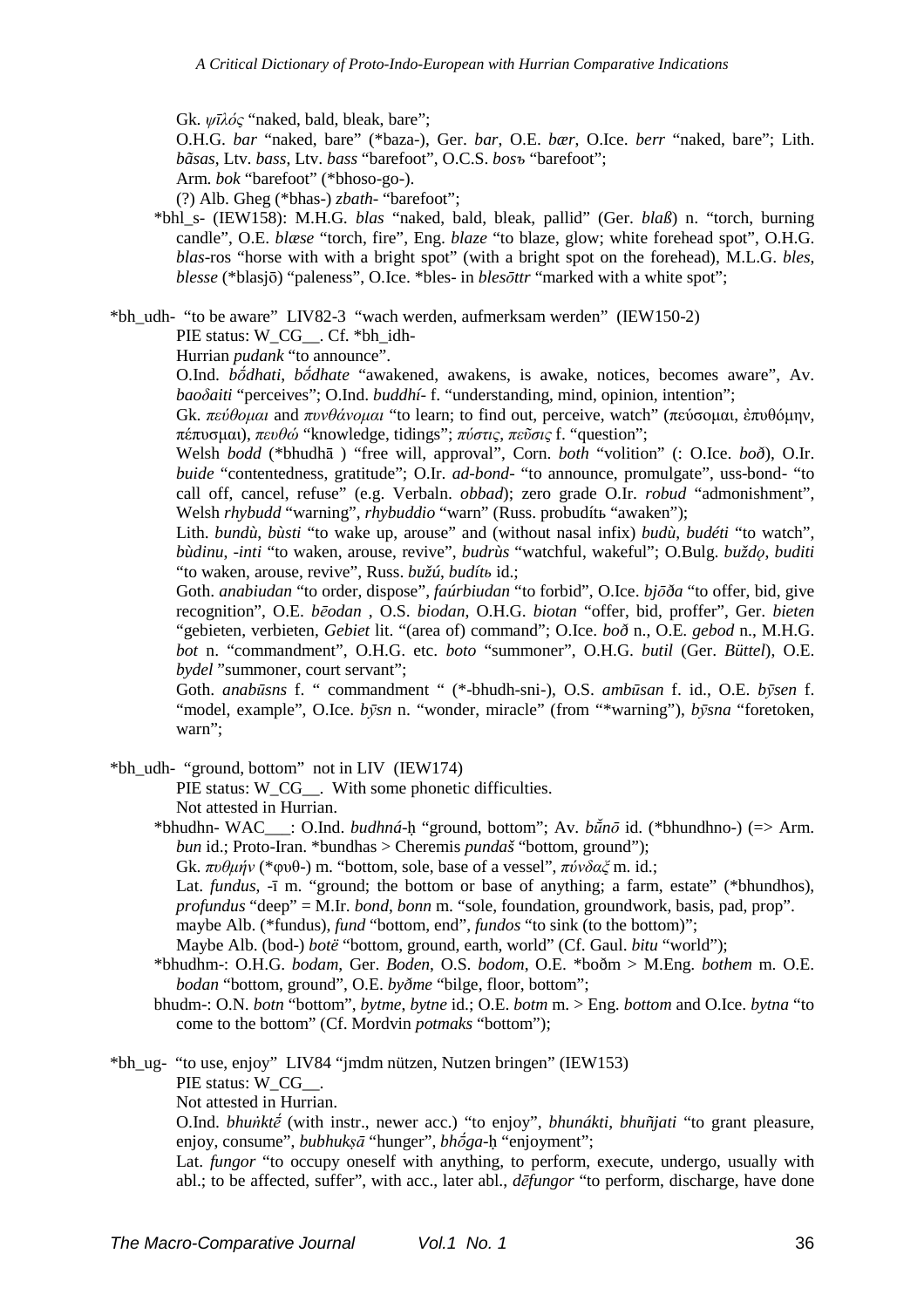Gk. *ψῑλός* "naked, bald, bleak, bare";

O.H.G. *bar* "naked, bare" (*baza-), Ger. *bar*, O.E. *bær*, O.Ice. *berr* "naked, bare"; Lith. *bãsas*, Ltv. *bass*, Ltv. *bass* "barefoot", O.C.S. *bosъ* "barefoot";

Arm. *bok* "barefoot" (*bhoso-go-).

(?) Alb. Gheg (*bhas-) *zbath-* "barefoot";

*bhl_s- (IEW158): M.H.G. *blas* "naked, bald, bleak, pallid" (Ger. *blaß*) n. "torch, burning candle", O.E. *blæse* "torch, fire", Eng. *blaze* "to blaze, glow; white forehead spot", O.H.G. *blas*-ros "horse with with a bright spot" (with a bright spot on the forehead), M.L.G. *bles*, *blesse* (*blasjō) "paleness", O.Ice. *bles- in *blesōttr* "marked with a white spot";

*bh_udh- "to be aware" LIV82-3 "wach werden, aufmerksam werden" (IEW150-2)

PIE status: W_CG__. Cf. *bh_idh-

Hurrian *pudank* "to announce".

O.Ind. *bṓdhati*, *bṓdhate* "awakened, awakens, is awake, notices, becomes aware", Av. *baoδaiti* "perceives"; O.Ind. *buddhí-* f. "understanding, mind, opinion, intention";

Gk. *πεύθομαι* and *πυνθάνομαι* "to learn; to find out, perceive, watch" (πεύσομαι, ἐπυθόμην, πέπυσμαι), *πευθώ* "knowledge, tidings"; *πύστις*, *πεῦσις* f. "question";

Welsh *bodd* (*bhudhā ) "free will, approval", Corn. *both* "volition" (: O.Ice. *boð*), O.Ir. *buide* "contentedness, gratitude"; O.Ir. *ad-bond-* "to announce, promulgate", uss-bond- "to call off, cancel, refuse" (e.g. Verbaln. *obbad*); zero grade O.Ir. *robud* "admonishment", Welsh *rhybudd* "warning", *rhybuddio* "warn" (Russ. probudítь "awaken");

Lith. *bundù*, *bùsti* "to wake up, arouse" and (without nasal infix) *budù*, *budéti* "to watch", *bùdinu*, *-inti* "to waken, arouse, revive", *budrùs* "watchful, wakeful"; O.Bulg. *buždǫ*, *buditi* "to waken, arouse, revive", Russ. *bužú*, *budítь* id.;

Goth. *anabiudan* "to order, dispose", *faúrbiudan* "to forbid", O.Ice. *bjōða* "to offer, bid, give recognition", O.E. *bēodan* , O.S. *biodan*, O.H.G. *biotan* "offer, bid, proffer", Ger. *bieten* "gebieten, verbieten, *Gebiet* lit. "(area of) command"; O.Ice. *boð* n., O.E. *gebod* n., M.H.G. *bot* n. "commandment", O.H.G. etc. *boto* "summoner", O.H.G. *butil* (Ger. *Büttel*), O.E. *bydel* "summoner, court servant";

Goth. *anabūsns* f. " commandment " (*-bhudh-sni-), O.S. *ambūsan* f. id., O.E. *bȳsen* f. "model, example", O.Ice. *bȳsn* n. "wonder, miracle" (from "*warning"), *bȳsna* "foretoken, warn";

*bh_udh- "ground, bottom" not in LIV (IEW174)

PIE status: W_CG__. With some phonetic difficulties.

Not attested in Hurrian.

*bhudhn- WAC___: O.Ind. *budhná-ḥ* "ground, bottom"; Av. *bŭ̆nō* id. (*bhundhno-) (=> Arm. *bun* id.; Proto-Iran. *bundhas > Cheremis *pundaš* "bottom, ground");

Gk. *πυθμήν* (*φυθ-) m. "bottom, sole, base of a vessel", *πύνδαξ* m. id.;

Lat. *fundus*, -ī m. "ground; the bottom or base of anything; a farm, estate" (*bhundhos), *profundus* "deep" = M.Ir. *bond*, *bonn* m. "sole, foundation, groundwork, basis, pad, prop".

maybe Alb. (*fundus), *fund* "bottom, end", *fundos* "to sink (to the bottom)";

Maybe Alb. (bod-) *botë* "bottom, ground, earth, world" (Cf. Gaul. *bitu* "world");

*bhudhm-: O.H.G. *bodam*, Ger. *Boden*, O.S. *bodom*, O.E. *boðm > M.Eng. *bothem* m. O.E. *bodan* "bottom, ground", O.E. *byðme* "bilge, floor, bottom";

bhudm-: O.N. *botn* "bottom", *bytme*, *bytne* id.; O.E. *botm* m. > Eng. *bottom* and O.Ice. *bytna* "to come to the bottom" (Cf. Mordvin *potmaks* "bottom");

*bh_ug- "to use, enjoy" LIV84 "jmdm nützen, Nutzen bringen" (IEW153)

PIE status: W_CG__.

Not attested in Hurrian.

O.Ind. *bhuṅktḗ* (with instr., newer acc.) "to enjoy", *bhunákti*, *bhuñjati* "to grant pleasure, enjoy, consume", *bubhukṣā* "hunger", *bhṓga-ḥ* "enjoyment";

Lat. *fungor* "to occupy oneself with anything, to perform, execute, undergo, usually with abl.; to be affected, suffer", with acc., later abl., *dēfungor* "to perform, discharge, have done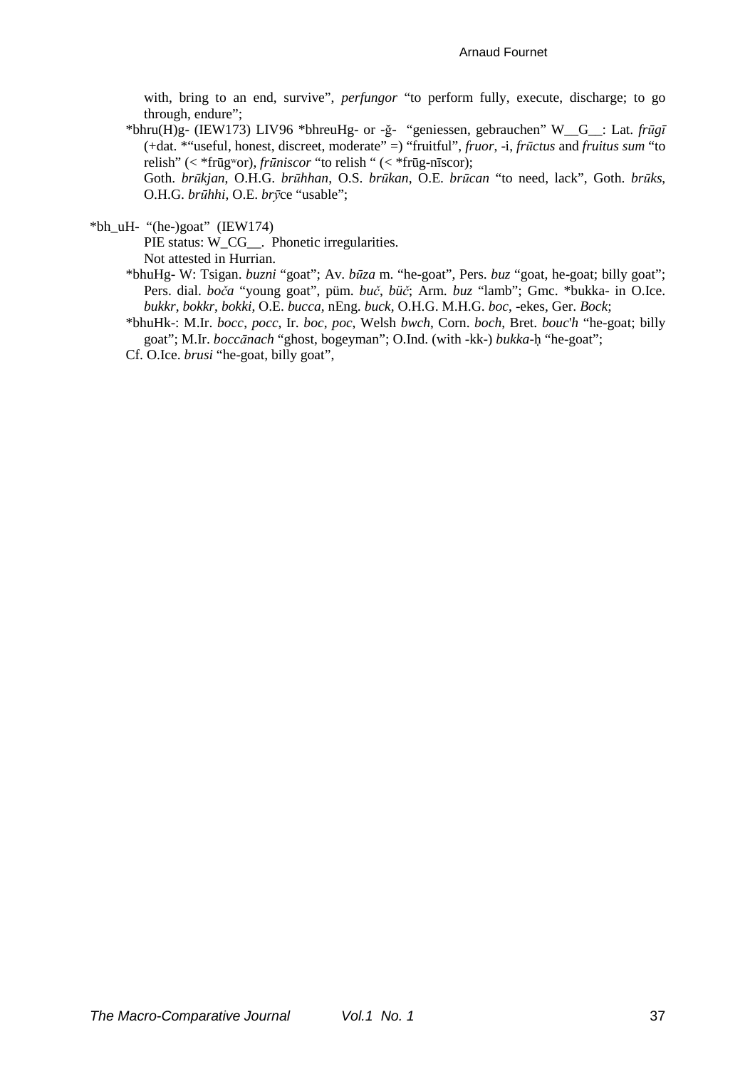with, bring to an end, survive", *perfungor* "to perform fully, execute, discharge; to go through, endure";

*bhru(H)g- (IEW173) LIV96 *bhreuHg- or -ğ- "geniessen, gebrauchen" W__G__: Lat. *frūgī* (+dat. *"useful, honest, discreet, moderate" =) "fruitful", *fruor*, -i, *frūctus* and *fruitus sum* "to relish" (< *frūgʷor), *frūniscor* "to relish " (< *frūg-nīscor);

Goth. *brūkjan*, O.H.G. *brūhhan*, O.S. *brūkan*, O.E. *brūcan* "to need, lack", Goth. *brūks*, O.H.G. *brūhhi*, O.E. *brȳ*ce "usable";

*bh_uH- "(he-)goat" (IEW174)

PIE status: W_CG__. Phonetic irregularities.

Not attested in Hurrian.

*bhuHg- W: Tsigan. *buzni* "goat"; Av. *būza* m. "he-goat", Pers. *buz* "goat, he-goat; billy goat"; Pers. dial. *boča* "young goat", püm. *buč*, *büč*; Arm. *buz* "lamb"; Gmc. *bukka- in O.Ice. *bukkr*, *bokkr*, *bokki*, O.E. *bucca*, nEng. *buck*, O.H.G. M.H.G. *boc*, -ekes, Ger. *Bock*;

*bhuHk-: M.Ir. *bocc*, *pocc*, Ir. *boc*, *poc*, Welsh *bwch*, Corn. *boch*, Bret. *bouc'h* "he-goat; billy goat"; M.Ir. *boccānach* "ghost, bogeyman"; O.Ind. (with -kk-) *bukka-ḥ* "he-goat";

Cf. O.Ice. *brusi* "he-goat, billy goat",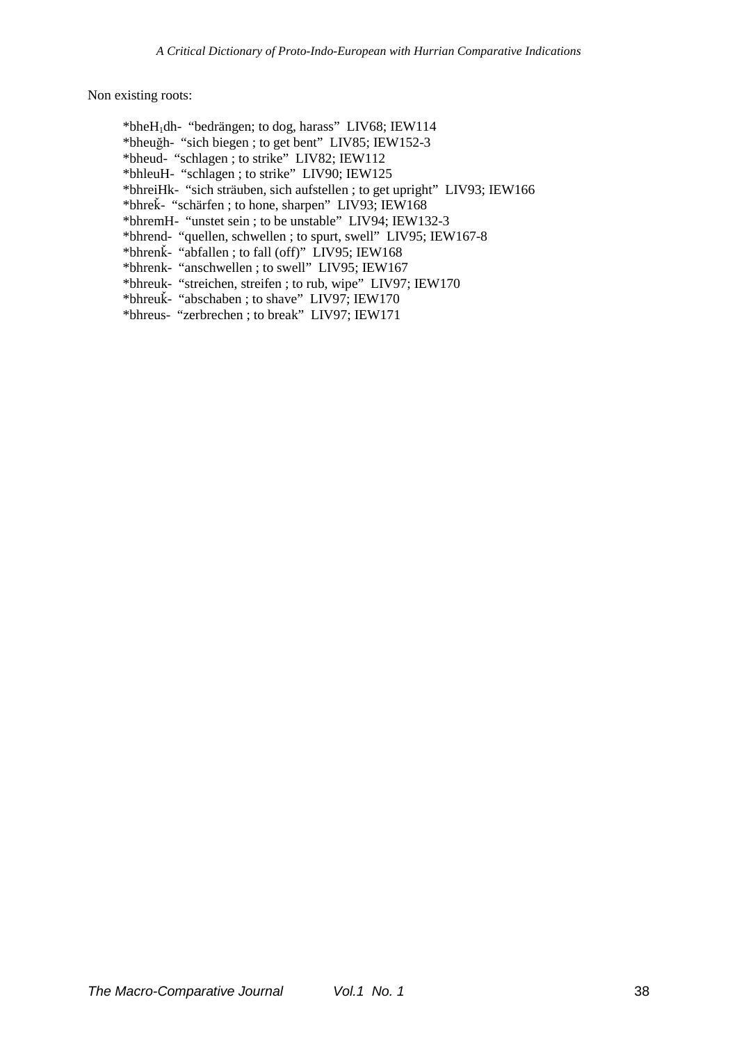Non existing roots:

*bheH$_1$dh- “bedrängen; to dog, harass” LIV68; IEW114
*bheuǧh- “sich biegen ; to get bent” LIV85; IEW152-3
*bheud- “schlagen ; to strike” LIV82; IEW112
*bhleuH- “schlagen ; to strike” LIV90; IEW125
*bhreiHk- “sich sträuben, sich aufstellen ; to get upright” LIV93; IEW166
*bhreǩ- “schärfen ; to hone, sharpen” LIV93; IEW168
*bhremH- “unstet sein ; to be unstable” LIV94; IEW132-3
*bhrend- “quellen, schwellen ; to spurt, swell” LIV95; IEW167-8
*bhrenǩ- “abfallen ; to fall (off)” LIV95; IEW168
*bhrenk- “anschwellen ; to swell” LIV95; IEW167
*bhreuk- “streichen, streifen ; to rub, wipe” LIV97; IEW170
*bhreuǩ- “abschaben ; to shave” LIV97; IEW170
*bhreus- “zerbrechen ; to break” LIV97; IEW171